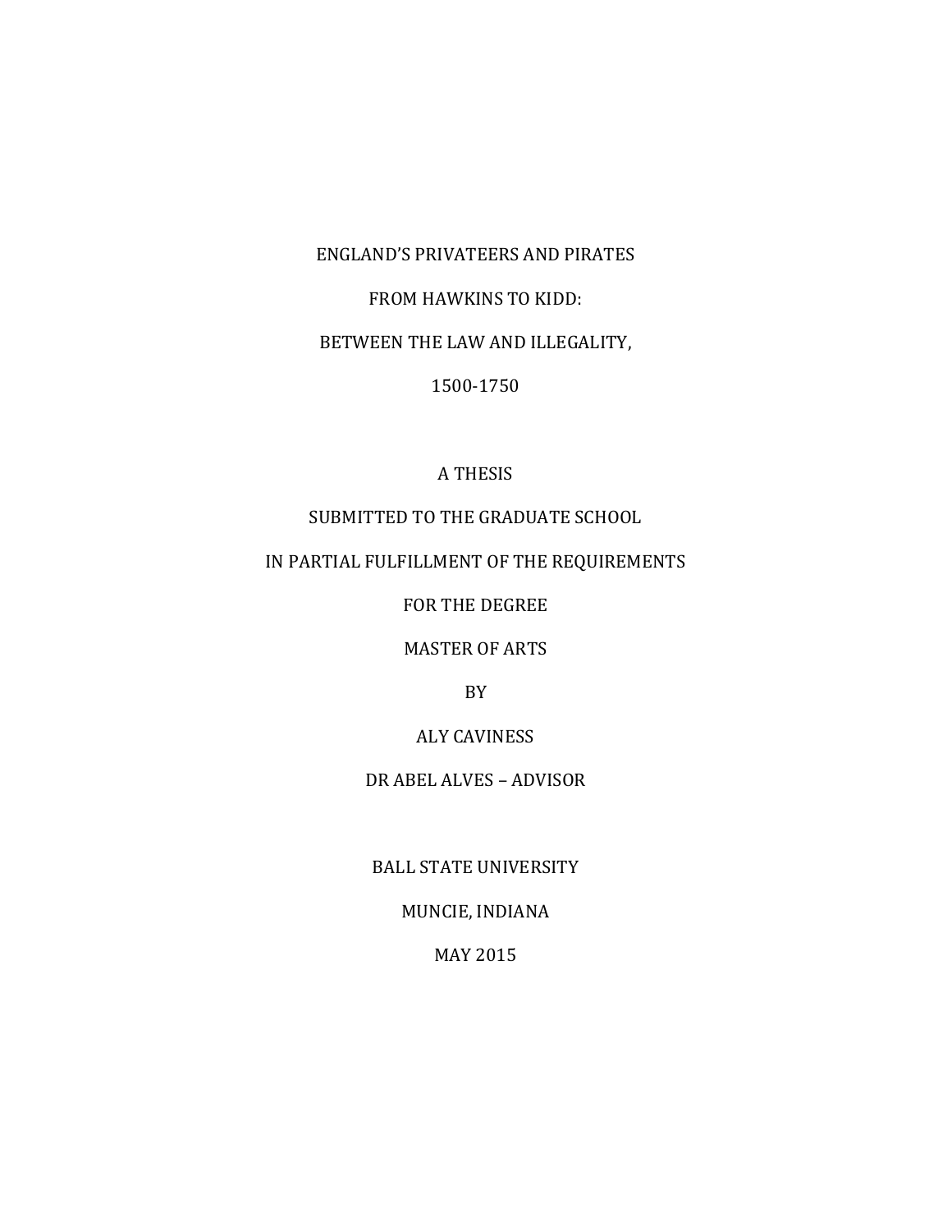# ENGLAND'S PRIVATEERS AND PIRATES

# FROM HAWKINS TO KIDD:

# BETWEEN THE LAW AND ILLEGALITY,

# 1500-1750

A THESIS

SUBMITTED TO THE GRADUATE SCHOOL

IN PARTIAL FULFILLMENT OF THE REQUIREMENTS

FOR THE DEGREE

MASTER OF ARTS

BY

ALY CAVINESS

DR ABEL ALVES – ADVISOR

BALL STATE UNIVERSITY

MUNCIE, INDIANA

MAY 2015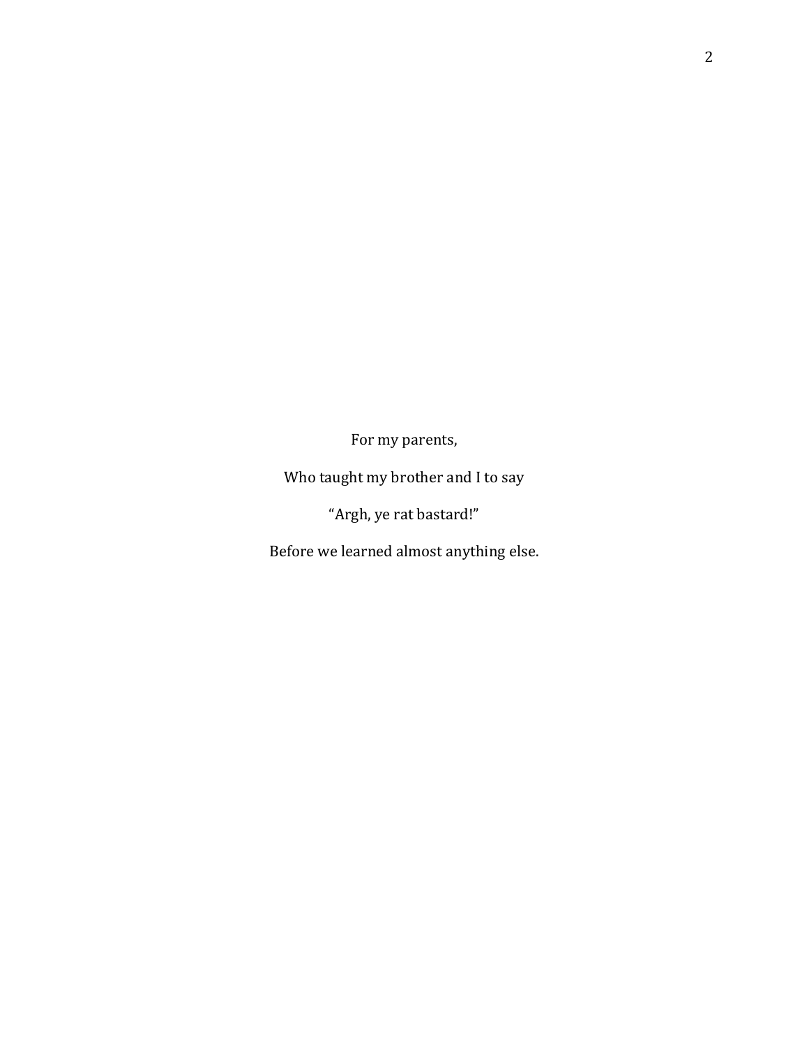For my parents,

Who taught my brother and I to say

"Argh, ye rat bastard!"

Before we learned almost anything else.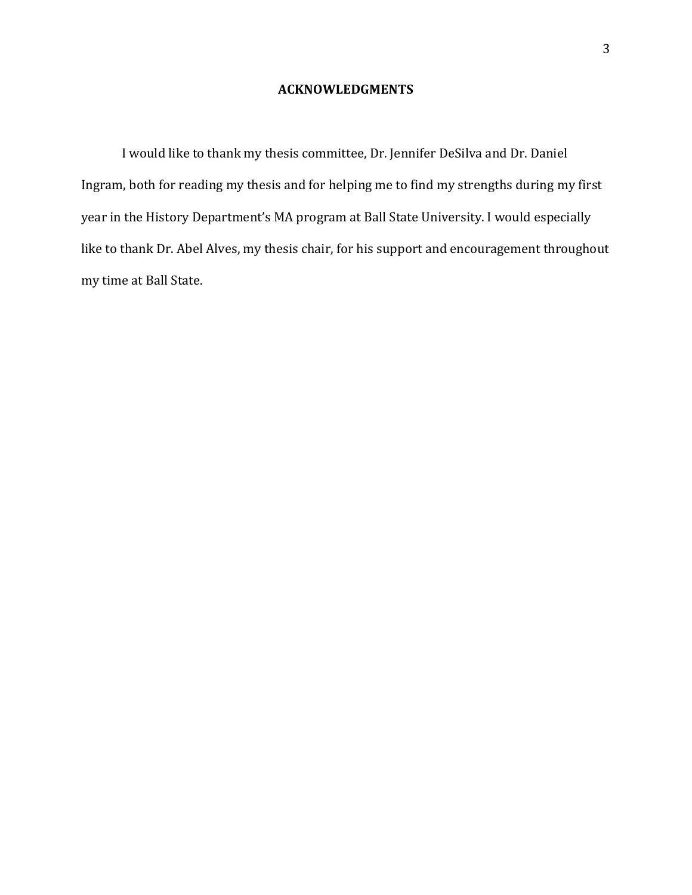## ACKNOWLEDGMENTS

I would like to thank my thesis committee, Dr. Jennifer DeSilva and Dr. Daniel Ingram, both for reading my thesis and for helping me to find my strengths during my first year in the History Department's MA program at Ball State University. I would especially like to thank Dr. Abel Alves, my thesis chair, for his support and encouragement throughout my time at Ball State.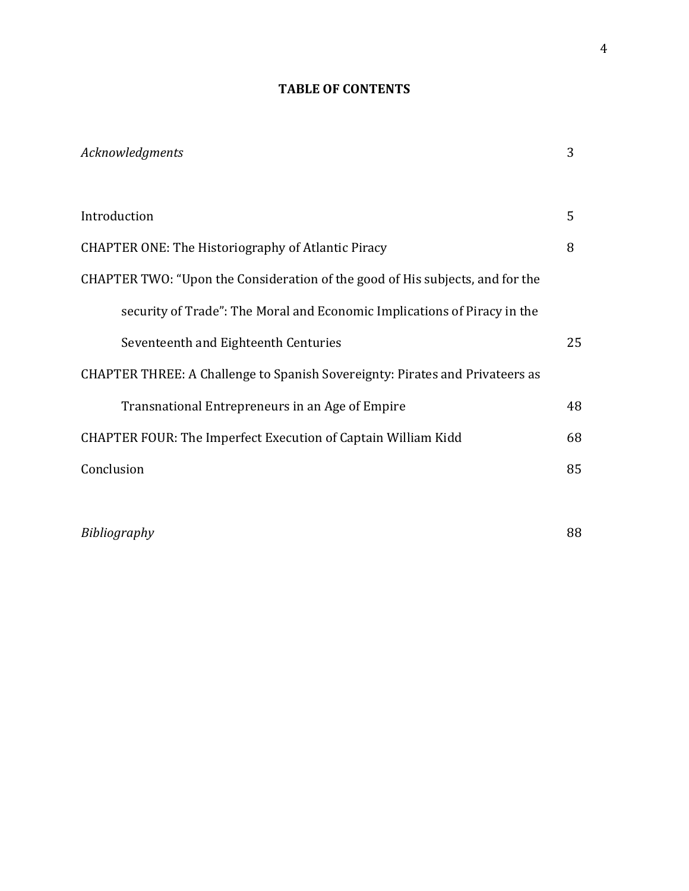**TABLE OF CONTENTS**

| | |
|---|---|
| *Acknowledgments* | 3 |
| Introduction | 5 |
| CHAPTER ONE: The Historiography of Atlantic Piracy | 8 |
| CHAPTER TWO: "Upon the Consideration of the good of His subjects, and for the security of Trade": The Moral and Economic Implications of Piracy in the Seventeenth and Eighteenth Centuries | 25 |
| CHAPTER THREE: A Challenge to Spanish Sovereignty: Pirates and Privateers as Transnational Entrepreneurs in an Age of Empire | 48 |
| CHAPTER FOUR: The Imperfect Execution of Captain William Kidd | 68 |
| Conclusion | 85 |
| *Bibliography* | 88 |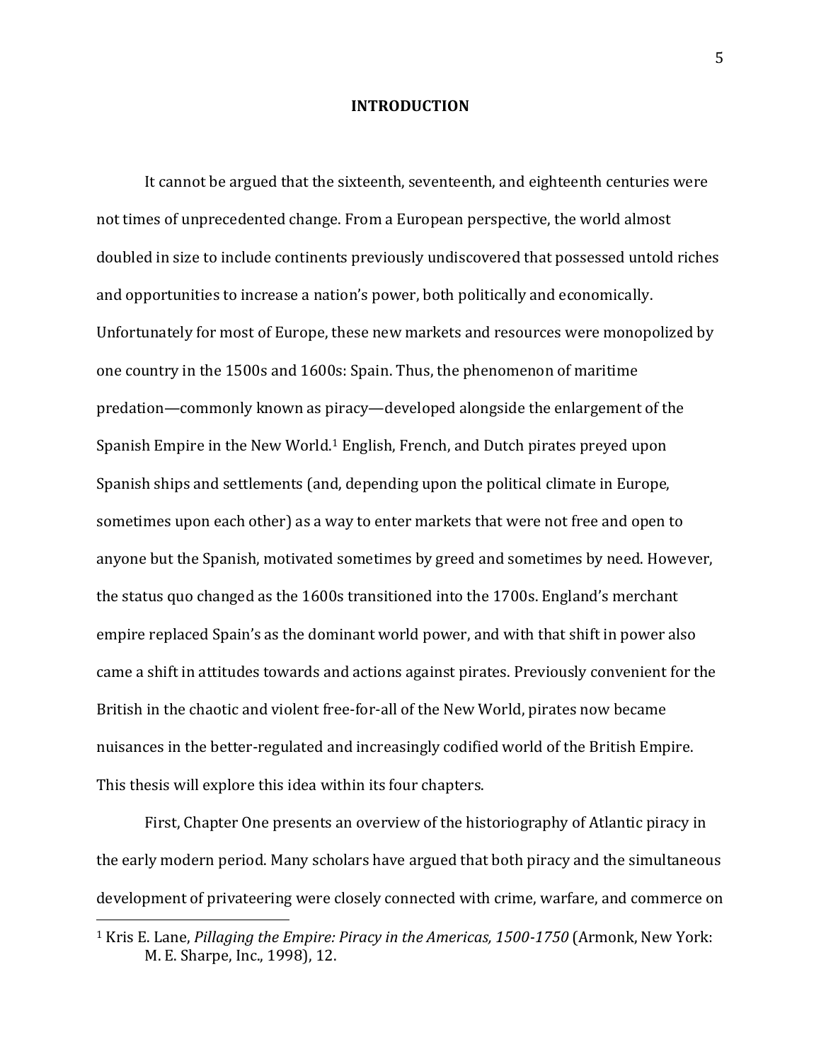# INTRODUCTION

It cannot be argued that the sixteenth, seventeenth, and eighteenth centuries were not times of unprecedented change. From a European perspective, the world almost doubled in size to include continents previously undiscovered that possessed untold riches and opportunities to increase a nation's power, both politically and economically. Unfortunately for most of Europe, these new markets and resources were monopolized by one country in the 1500s and 1600s: Spain. Thus, the phenomenon of maritime predation—commonly known as piracy—developed alongside the enlargement of the Spanish Empire in the New World.[1] English, French, and Dutch pirates preyed upon Spanish ships and settlements (and, depending upon the political climate in Europe, sometimes upon each other) as a way to enter markets that were not free and open to anyone but the Spanish, motivated sometimes by greed and sometimes by need. However, the status quo changed as the 1600s transitioned into the 1700s. England's merchant empire replaced Spain's as the dominant world power, and with that shift in power also came a shift in attitudes towards and actions against pirates. Previously convenient for the British in the chaotic and violent free-for-all of the New World, pirates now became nuisances in the better-regulated and increasingly codified world of the British Empire. This thesis will explore this idea within its four chapters.

First, Chapter One presents an overview of the historiography of Atlantic piracy in the early modern period. Many scholars have argued that both piracy and the simultaneous development of privateering were closely connected with crime, warfare, and commerce on

---

[1] Kris E. Lane, *Pillaging the Empire: Piracy in the Americas, 1500-1750* (Armonk, New York: M. E. Sharpe, Inc., 1998), 12.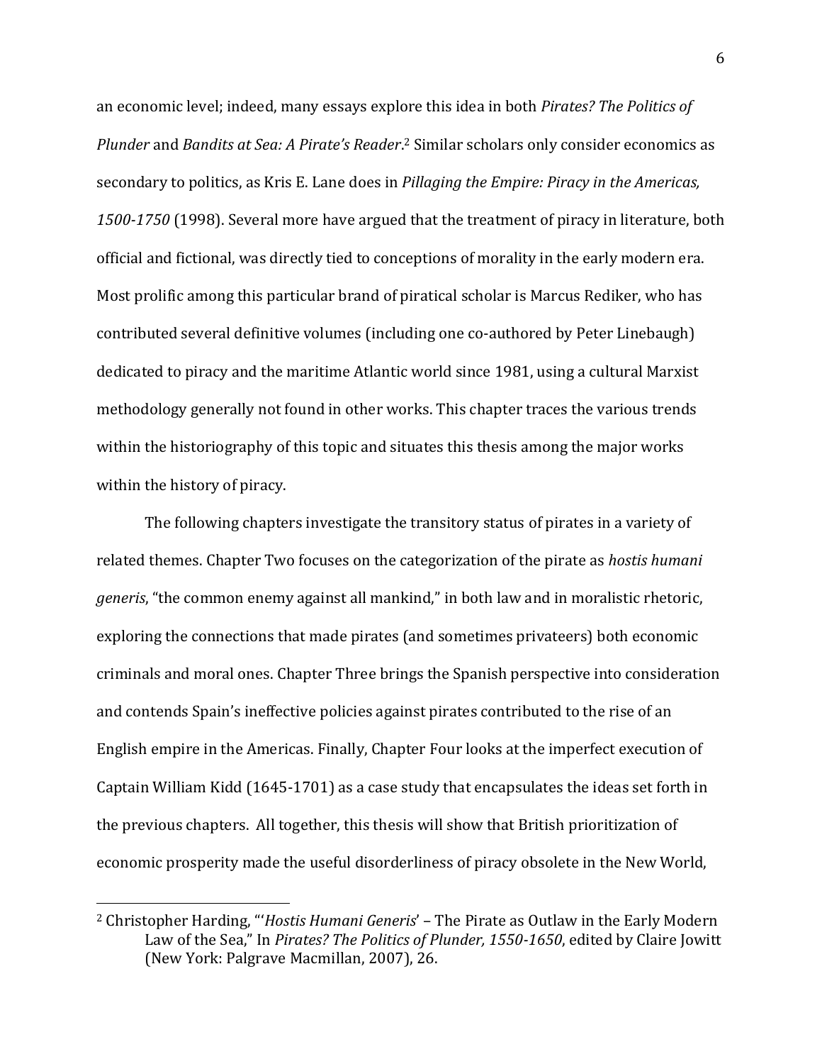an economic level; indeed, many essays explore this idea in both *Pirates? The Politics of Plunder* and *Bandits at Sea: A Pirate's Reader*.[2] Similar scholars only consider economics as secondary to politics, as Kris E. Lane does in *Pillaging the Empire: Piracy in the Americas, 1500-1750* (1998). Several more have argued that the treatment of piracy in literature, both official and fictional, was directly tied to conceptions of morality in the early modern era. Most prolific among this particular brand of piratical scholar is Marcus Rediker, who has contributed several definitive volumes (including one co-authored by Peter Linebaugh) dedicated to piracy and the maritime Atlantic world since 1981, using a cultural Marxist methodology generally not found in other works. This chapter traces the various trends within the historiography of this topic and situates this thesis among the major works within the history of piracy.

The following chapters investigate the transitory status of pirates in a variety of related themes. Chapter Two focuses on the categorization of the pirate as *hostis humani generis*, "the common enemy against all mankind," in both law and in moralistic rhetoric, exploring the connections that made pirates (and sometimes privateers) both economic criminals and moral ones. Chapter Three brings the Spanish perspective into consideration and contends Spain's ineffective policies against pirates contributed to the rise of an English empire in the Americas. Finally, Chapter Four looks at the imperfect execution of Captain William Kidd (1645-1701) as a case study that encapsulates the ideas set forth in the previous chapters. All together, this thesis will show that British prioritization of economic prosperity made the useful disorderliness of piracy obsolete in the New World,

---

[2] Christopher Harding, "'*Hostis Humani Generis*' – The Pirate as Outlaw in the Early Modern Law of the Sea," In *Pirates? The Politics of Plunder, 1550-1650*, edited by Claire Jowitt (New York: Palgrave Macmillan, 2007), 26.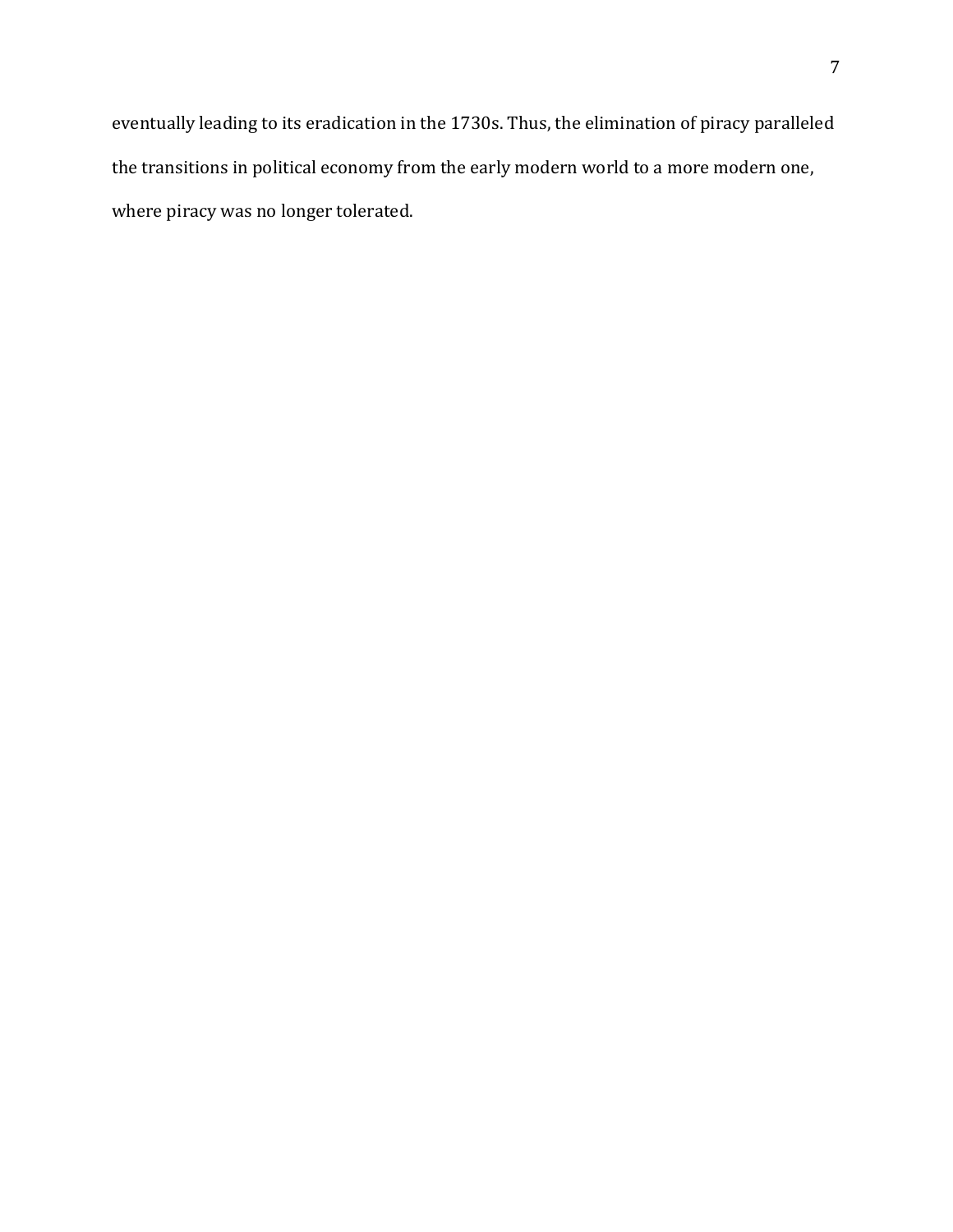eventually leading to its eradication in the 1730s. Thus, the elimination of piracy paralleled the transitions in political economy from the early modern world to a more modern one, where piracy was no longer tolerated.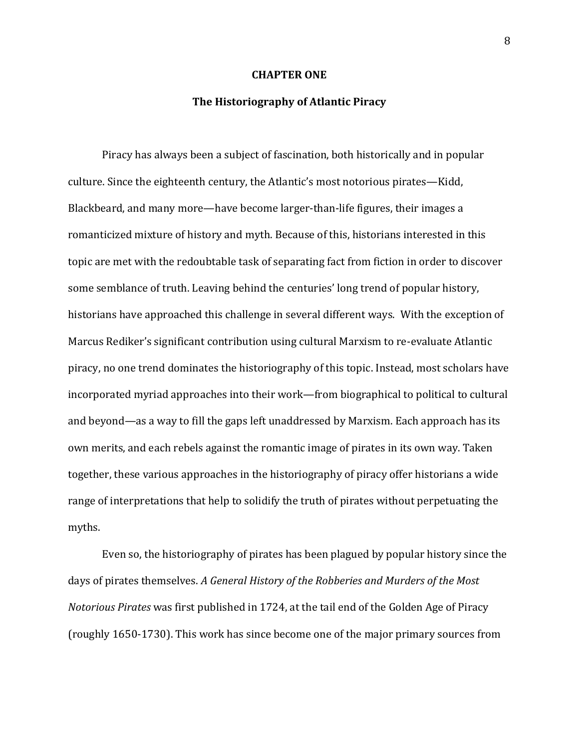# CHAPTER ONE

## The Historiography of Atlantic Piracy

Piracy has always been a subject of fascination, both historically and in popular culture. Since the eighteenth century, the Atlantic's most notorious pirates—Kidd, Blackbeard, and many more—have become larger-than-life figures, their images a romanticized mixture of history and myth. Because of this, historians interested in this topic are met with the redoubtable task of separating fact from fiction in order to discover some semblance of truth. Leaving behind the centuries' long trend of popular history, historians have approached this challenge in several different ways. With the exception of Marcus Rediker's significant contribution using cultural Marxism to re-evaluate Atlantic piracy, no one trend dominates the historiography of this topic. Instead, most scholars have incorporated myriad approaches into their work—from biographical to political to cultural and beyond—as a way to fill the gaps left unaddressed by Marxism. Each approach has its own merits, and each rebels against the romantic image of pirates in its own way. Taken together, these various approaches in the historiography of piracy offer historians a wide range of interpretations that help to solidify the truth of pirates without perpetuating the myths.

Even so, the historiography of pirates has been plagued by popular history since the days of pirates themselves. *A General History of the Robberies and Murders of the Most Notorious Pirates* was first published in 1724, at the tail end of the Golden Age of Piracy (roughly 1650-1730). This work has since become one of the major primary sources from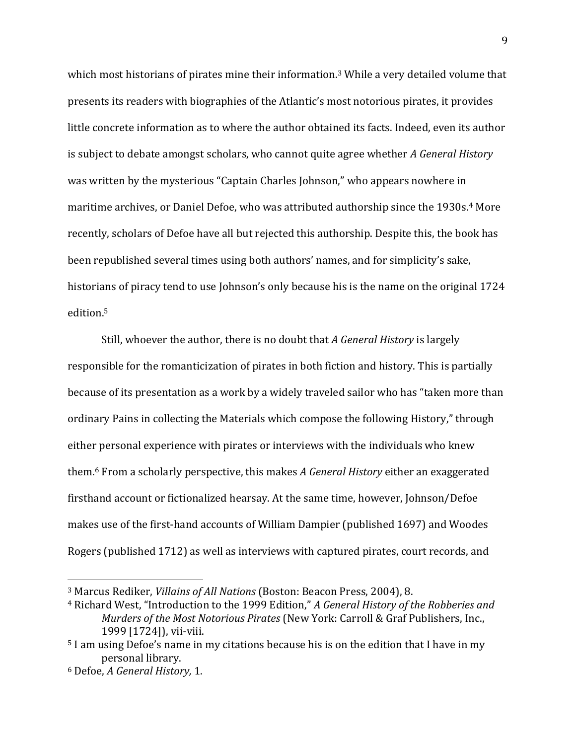which most historians of pirates mine their information.[3] While a very detailed volume that presents its readers with biographies of the Atlantic's most notorious pirates, it provides little concrete information as to where the author obtained its facts. Indeed, even its author is subject to debate amongst scholars, who cannot quite agree whether *A General History* was written by the mysterious "Captain Charles Johnson," who appears nowhere in maritime archives, or Daniel Defoe, who was attributed authorship since the 1930s.[4] More recently, scholars of Defoe have all but rejected this authorship. Despite this, the book has been republished several times using both authors' names, and for simplicity's sake, historians of piracy tend to use Johnson's only because his is the name on the original 1724 edition.[5]

Still, whoever the author, there is no doubt that *A General History* is largely responsible for the romanticization of pirates in both fiction and history. This is partially because of its presentation as a work by a widely traveled sailor who has "taken more than ordinary Pains in collecting the Materials which compose the following History," through either personal experience with pirates or interviews with the individuals who knew them.[6] From a scholarly perspective, this makes *A General History* either an exaggerated firsthand account or fictionalized hearsay. At the same time, however, Johnson/Defoe makes use of the first-hand accounts of William Dampier (published 1697) and Woodes Rogers (published 1712) as well as interviews with captured pirates, court records, and

---

[3] Marcus Rediker, *Villains of All Nations* (Boston: Beacon Press, 2004), 8.

[4] Richard West, "Introduction to the 1999 Edition," *A General History of the Robberies and Murders of the Most Notorious Pirates* (New York: Carroll & Graf Publishers, Inc., 1999 [1724]), vii-viii.

[5] I am using Defoe's name in my citations because his is on the edition that I have in my personal library.

[6] Defoe, *A General History,* 1.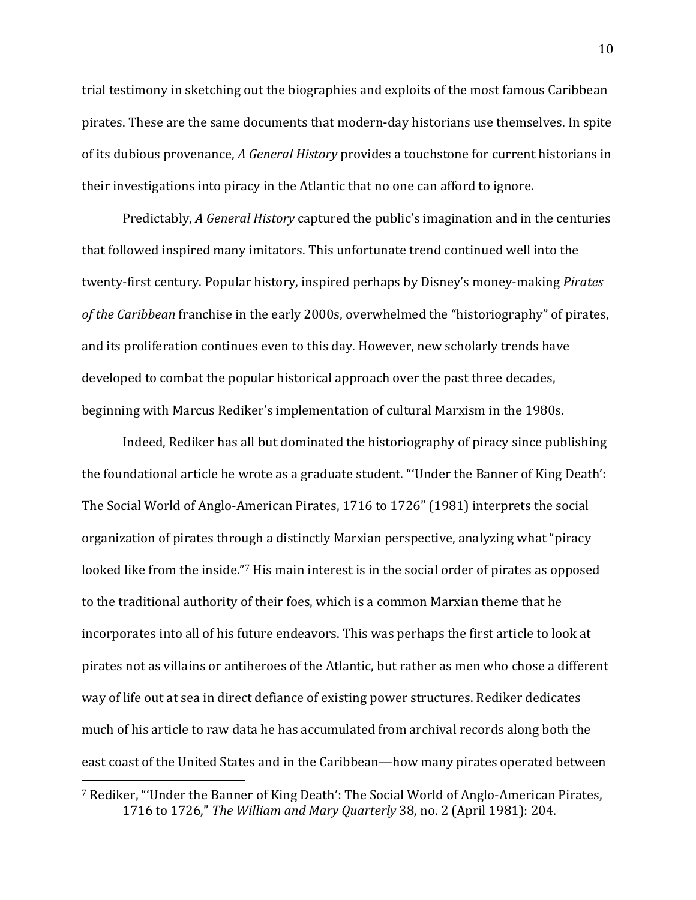trial testimony in sketching out the biographies and exploits of the most famous Caribbean pirates. These are the same documents that modern-day historians use themselves. In spite of its dubious provenance, *A General History* provides a touchstone for current historians in their investigations into piracy in the Atlantic that no one can afford to ignore.

Predictably, *A General History* captured the public's imagination and in the centuries that followed inspired many imitators. This unfortunate trend continued well into the twenty-first century. Popular history, inspired perhaps by Disney's money-making *Pirates of the Caribbean* franchise in the early 2000s, overwhelmed the "historiography" of pirates, and its proliferation continues even to this day. However, new scholarly trends have developed to combat the popular historical approach over the past three decades, beginning with Marcus Rediker's implementation of cultural Marxism in the 1980s.

Indeed, Rediker has all but dominated the historiography of piracy since publishing the foundational article he wrote as a graduate student. "'Under the Banner of King Death': The Social World of Anglo-American Pirates, 1716 to 1726" (1981) interprets the social organization of pirates through a distinctly Marxian perspective, analyzing what "piracy looked like from the inside."[7] His main interest is in the social order of pirates as opposed to the traditional authority of their foes, which is a common Marxian theme that he incorporates into all of his future endeavors. This was perhaps the first article to look at pirates not as villains or antiheroes of the Atlantic, but rather as men who chose a different way of life out at sea in direct defiance of existing power structures. Rediker dedicates much of his article to raw data he has accumulated from archival records along both the east coast of the United States and in the Caribbean—how many pirates operated between

---

[7] Rediker, "'Under the Banner of King Death': The Social World of Anglo-American Pirates, 1716 to 1726," *The William and Mary Quarterly* 38, no. 2 (April 1981): 204.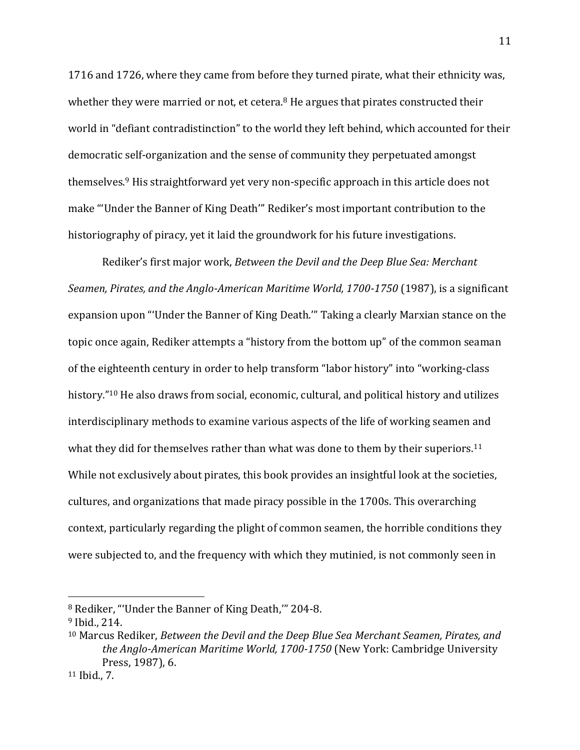1716 and 1726, where they came from before they turned pirate, what their ethnicity was, whether they were married or not, et cetera.[8] He argues that pirates constructed their world in "defiant contradistinction" to the world they left behind, which accounted for their democratic self-organization and the sense of community they perpetuated amongst themselves.[9] His straightforward yet very non-specific approach in this article does not make "'Under the Banner of King Death'" Rediker's most important contribution to the historiography of piracy, yet it laid the groundwork for his future investigations.

Rediker's first major work, *Between the Devil and the Deep Blue Sea: Merchant Seamen, Pirates, and the Anglo-American Maritime World, 1700-1750* (1987), is a significant expansion upon "'Under the Banner of King Death.'" Taking a clearly Marxian stance on the topic once again, Rediker attempts a "history from the bottom up" of the common seaman of the eighteenth century in order to help transform "labor history" into "working-class history."[10] He also draws from social, economic, cultural, and political history and utilizes interdisciplinary methods to examine various aspects of the life of working seamen and what they did for themselves rather than what was done to them by their superiors.[11] While not exclusively about pirates, this book provides an insightful look at the societies, cultures, and organizations that made piracy possible in the 1700s. This overarching context, particularly regarding the plight of common seamen, the horrible conditions they were subjected to, and the frequency with which they mutinied, is not commonly seen in

---

[8] Rediker, "'Under the Banner of King Death,'" 204-8.

[9] Ibid., 214.

[10] Marcus Rediker, *Between the Devil and the Deep Blue Sea Merchant Seamen, Pirates, and the Anglo-American Maritime World, 1700-1750* (New York: Cambridge University Press, 1987), 6.

[11] Ibid., 7.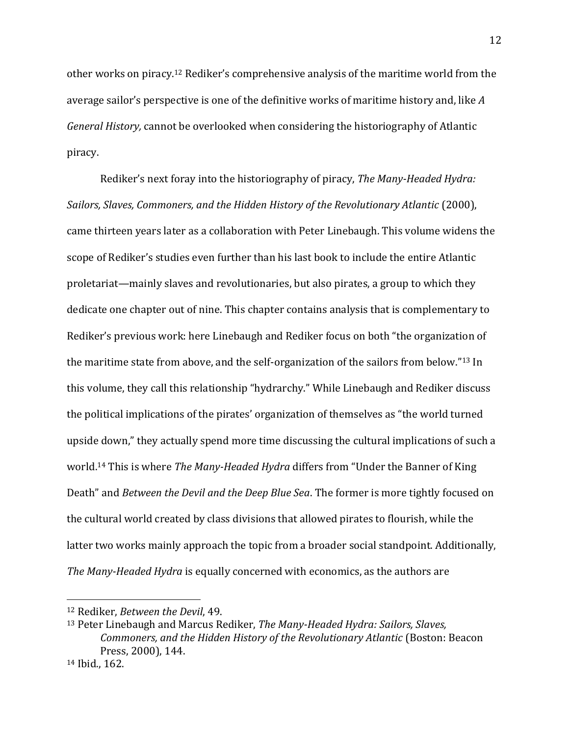other works on piracy.[12] Rediker's comprehensive analysis of the maritime world from the average sailor's perspective is one of the definitive works of maritime history and, like *A General History,* cannot be overlooked when considering the historiography of Atlantic piracy.

Rediker's next foray into the historiography of piracy, *The Many-Headed Hydra: Sailors, Slaves, Commoners, and the Hidden History of the Revolutionary Atlantic* (2000), came thirteen years later as a collaboration with Peter Linebaugh. This volume widens the scope of Rediker's studies even further than his last book to include the entire Atlantic proletariat—mainly slaves and revolutionaries, but also pirates, a group to which they dedicate one chapter out of nine. This chapter contains analysis that is complementary to Rediker's previous work: here Linebaugh and Rediker focus on both "the organization of the maritime state from above, and the self-organization of the sailors from below."[13] In this volume, they call this relationship "hydrarchy." While Linebaugh and Rediker discuss the political implications of the pirates' organization of themselves as "the world turned upside down," they actually spend more time discussing the cultural implications of such a world.[14] This is where *The Many-Headed Hydra* differs from "Under the Banner of King Death" and *Between the Devil and the Deep Blue Sea*. The former is more tightly focused on the cultural world created by class divisions that allowed pirates to flourish, while the latter two works mainly approach the topic from a broader social standpoint. Additionally, *The Many-Headed Hydra* is equally concerned with economics, as the authors are

---

[12] Rediker, *Between the Devil*, 49.

[13] Peter Linebaugh and Marcus Rediker, *The Many-Headed Hydra: Sailors, Slaves, Commoners, and the Hidden History of the Revolutionary Atlantic* (Boston: Beacon Press, 2000), 144.

[14] Ibid., 162.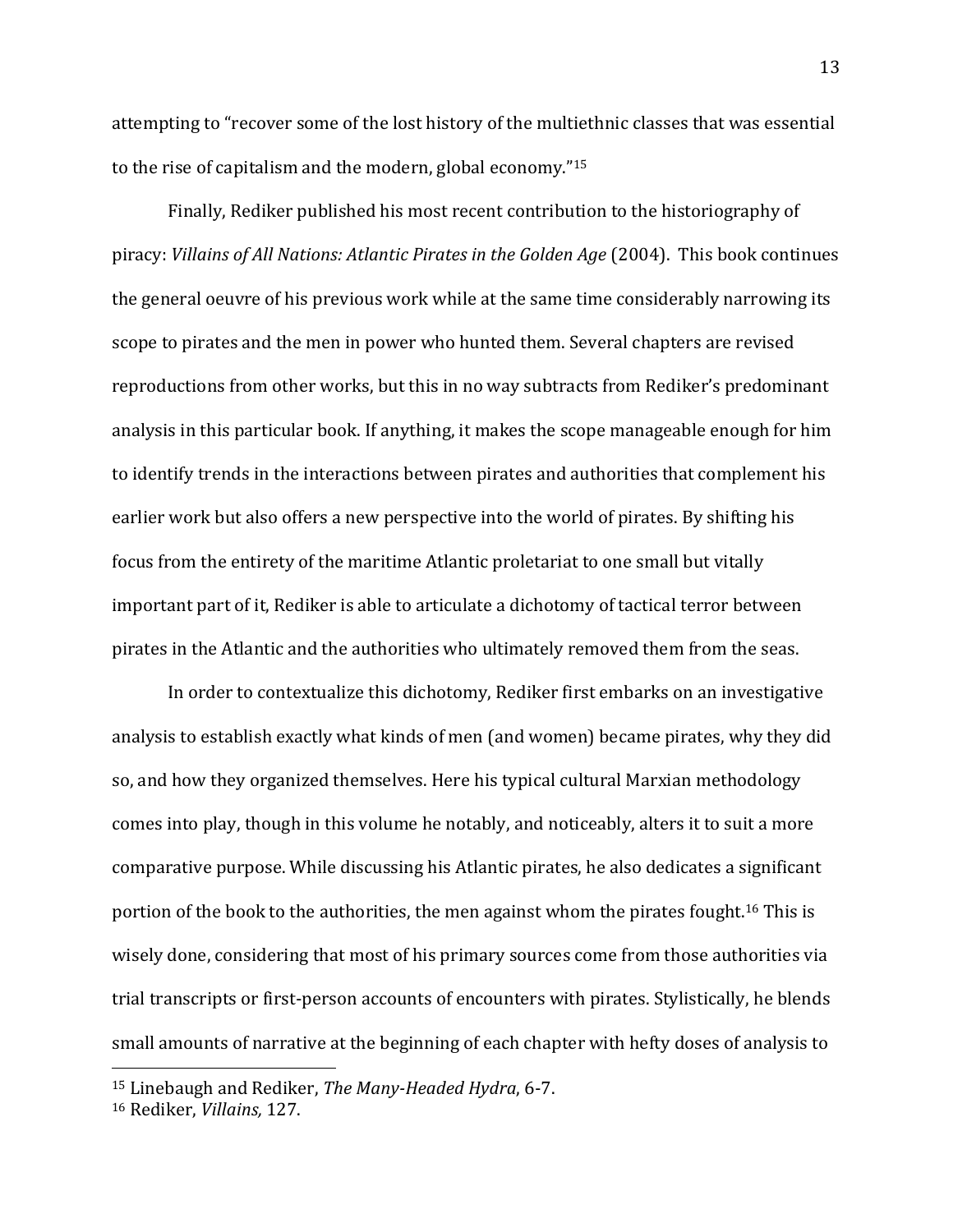attempting to "recover some of the lost history of the multiethnic classes that was essential to the rise of capitalism and the modern, global economy."[15]

Finally, Rediker published his most recent contribution to the historiography of piracy: *Villains of All Nations: Atlantic Pirates in the Golden Age* (2004). This book continues the general oeuvre of his previous work while at the same time considerably narrowing its scope to pirates and the men in power who hunted them. Several chapters are revised reproductions from other works, but this in no way subtracts from Rediker's predominant analysis in this particular book. If anything, it makes the scope manageable enough for him to identify trends in the interactions between pirates and authorities that complement his earlier work but also offers a new perspective into the world of pirates. By shifting his focus from the entirety of the maritime Atlantic proletariat to one small but vitally important part of it, Rediker is able to articulate a dichotomy of tactical terror between pirates in the Atlantic and the authorities who ultimately removed them from the seas.

In order to contextualize this dichotomy, Rediker first embarks on an investigative analysis to establish exactly what kinds of men (and women) became pirates, why they did so, and how they organized themselves. Here his typical cultural Marxian methodology comes into play, though in this volume he notably, and noticeably, alters it to suit a more comparative purpose. While discussing his Atlantic pirates, he also dedicates a significant portion of the book to the authorities, the men against whom the pirates fought.[16] This is wisely done, considering that most of his primary sources come from those authorities via trial transcripts or first-person accounts of encounters with pirates. Stylistically, he blends small amounts of narrative at the beginning of each chapter with hefty doses of analysis to

---

[15] Linebaugh and Rediker, *The Many-Headed Hydra*, 6-7.

[16] Rediker, *Villains,* 127.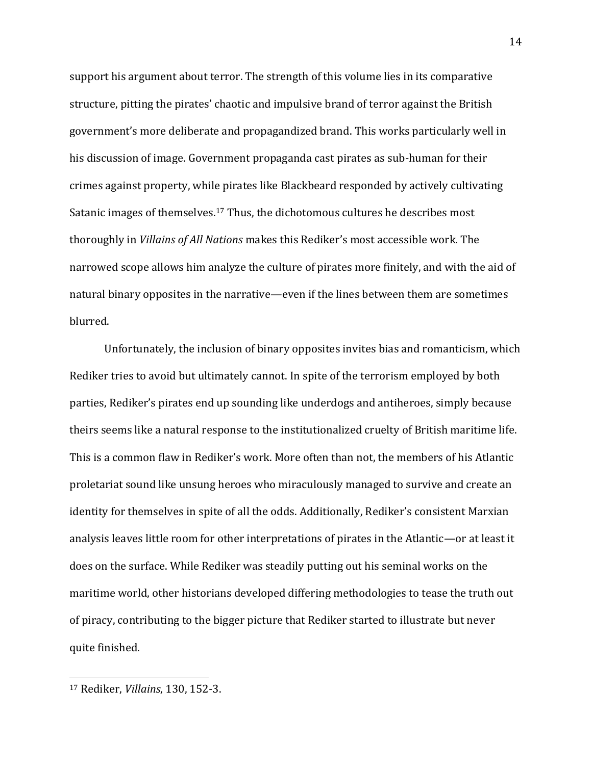support his argument about terror. The strength of this volume lies in its comparative structure, pitting the pirates' chaotic and impulsive brand of terror against the British government's more deliberate and propagandized brand. This works particularly well in his discussion of image. Government propaganda cast pirates as sub-human for their crimes against property, while pirates like Blackbeard responded by actively cultivating Satanic images of themselves.[17] Thus, the dichotomous cultures he describes most thoroughly in *Villains of All Nations* makes this Rediker's most accessible work. The narrowed scope allows him analyze the culture of pirates more finitely, and with the aid of natural binary opposites in the narrative—even if the lines between them are sometimes blurred.

Unfortunately, the inclusion of binary opposites invites bias and romanticism, which Rediker tries to avoid but ultimately cannot. In spite of the terrorism employed by both parties, Rediker's pirates end up sounding like underdogs and antiheroes, simply because theirs seems like a natural response to the institutionalized cruelty of British maritime life. This is a common flaw in Rediker's work. More often than not, the members of his Atlantic proletariat sound like unsung heroes who miraculously managed to survive and create an identity for themselves in spite of all the odds. Additionally, Rediker's consistent Marxian analysis leaves little room for other interpretations of pirates in the Atlantic—or at least it does on the surface. While Rediker was steadily putting out his seminal works on the maritime world, other historians developed differing methodologies to tease the truth out of piracy, contributing to the bigger picture that Rediker started to illustrate but never quite finished.

[17] Rediker, *Villains*, 130, 152-3.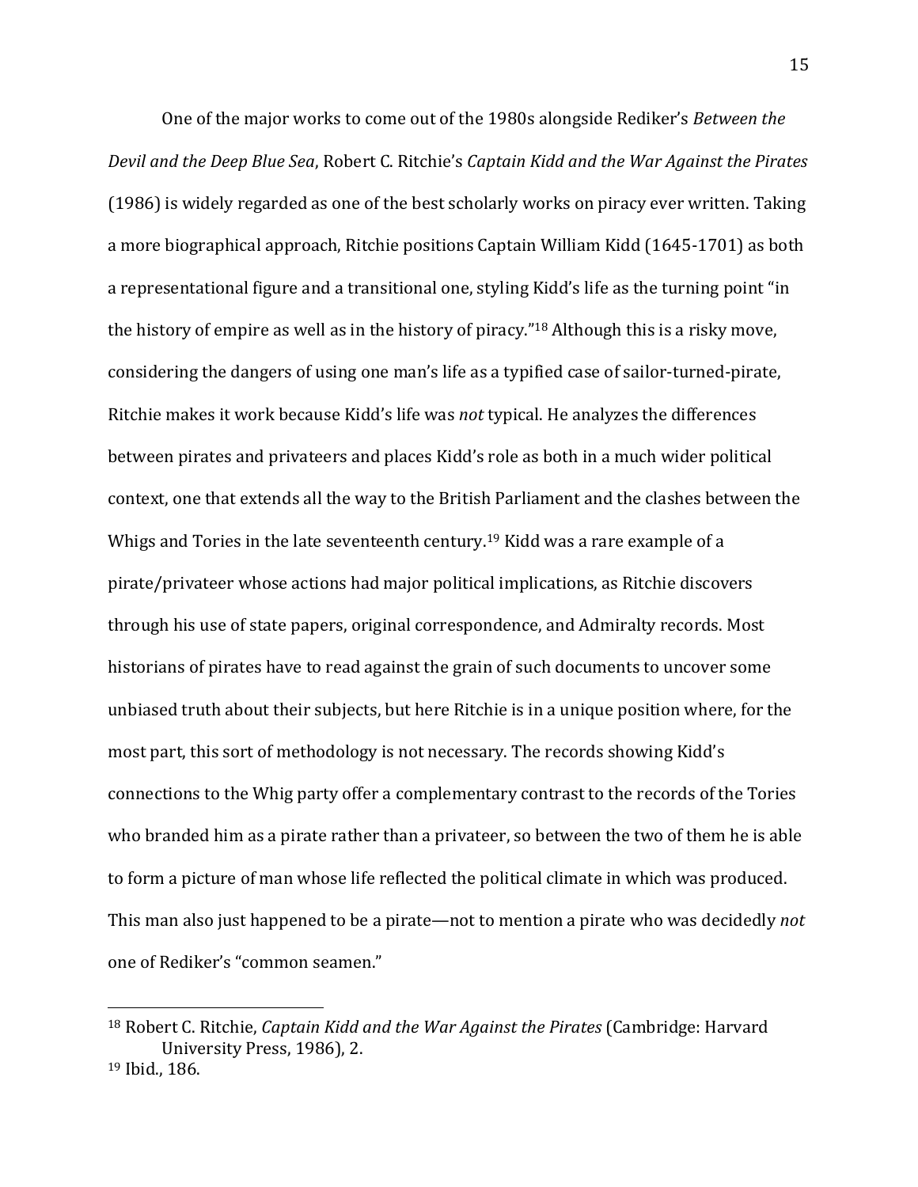One of the major works to come out of the 1980s alongside Rediker's *Between the Devil and the Deep Blue Sea*, Robert C. Ritchie's *Captain Kidd and the War Against the Pirates* (1986) is widely regarded as one of the best scholarly works on piracy ever written. Taking a more biographical approach, Ritchie positions Captain William Kidd (1645-1701) as both a representational figure and a transitional one, styling Kidd's life as the turning point "in the history of empire as well as in the history of piracy."[18] Although this is a risky move, considering the dangers of using one man's life as a typified case of sailor-turned-pirate, Ritchie makes it work because Kidd's life was *not* typical. He analyzes the differences between pirates and privateers and places Kidd's role as both in a much wider political context, one that extends all the way to the British Parliament and the clashes between the Whigs and Tories in the late seventeenth century.[19] Kidd was a rare example of a pirate/privateer whose actions had major political implications, as Ritchie discovers through his use of state papers, original correspondence, and Admiralty records. Most historians of pirates have to read against the grain of such documents to uncover some unbiased truth about their subjects, but here Ritchie is in a unique position where, for the most part, this sort of methodology is not necessary. The records showing Kidd's connections to the Whig party offer a complementary contrast to the records of the Tories who branded him as a pirate rather than a privateer, so between the two of them he is able to form a picture of man whose life reflected the political climate in which was produced. This man also just happened to be a pirate—not to mention a pirate who was decidedly *not* one of Rediker's "common seamen."

---

[18] Robert C. Ritchie, *Captain Kidd and the War Against the Pirates* (Cambridge: Harvard University Press, 1986), 2.

[19] Ibid., 186.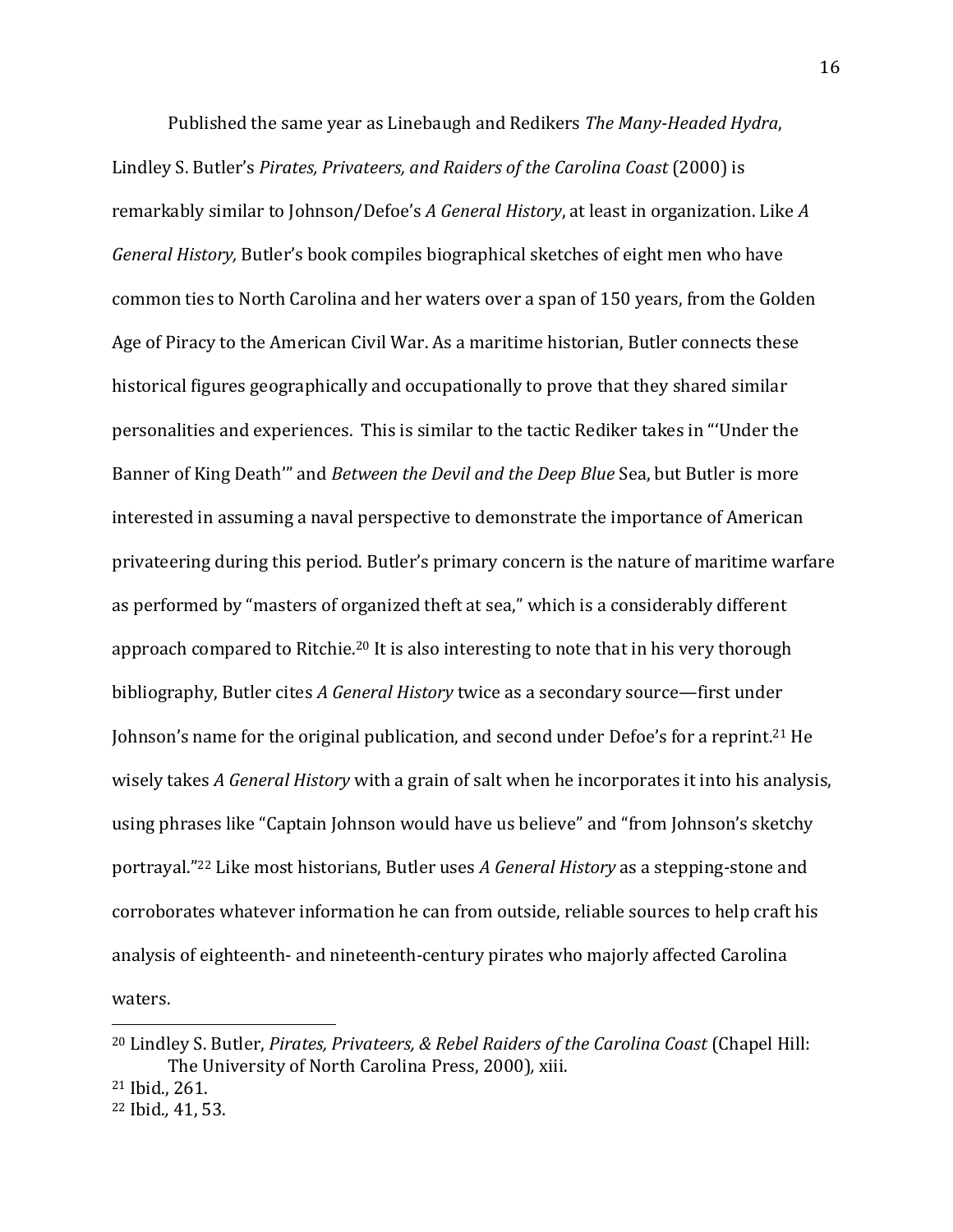Published the same year as Linebaugh and Redikers *The Many-Headed Hydra*, Lindley S. Butler's *Pirates, Privateers, and Raiders of the Carolina Coast* (2000) is remarkably similar to Johnson/Defoe's *A General History*, at least in organization. Like *A General History,* Butler's book compiles biographical sketches of eight men who have common ties to North Carolina and her waters over a span of 150 years, from the Golden Age of Piracy to the American Civil War. As a maritime historian, Butler connects these historical figures geographically and occupationally to prove that they shared similar personalities and experiences. This is similar to the tactic Rediker takes in "'Under the Banner of King Death'" and *Between the Devil and the Deep Blue* Sea, but Butler is more interested in assuming a naval perspective to demonstrate the importance of American privateering during this period. Butler's primary concern is the nature of maritime warfare as performed by "masters of organized theft at sea," which is a considerably different approach compared to Ritchie.[20] It is also interesting to note that in his very thorough bibliography, Butler cites *A General History* twice as a secondary source—first under Johnson's name for the original publication, and second under Defoe's for a reprint.[21] He wisely takes *A General History* with a grain of salt when he incorporates it into his analysis, using phrases like "Captain Johnson would have us believe" and "from Johnson's sketchy portrayal."[22] Like most historians, Butler uses *A General History* as a stepping-stone and corroborates whatever information he can from outside, reliable sources to help craft his analysis of eighteenth- and nineteenth-century pirates who majorly affected Carolina waters.

---

[20] Lindley S. Butler, *Pirates, Privateers, & Rebel Raiders of the Carolina Coast* (Chapel Hill: The University of North Carolina Press, 2000), xiii.

[21] Ibid., 261.

[22] Ibid., 41, 53.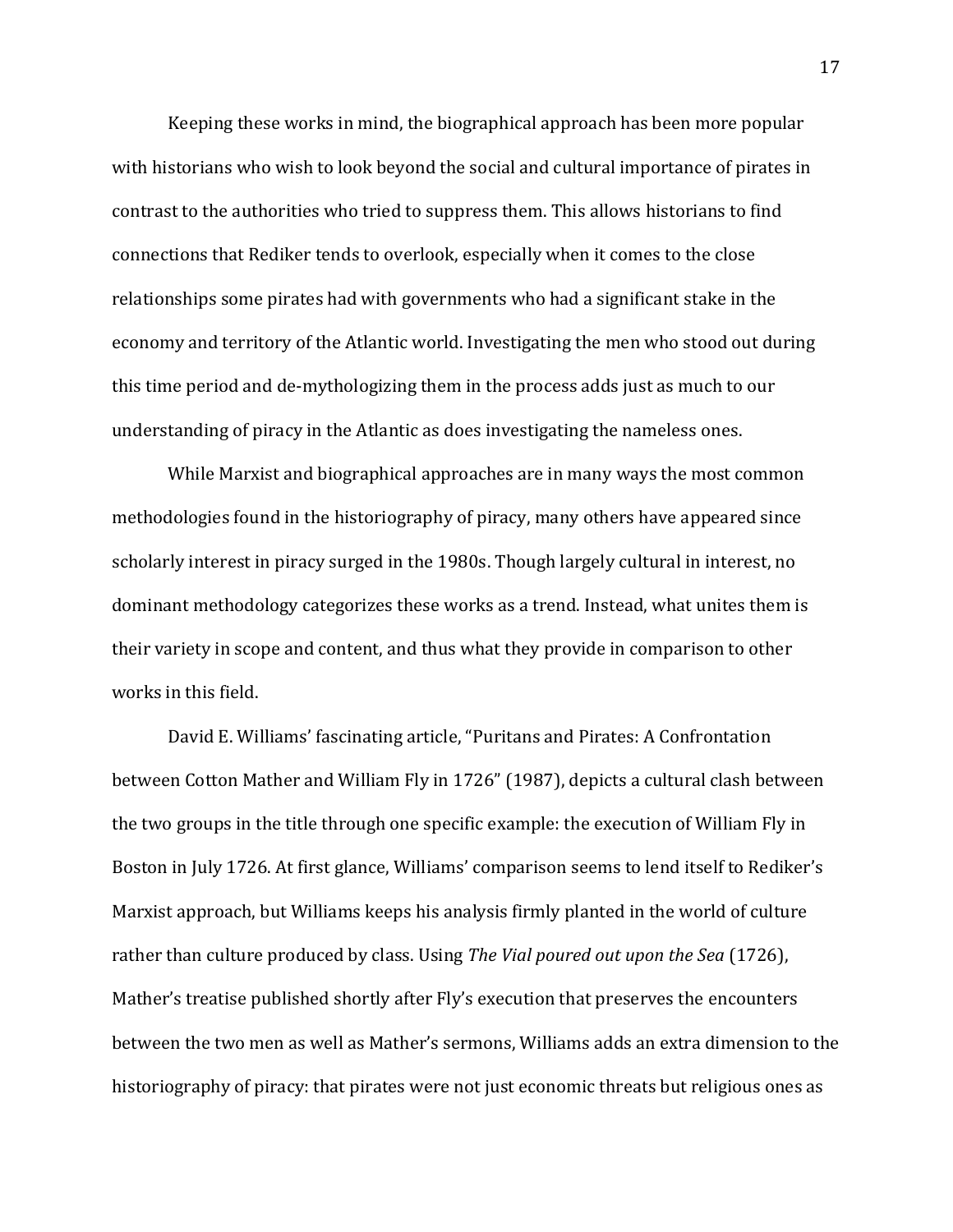Keeping these works in mind, the biographical approach has been more popular with historians who wish to look beyond the social and cultural importance of pirates in contrast to the authorities who tried to suppress them. This allows historians to find connections that Rediker tends to overlook, especially when it comes to the close relationships some pirates had with governments who had a significant stake in the economy and territory of the Atlantic world. Investigating the men who stood out during this time period and de-mythologizing them in the process adds just as much to our understanding of piracy in the Atlantic as does investigating the nameless ones.

While Marxist and biographical approaches are in many ways the most common methodologies found in the historiography of piracy, many others have appeared since scholarly interest in piracy surged in the 1980s. Though largely cultural in interest, no dominant methodology categorizes these works as a trend. Instead, what unites them is their variety in scope and content, and thus what they provide in comparison to other works in this field.

David E. Williams' fascinating article, "Puritans and Pirates: A Confrontation between Cotton Mather and William Fly in 1726" (1987), depicts a cultural clash between the two groups in the title through one specific example: the execution of William Fly in Boston in July 1726. At first glance, Williams' comparison seems to lend itself to Rediker's Marxist approach, but Williams keeps his analysis firmly planted in the world of culture rather than culture produced by class. Using *The Vial poured out upon the Sea* (1726), Mather's treatise published shortly after Fly's execution that preserves the encounters between the two men as well as Mather's sermons, Williams adds an extra dimension to the historiography of piracy: that pirates were not just economic threats but religious ones as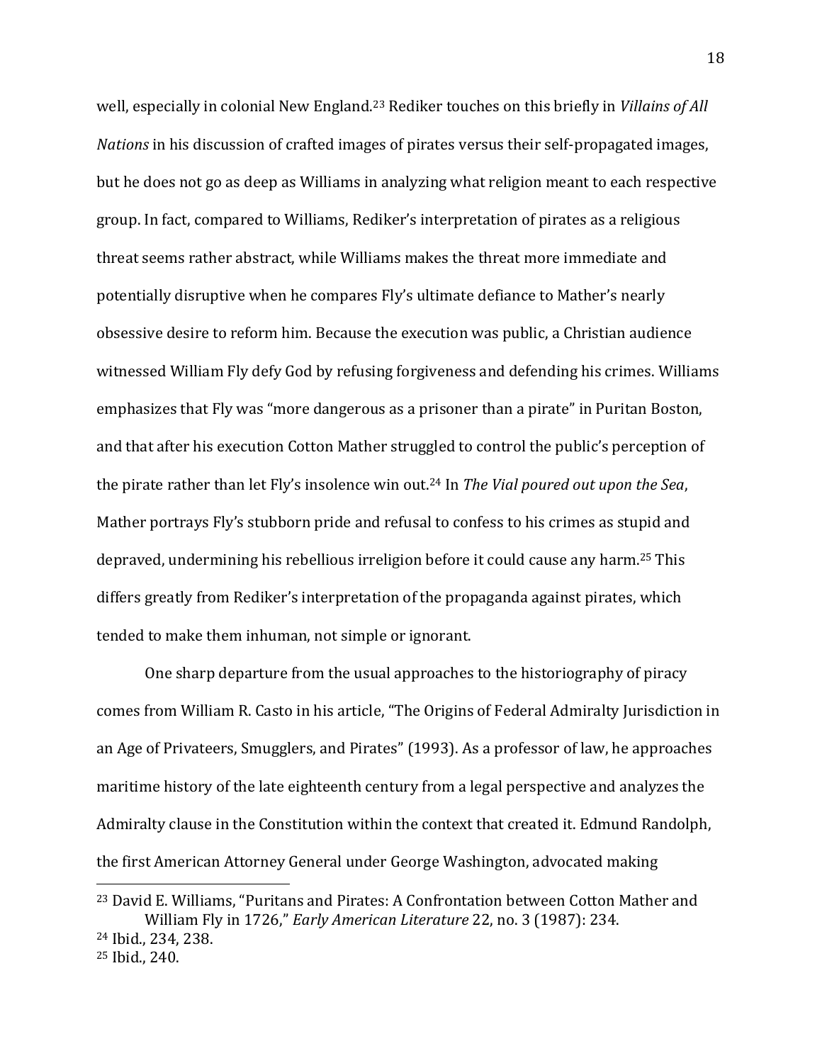well, especially in colonial New England.[23] Rediker touches on this briefly in *Villains of All Nations* in his discussion of crafted images of pirates versus their self-propagated images, but he does not go as deep as Williams in analyzing what religion meant to each respective group. In fact, compared to Williams, Rediker's interpretation of pirates as a religious threat seems rather abstract, while Williams makes the threat more immediate and potentially disruptive when he compares Fly's ultimate defiance to Mather's nearly obsessive desire to reform him. Because the execution was public, a Christian audience witnessed William Fly defy God by refusing forgiveness and defending his crimes. Williams emphasizes that Fly was "more dangerous as a prisoner than a pirate" in Puritan Boston, and that after his execution Cotton Mather struggled to control the public's perception of the pirate rather than let Fly's insolence win out.[24] In *The Vial poured out upon the Sea*, Mather portrays Fly's stubborn pride and refusal to confess to his crimes as stupid and depraved, undermining his rebellious irreligion before it could cause any harm.[25] This differs greatly from Rediker's interpretation of the propaganda against pirates, which tended to make them inhuman, not simple or ignorant.

One sharp departure from the usual approaches to the historiography of piracy comes from William R. Casto in his article, "The Origins of Federal Admiralty Jurisdiction in an Age of Privateers, Smugglers, and Pirates" (1993). As a professor of law, he approaches maritime history of the late eighteenth century from a legal perspective and analyzes the Admiralty clause in the Constitution within the context that created it. Edmund Randolph, the first American Attorney General under George Washington, advocated making

---

[23] David E. Williams, "Puritans and Pirates: A Confrontation between Cotton Mather and William Fly in 1726," *Early American Literature* 22, no. 3 (1987): 234.

[24] Ibid., 234, 238.

[25] Ibid., 240.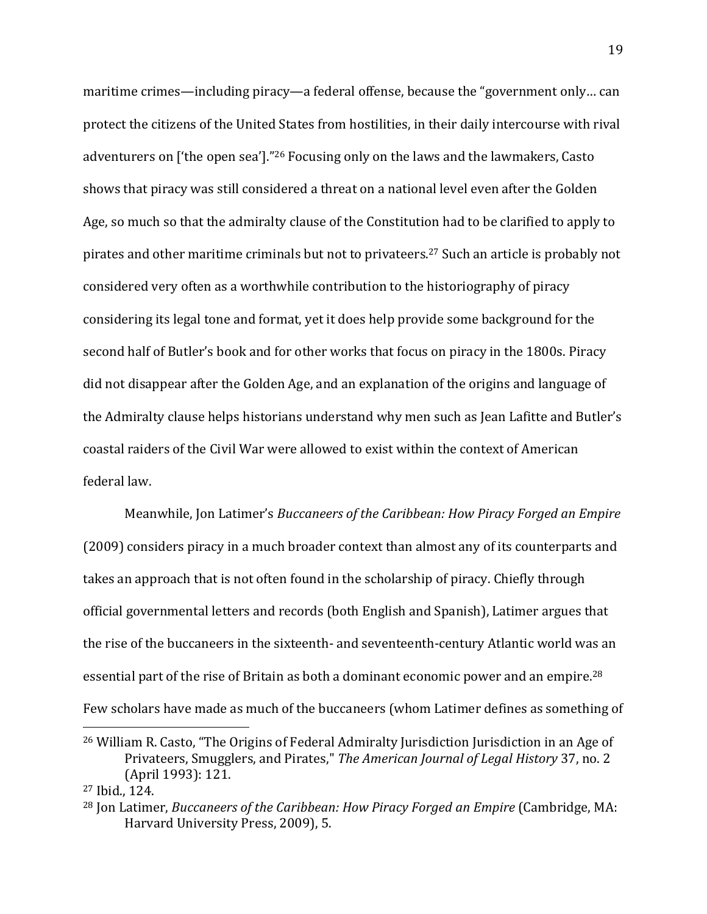maritime crimes—including piracy—a federal offense, because the "government only… can protect the citizens of the United States from hostilities, in their daily intercourse with rival adventurers on ['the open sea']."[26] Focusing only on the laws and the lawmakers, Casto shows that piracy was still considered a threat on a national level even after the Golden Age, so much so that the admiralty clause of the Constitution had to be clarified to apply to pirates and other maritime criminals but not to privateers.[27] Such an article is probably not considered very often as a worthwhile contribution to the historiography of piracy considering its legal tone and format, yet it does help provide some background for the second half of Butler's book and for other works that focus on piracy in the 1800s. Piracy did not disappear after the Golden Age, and an explanation of the origins and language of the Admiralty clause helps historians understand why men such as Jean Lafitte and Butler's coastal raiders of the Civil War were allowed to exist within the context of American federal law.

Meanwhile, Jon Latimer's *Buccaneers of the Caribbean: How Piracy Forged an Empire* (2009) considers piracy in a much broader context than almost any of its counterparts and takes an approach that is not often found in the scholarship of piracy. Chiefly through official governmental letters and records (both English and Spanish), Latimer argues that the rise of the buccaneers in the sixteenth- and seventeenth-century Atlantic world was an essential part of the rise of Britain as both a dominant economic power and an empire.[28] Few scholars have made as much of the buccaneers (whom Latimer defines as something of

---

[26] William R. Casto, "The Origins of Federal Admiralty Jurisdiction Jurisdiction in an Age of Privateers, Smugglers, and Pirates," *The American Journal of Legal History* 37, no. 2 (April 1993): 121.

[27] Ibid., 124.

[28] Jon Latimer, *Buccaneers of the Caribbean: How Piracy Forged an Empire* (Cambridge, MA: Harvard University Press, 2009), 5.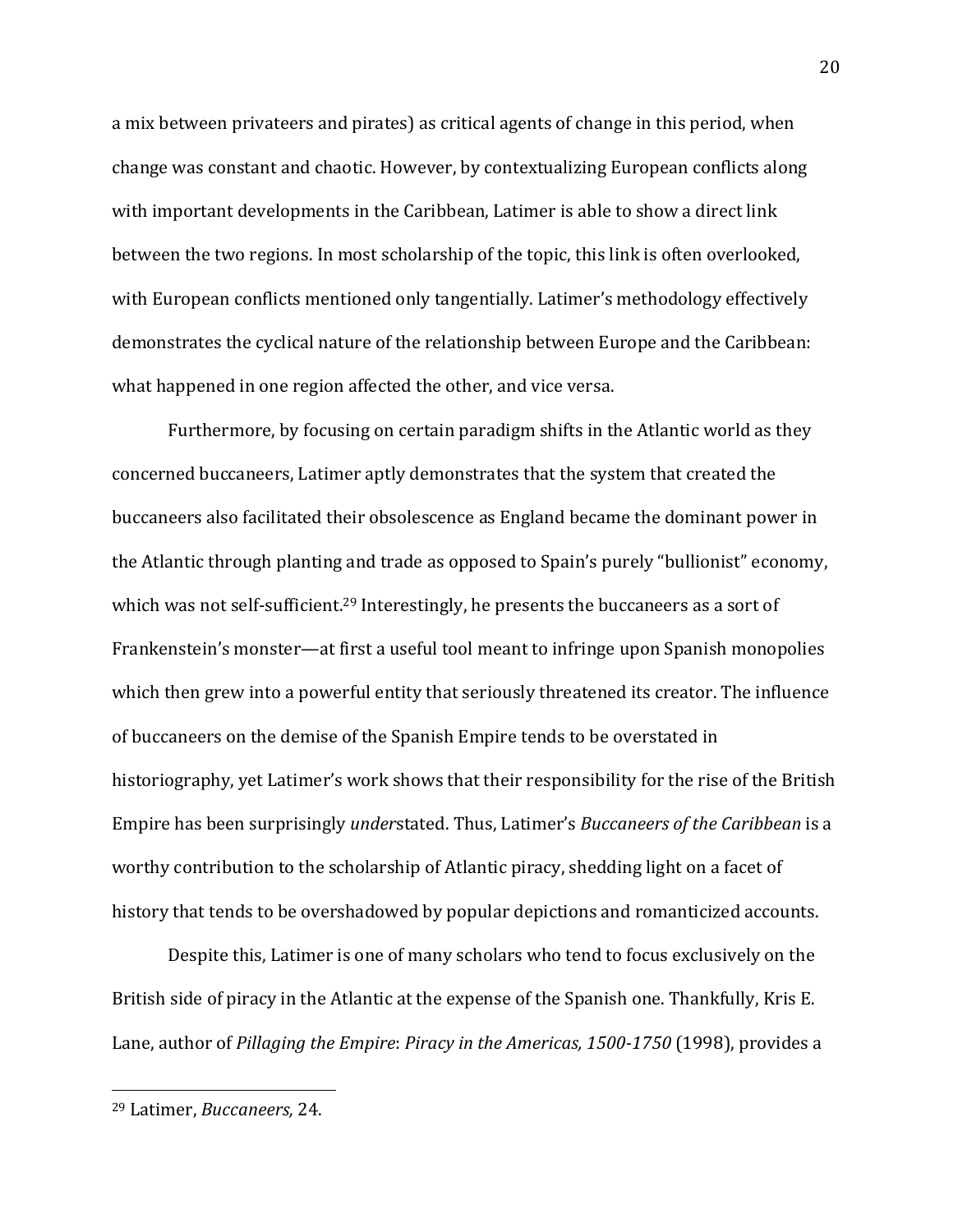a mix between privateers and pirates) as critical agents of change in this period, when change was constant and chaotic. However, by contextualizing European conflicts along with important developments in the Caribbean, Latimer is able to show a direct link between the two regions. In most scholarship of the topic, this link is often overlooked, with European conflicts mentioned only tangentially. Latimer's methodology effectively demonstrates the cyclical nature of the relationship between Europe and the Caribbean: what happened in one region affected the other, and vice versa.

Furthermore, by focusing on certain paradigm shifts in the Atlantic world as they concerned buccaneers, Latimer aptly demonstrates that the system that created the buccaneers also facilitated their obsolescence as England became the dominant power in the Atlantic through planting and trade as opposed to Spain's purely "bullionist" economy, which was not self-sufficient.[29] Interestingly, he presents the buccaneers as a sort of Frankenstein's monster—at first a useful tool meant to infringe upon Spanish monopolies which then grew into a powerful entity that seriously threatened its creator. The influence of buccaneers on the demise of the Spanish Empire tends to be overstated in historiography, yet Latimer's work shows that their responsibility for the rise of the British Empire has been surprisingly *under*stated. Thus, Latimer's *Buccaneers of the Caribbean* is a worthy contribution to the scholarship of Atlantic piracy, shedding light on a facet of history that tends to be overshadowed by popular depictions and romanticized accounts.

Despite this, Latimer is one of many scholars who tend to focus exclusively on the British side of piracy in the Atlantic at the expense of the Spanish one. Thankfully, Kris E. Lane, author of *Pillaging the Empire*: *Piracy in the Americas, 1500-1750* (1998), provides a

[29] Latimer, *Buccaneers,* 24.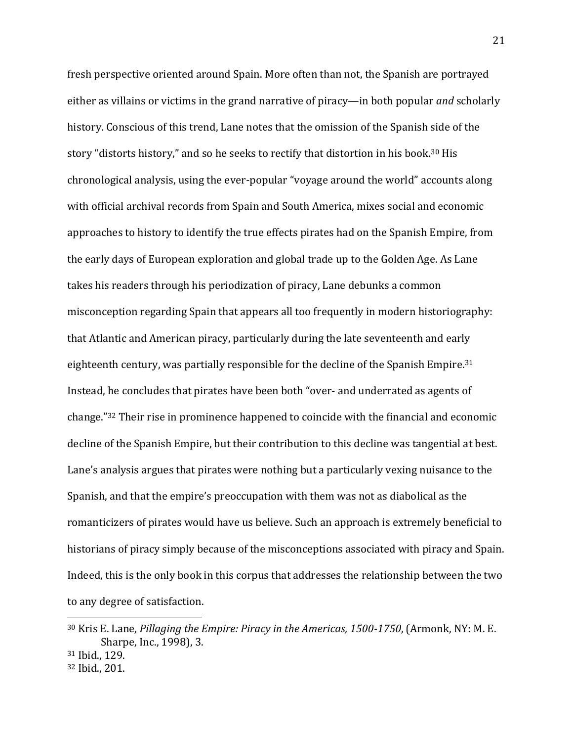fresh perspective oriented around Spain. More often than not, the Spanish are portrayed either as villains or victims in the grand narrative of piracy—in both popular *and* scholarly history. Conscious of this trend, Lane notes that the omission of the Spanish side of the story "distorts history," and so he seeks to rectify that distortion in his book.[30] His chronological analysis, using the ever-popular "voyage around the world" accounts along with official archival records from Spain and South America, mixes social and economic approaches to history to identify the true effects pirates had on the Spanish Empire, from the early days of European exploration and global trade up to the Golden Age. As Lane takes his readers through his periodization of piracy, Lane debunks a common misconception regarding Spain that appears all too frequently in modern historiography: that Atlantic and American piracy, particularly during the late seventeenth and early eighteenth century, was partially responsible for the decline of the Spanish Empire.[31] Instead, he concludes that pirates have been both "over- and underrated as agents of change."[32] Their rise in prominence happened to coincide with the financial and economic decline of the Spanish Empire, but their contribution to this decline was tangential at best. Lane's analysis argues that pirates were nothing but a particularly vexing nuisance to the Spanish, and that the empire's preoccupation with them was not as diabolical as the romanticizers of pirates would have us believe. Such an approach is extremely beneficial to historians of piracy simply because of the misconceptions associated with piracy and Spain. Indeed, this is the only book in this corpus that addresses the relationship between the two to any degree of satisfaction.

---

[30] Kris E. Lane, *Pillaging the Empire: Piracy in the Americas, 1500-1750*, (Armonk, NY: M. E. Sharpe, Inc., 1998), 3.

[31] Ibid., 129.

[32] Ibid., 201.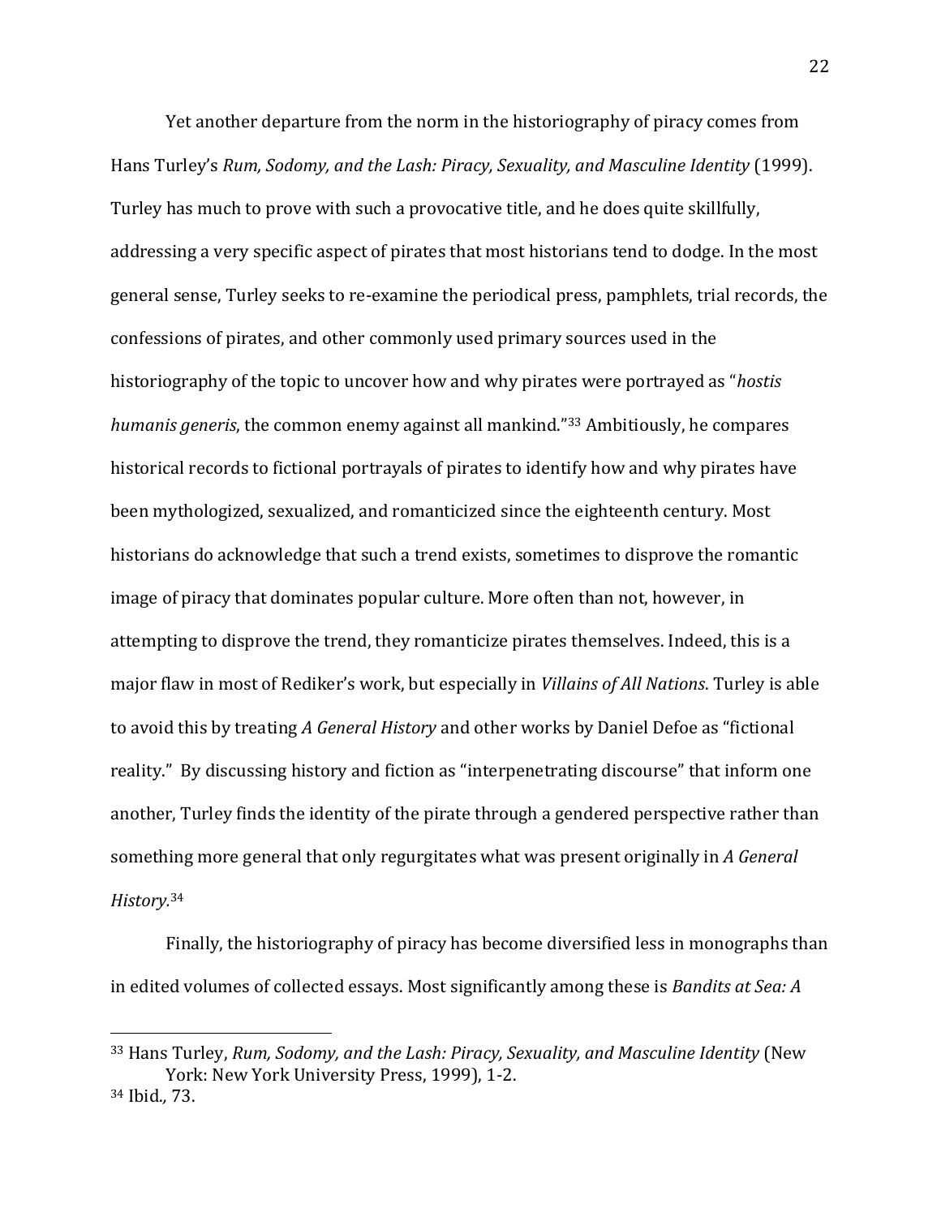Yet another departure from the norm in the historiography of piracy comes from Hans Turley's *Rum, Sodomy, and the Lash: Piracy, Sexuality, and Masculine Identity* (1999). Turley has much to prove with such a provocative title, and he does quite skillfully, addressing a very specific aspect of pirates that most historians tend to dodge. In the most general sense, Turley seeks to re-examine the periodical press, pamphlets, trial records, the confessions of pirates, and other commonly used primary sources used in the historiography of the topic to uncover how and why pirates were portrayed as "*hostis humanis generis*, the common enemy against all mankind."[33] Ambitiously, he compares historical records to fictional portrayals of pirates to identify how and why pirates have been mythologized, sexualized, and romanticized since the eighteenth century. Most historians do acknowledge that such a trend exists, sometimes to disprove the romantic image of piracy that dominates popular culture. More often than not, however, in attempting to disprove the trend, they romanticize pirates themselves. Indeed, this is a major flaw in most of Rediker's work, but especially in *Villains of All Nations*. Turley is able to avoid this by treating *A General History* and other works by Daniel Defoe as "fictional reality." By discussing history and fiction as "interpenetrating discourse" that inform one another, Turley finds the identity of the pirate through a gendered perspective rather than something more general that only regurgitates what was present originally in *A General History*.[34]

Finally, the historiography of piracy has become diversified less in monographs than in edited volumes of collected essays. Most significantly among these is *Bandits at Sea: A*

---

[33] Hans Turley, *Rum, Sodomy, and the Lash: Piracy, Sexuality, and Masculine Identity* (New York: New York University Press, 1999), 1-2.

[34] Ibid., 73.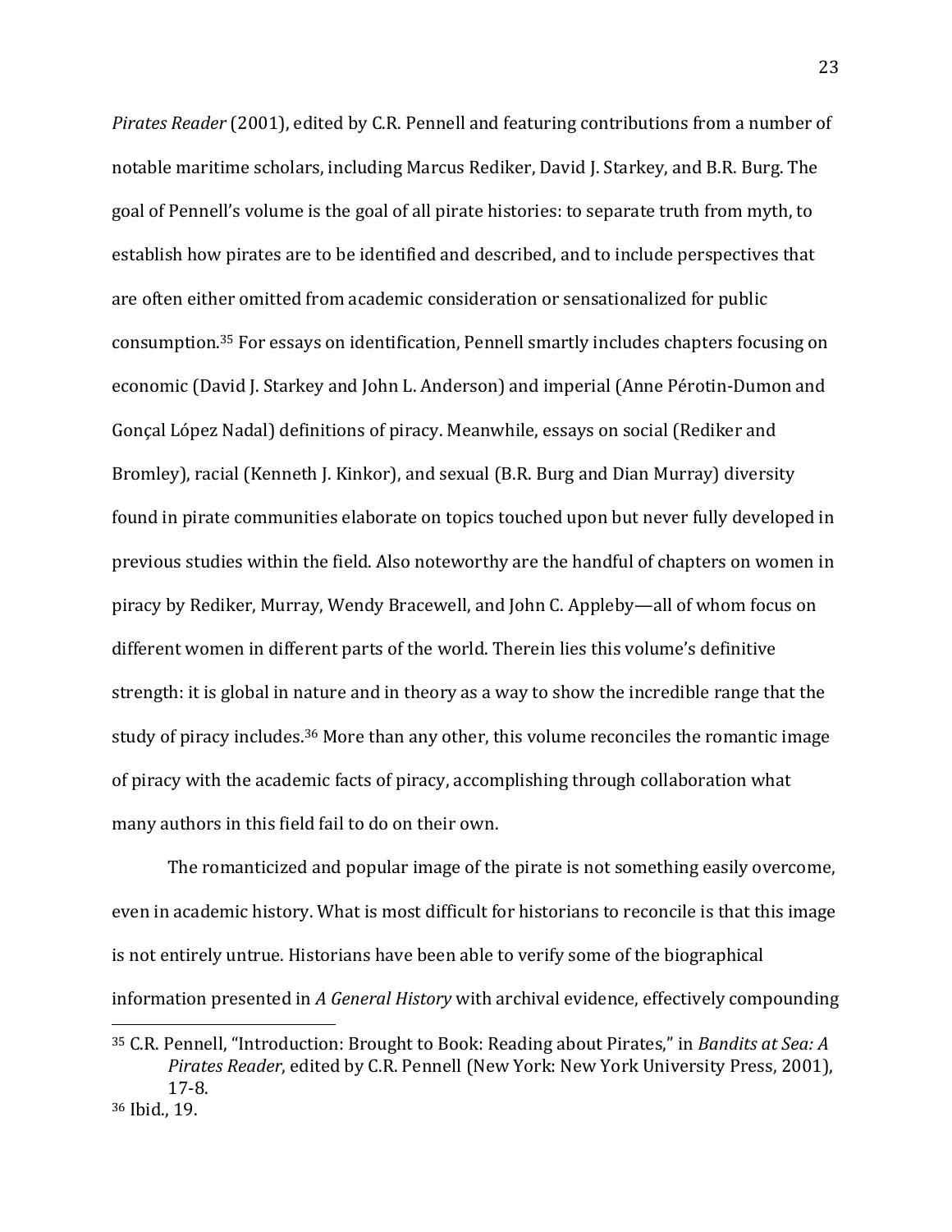*Pirates Reader* (2001), edited by C.R. Pennell and featuring contributions from a number of notable maritime scholars, including Marcus Rediker, David J. Starkey, and B.R. Burg. The goal of Pennell's volume is the goal of all pirate histories: to separate truth from myth, to establish how pirates are to be identified and described, and to include perspectives that are often either omitted from academic consideration or sensationalized for public consumption.[35] For essays on identification, Pennell smartly includes chapters focusing on economic (David J. Starkey and John L. Anderson) and imperial (Anne Pérotin-Dumon and Gonçal López Nadal) definitions of piracy. Meanwhile, essays on social (Rediker and Bromley), racial (Kenneth J. Kinkor), and sexual (B.R. Burg and Dian Murray) diversity found in pirate communities elaborate on topics touched upon but never fully developed in previous studies within the field. Also noteworthy are the handful of chapters on women in piracy by Rediker, Murray, Wendy Bracewell, and John C. Appleby—all of whom focus on different women in different parts of the world. Therein lies this volume's definitive strength: it is global in nature and in theory as a way to show the incredible range that the study of piracy includes.[36] More than any other, this volume reconciles the romantic image of piracy with the academic facts of piracy, accomplishing through collaboration what many authors in this field fail to do on their own.

The romanticized and popular image of the pirate is not something easily overcome, even in academic history. What is most difficult for historians to reconcile is that this image is not entirely untrue. Historians have been able to verify some of the biographical information presented in *A General History* with archival evidence, effectively compounding

---

[35] C.R. Pennell, "Introduction: Brought to Book: Reading about Pirates," in *Bandits at Sea: A Pirates Reader*, edited by C.R. Pennell (New York: New York University Press, 2001), 17-8.

[36] Ibid., 19.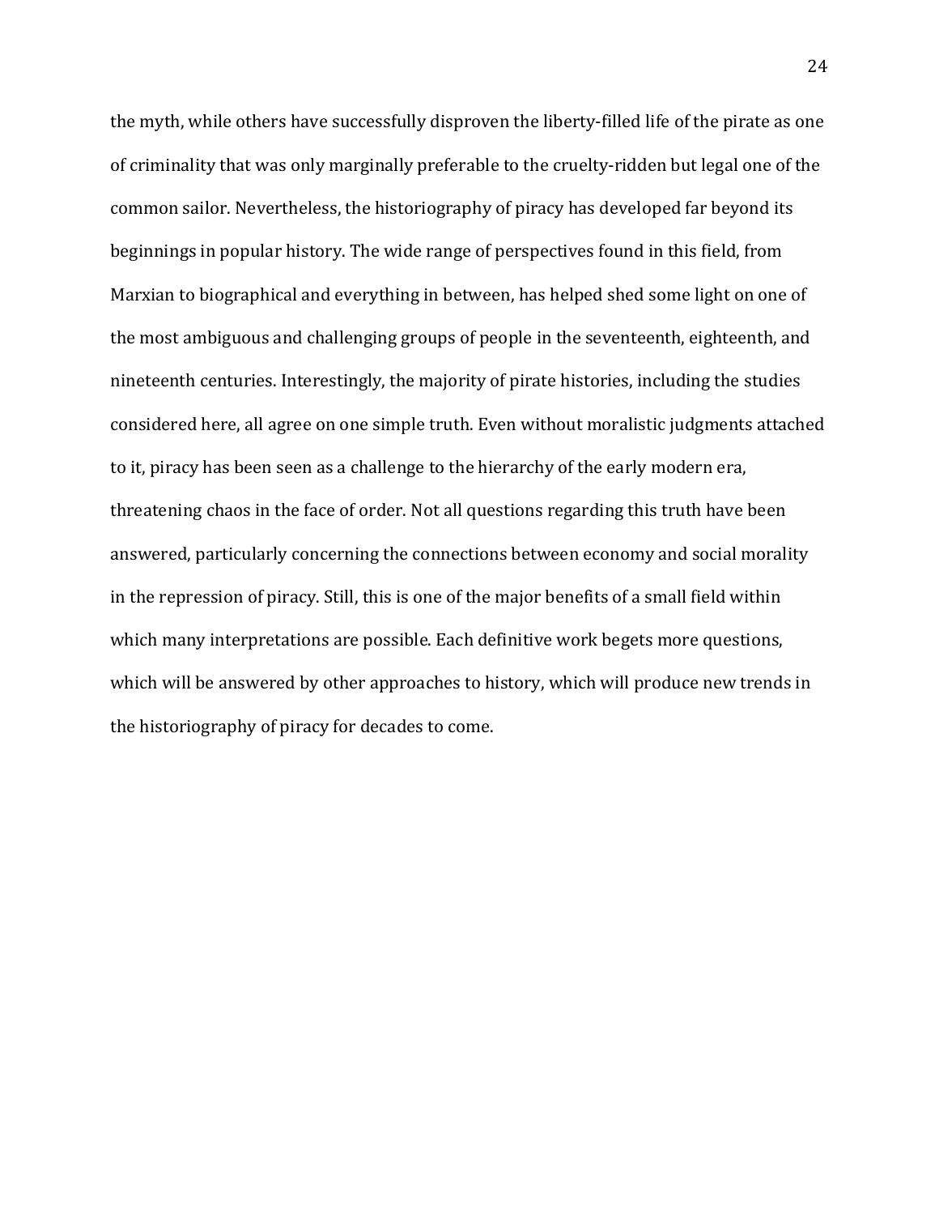the myth, while others have successfully disproven the liberty-filled life of the pirate as one of criminality that was only marginally preferable to the cruelty-ridden but legal one of the common sailor. Nevertheless, the historiography of piracy has developed far beyond its beginnings in popular history. The wide range of perspectives found in this field, from Marxian to biographical and everything in between, has helped shed some light on one of the most ambiguous and challenging groups of people in the seventeenth, eighteenth, and nineteenth centuries. Interestingly, the majority of pirate histories, including the studies considered here, all agree on one simple truth. Even without moralistic judgments attached to it, piracy has been seen as a challenge to the hierarchy of the early modern era, threatening chaos in the face of order. Not all questions regarding this truth have been answered, particularly concerning the connections between economy and social morality in the repression of piracy. Still, this is one of the major benefits of a small field within which many interpretations are possible. Each definitive work begets more questions, which will be answered by other approaches to history, which will produce new trends in the historiography of piracy for decades to come.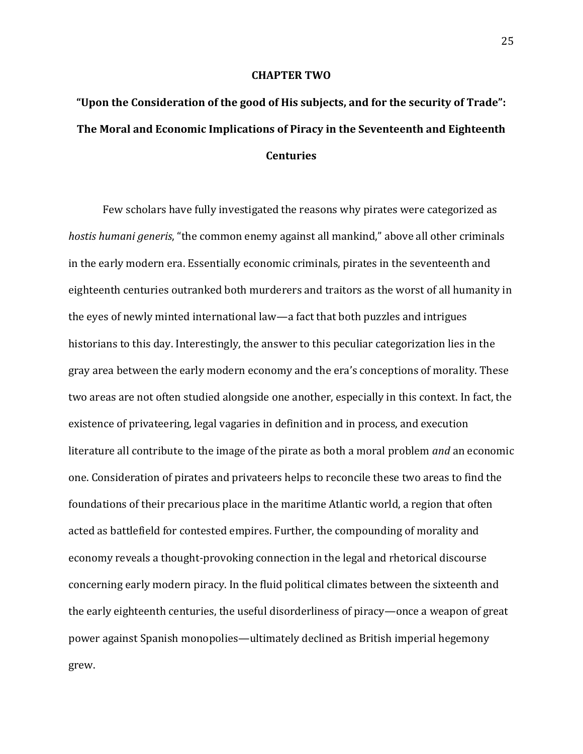# CHAPTER TWO

## "Upon the Consideration of the good of His subjects, and for the security of Trade": The Moral and Economic Implications of Piracy in the Seventeenth and Eighteenth Centuries

Few scholars have fully investigated the reasons why pirates were categorized as *hostis humani generis*, "the common enemy against all mankind," above all other criminals in the early modern era. Essentially economic criminals, pirates in the seventeenth and eighteenth centuries outranked both murderers and traitors as the worst of all humanity in the eyes of newly minted international law—a fact that both puzzles and intrigues historians to this day. Interestingly, the answer to this peculiar categorization lies in the gray area between the early modern economy and the era's conceptions of morality. These two areas are not often studied alongside one another, especially in this context. In fact, the existence of privateering, legal vagaries in definition and in process, and execution literature all contribute to the image of the pirate as both a moral problem *and* an economic one. Consideration of pirates and privateers helps to reconcile these two areas to find the foundations of their precarious place in the maritime Atlantic world, a region that often acted as battlefield for contested empires. Further, the compounding of morality and economy reveals a thought-provoking connection in the legal and rhetorical discourse concerning early modern piracy. In the fluid political climates between the sixteenth and the early eighteenth centuries, the useful disorderliness of piracy—once a weapon of great power against Spanish monopolies—ultimately declined as British imperial hegemony grew.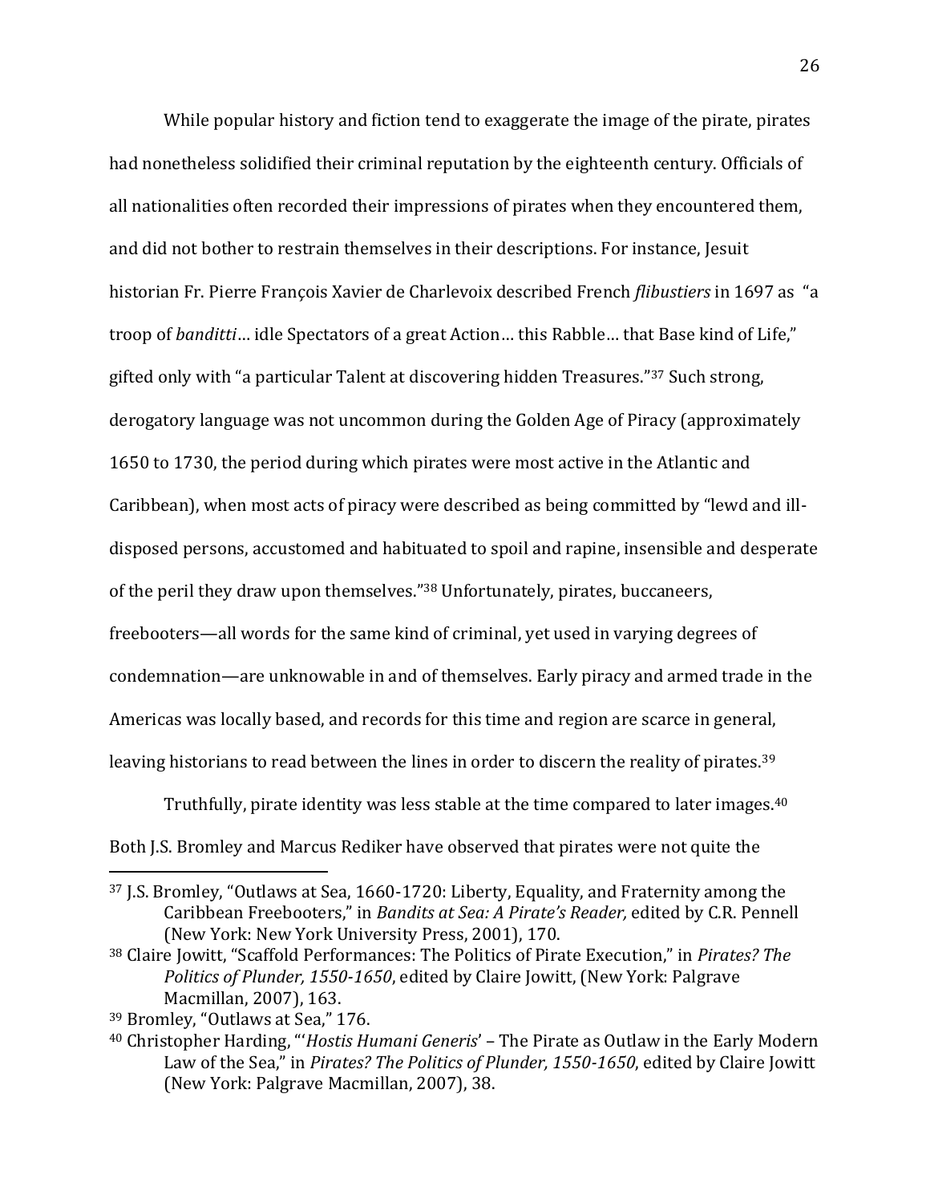While popular history and fiction tend to exaggerate the image of the pirate, pirates had nonetheless solidified their criminal reputation by the eighteenth century. Officials of all nationalities often recorded their impressions of pirates when they encountered them, and did not bother to restrain themselves in their descriptions. For instance, Jesuit historian Fr. Pierre François Xavier de Charlevoix described French *flibustiers* in 1697 as "a troop of *banditti*… idle Spectators of a great Action… this Rabble… that Base kind of Life," gifted only with "a particular Talent at discovering hidden Treasures."[37] Such strong, derogatory language was not uncommon during the Golden Age of Piracy (approximately 1650 to 1730, the period during which pirates were most active in the Atlantic and Caribbean), when most acts of piracy were described as being committed by "lewd and ill-disposed persons, accustomed and habituated to spoil and rapine, insensible and desperate of the peril they draw upon themselves."[38] Unfortunately, pirates, buccaneers, freebooters—all words for the same kind of criminal, yet used in varying degrees of condemnation—are unknowable in and of themselves. Early piracy and armed trade in the Americas was locally based, and records for this time and region are scarce in general, leaving historians to read between the lines in order to discern the reality of pirates.[39]

Truthfully, pirate identity was less stable at the time compared to later images.[40] Both J.S. Bromley and Marcus Rediker have observed that pirates were not quite the

---

[37] J.S. Bromley, "Outlaws at Sea, 1660-1720: Liberty, Equality, and Fraternity among the Caribbean Freebooters," in *Bandits at Sea: A Pirate's Reader,* edited by C.R. Pennell (New York: New York University Press, 2001), 170.

[38] Claire Jowitt, "Scaffold Performances: The Politics of Pirate Execution," in *Pirates? The Politics of Plunder, 1550-1650*, edited by Claire Jowitt, (New York: Palgrave Macmillan, 2007), 163.

[39] Bromley, "Outlaws at Sea," 176.

[40] Christopher Harding, "'*Hostis Humani Generis*' – The Pirate as Outlaw in the Early Modern Law of the Sea," in *Pirates? The Politics of Plunder, 1550-1650*, edited by Claire Jowitt (New York: Palgrave Macmillan, 2007), 38.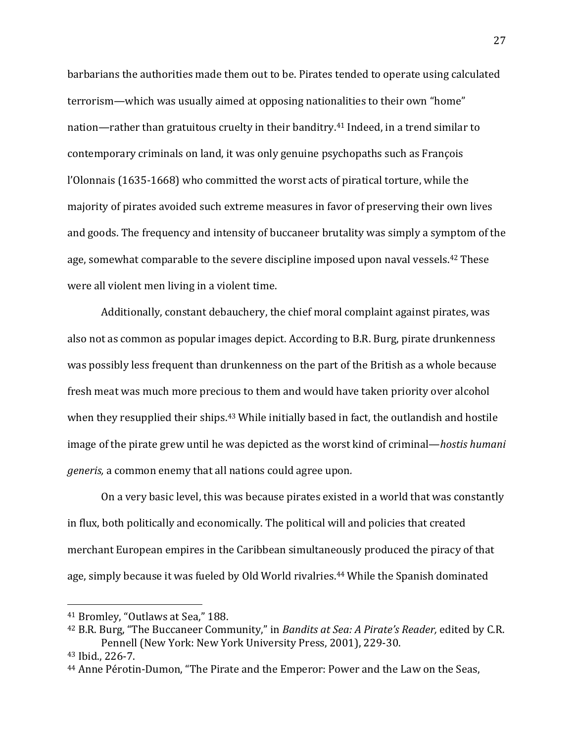barbarians the authorities made them out to be. Pirates tended to operate using calculated terrorism—which was usually aimed at opposing nationalities to their own "home" nation—rather than gratuitous cruelty in their banditry.[41] Indeed, in a trend similar to contemporary criminals on land, it was only genuine psychopaths such as François l'Olonnais (1635-1668) who committed the worst acts of piratical torture, while the majority of pirates avoided such extreme measures in favor of preserving their own lives and goods. The frequency and intensity of buccaneer brutality was simply a symptom of the age, somewhat comparable to the severe discipline imposed upon naval vessels.[42] These were all violent men living in a violent time.

Additionally, constant debauchery, the chief moral complaint against pirates, was also not as common as popular images depict. According to B.R. Burg, pirate drunkenness was possibly less frequent than drunkenness on the part of the British as a whole because fresh meat was much more precious to them and would have taken priority over alcohol when they resupplied their ships.[43] While initially based in fact, the outlandish and hostile image of the pirate grew until he was depicted as the worst kind of criminal—*hostis humani generis,* a common enemy that all nations could agree upon.

On a very basic level, this was because pirates existed in a world that was constantly in flux, both politically and economically. The political will and policies that created merchant European empires in the Caribbean simultaneously produced the piracy of that age, simply because it was fueled by Old World rivalries.[44] While the Spanish dominated

---

[41] Bromley, "Outlaws at Sea," 188.

[42] B.R. Burg, "The Buccaneer Community," in *Bandits at Sea: A Pirate's Reader,* edited by C.R. Pennell (New York: New York University Press, 2001), 229-30.

[43] Ibid., 226-7.

[44] Anne Pérotin-Dumon, "The Pirate and the Emperor: Power and the Law on the Seas,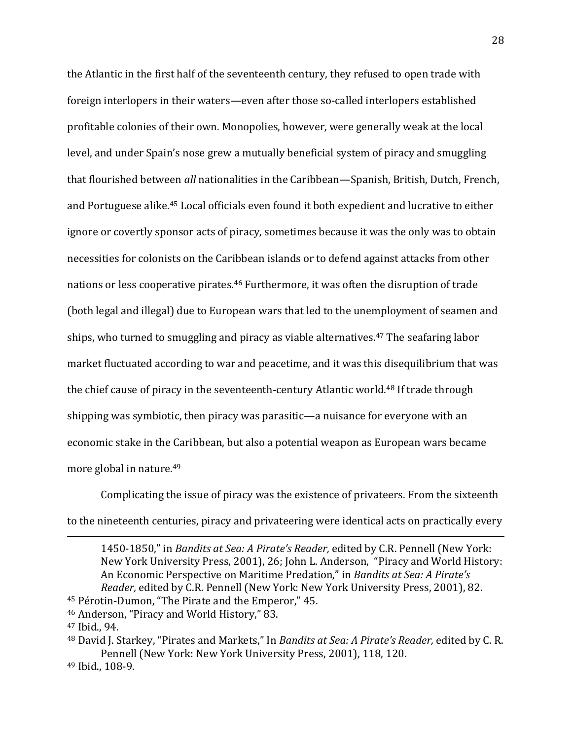the Atlantic in the first half of the seventeenth century, they refused to open trade with foreign interlopers in their waters—even after those so-called interlopers established profitable colonies of their own. Monopolies, however, were generally weak at the local level, and under Spain's nose grew a mutually beneficial system of piracy and smuggling that flourished between *all* nationalities in the Caribbean—Spanish, British, Dutch, French, and Portuguese alike.[45] Local officials even found it both expedient and lucrative to either ignore or covertly sponsor acts of piracy, sometimes because it was the only was to obtain necessities for colonists on the Caribbean islands or to defend against attacks from other nations or less cooperative pirates.[46] Furthermore, it was often the disruption of trade (both legal and illegal) due to European wars that led to the unemployment of seamen and ships, who turned to smuggling and piracy as viable alternatives.[47] The seafaring labor market fluctuated according to war and peacetime, and it was this disequilibrium that was the chief cause of piracy in the seventeenth-century Atlantic world.[48] If trade through shipping was symbiotic, then piracy was parasitic—a nuisance for everyone with an economic stake in the Caribbean, but also a potential weapon as European wars became more global in nature.[49]

Complicating the issue of piracy was the existence of privateers. From the sixteenth to the nineteenth centuries, piracy and privateering were identical acts on practically every

---

1450-1850," in *Bandits at Sea: A Pirate's Reader,* edited by C.R. Pennell (New York: New York University Press, 2001), 26; John L. Anderson, "Piracy and World History: An Economic Perspective on Maritime Predation," in *Bandits at Sea: A Pirate's Reader,* edited by C.R. Pennell (New York: New York University Press, 2001), 82.

[45] Pérotin-Dumon, "The Pirate and the Emperor," 45.

[46] Anderson, "Piracy and World History," 83.

[47] Ibid., 94.

[48] David J. Starkey, "Pirates and Markets," In *Bandits at Sea: A Pirate's Reader,* edited by C. R. Pennell (New York: New York University Press, 2001), 118, 120.

[49] Ibid., 108-9.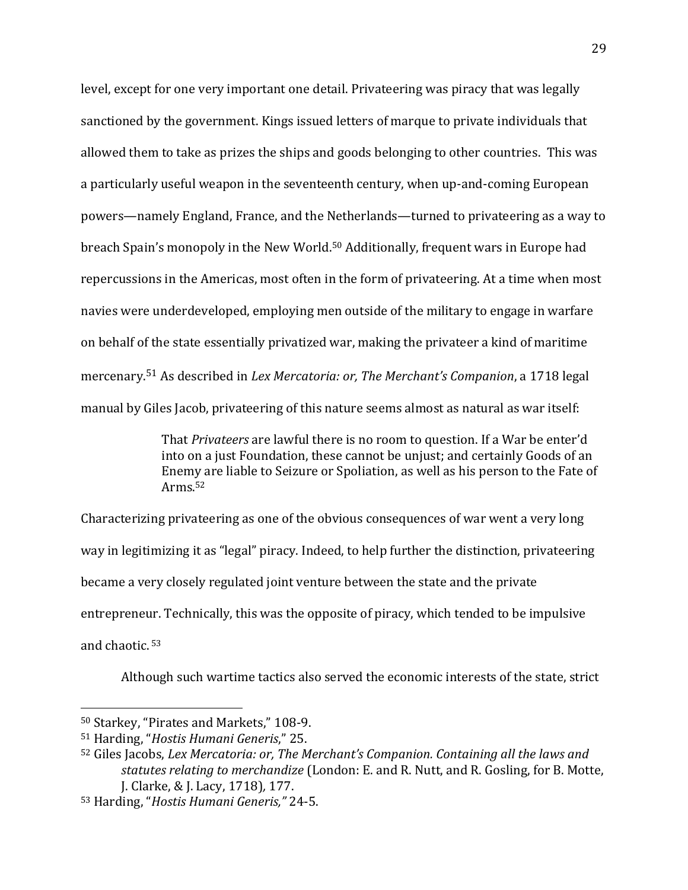level, except for one very important one detail. Privateering was piracy that was legally sanctioned by the government. Kings issued letters of marque to private individuals that allowed them to take as prizes the ships and goods belonging to other countries. This was a particularly useful weapon in the seventeenth century, when up-and-coming European powers—namely England, France, and the Netherlands—turned to privateering as a way to breach Spain's monopoly in the New World.[50] Additionally, frequent wars in Europe had repercussions in the Americas, most often in the form of privateering. At a time when most navies were underdeveloped, employing men outside of the military to engage in warfare on behalf of the state essentially privatized war, making the privateer a kind of maritime mercenary.[51] As described in *Lex Mercatoria: or, The Merchant's Companion*, a 1718 legal manual by Giles Jacob, privateering of this nature seems almost as natural as war itself:

> That *Privateers* are lawful there is no room to question. If a War be enter'd into on a just Foundation, these cannot be unjust; and certainly Goods of an Enemy are liable to Seizure or Spoliation, as well as his person to the Fate of Arms.[52]

Characterizing privateering as one of the obvious consequences of war went a very long way in legitimizing it as "legal" piracy. Indeed, to help further the distinction, privateering became a very closely regulated joint venture between the state and the private entrepreneur. Technically, this was the opposite of piracy, which tended to be impulsive and chaotic. [53]

Although such wartime tactics also served the economic interests of the state, strict

---

[50] Starkey, "Pirates and Markets," 108-9.

[51] Harding, "*Hostis Humani Generis*," 25.

[52] Giles Jacobs, *Lex Mercatoria: or, The Merchant's Companion. Containing all the laws and statutes relating to merchandize* (London: E. and R. Nutt, and R. Gosling, for B. Motte, J. Clarke, & J. Lacy, 1718), 177.

[53] Harding, "*Hostis Humani Generis,*" 24-5.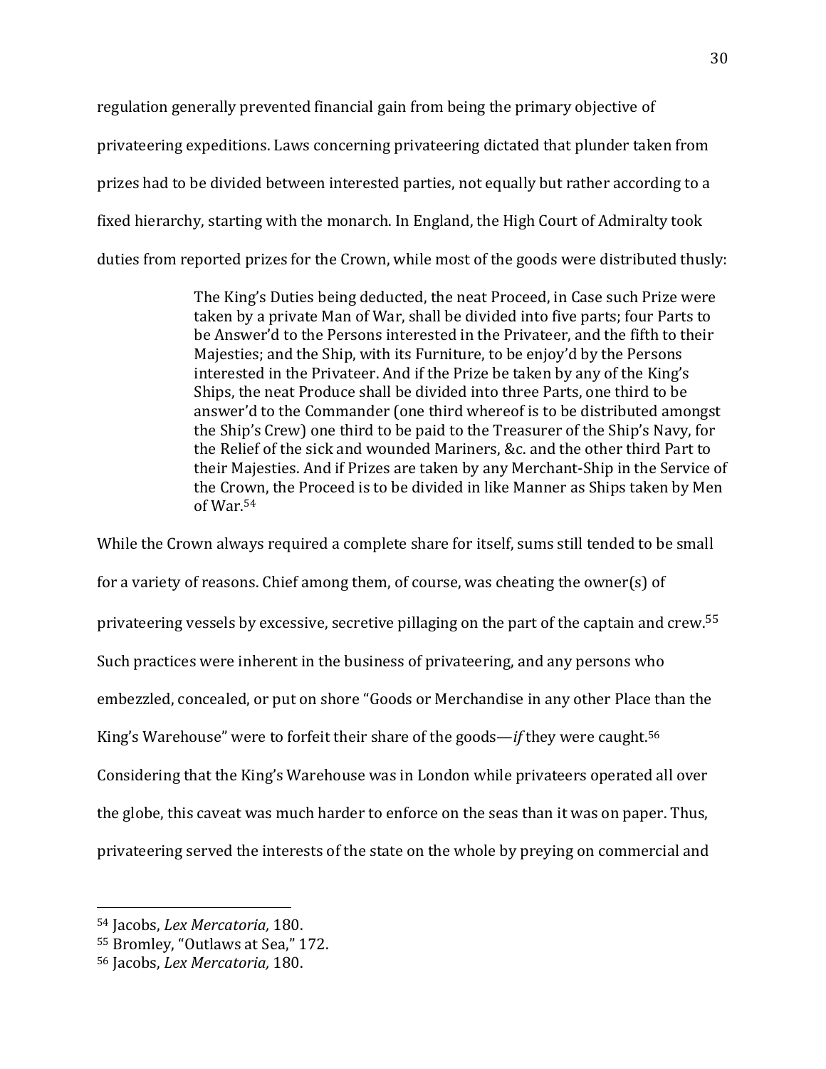regulation generally prevented financial gain from being the primary objective of privateering expeditions. Laws concerning privateering dictated that plunder taken from prizes had to be divided between interested parties, not equally but rather according to a fixed hierarchy, starting with the monarch. In England, the High Court of Admiralty took duties from reported prizes for the Crown, while most of the goods were distributed thusly:

> The King's Duties being deducted, the neat Proceed, in Case such Prize were taken by a private Man of War, shall be divided into five parts; four Parts to be Answer'd to the Persons interested in the Privateer, and the fifth to their Majesties; and the Ship, with its Furniture, to be enjoy'd by the Persons interested in the Privateer. And if the Prize be taken by any of the King's Ships, the neat Produce shall be divided into three Parts, one third to be answer'd to the Commander (one third whereof is to be distributed amongst the Ship's Crew) one third to be paid to the Treasurer of the Ship's Navy, for the Relief of the sick and wounded Mariners, &c. and the other third Part to their Majesties. And if Prizes are taken by any Merchant-Ship in the Service of the Crown, the Proceed is to be divided in like Manner as Ships taken by Men of War.[54]

While the Crown always required a complete share for itself, sums still tended to be small for a variety of reasons. Chief among them, of course, was cheating the owner(s) of privateering vessels by excessive, secretive pillaging on the part of the captain and crew.[55] Such practices were inherent in the business of privateering, and any persons who embezzled, concealed, or put on shore "Goods or Merchandise in any other Place than the King's Warehouse" were to forfeit their share of the goods—*if* they were caught.[56] Considering that the King's Warehouse was in London while privateers operated all over the globe, this caveat was much harder to enforce on the seas than it was on paper. Thus, privateering served the interests of the state on the whole by preying on commercial and

---

[54] Jacobs, *Lex Mercatoria,* 180.

[55] Bromley, "Outlaws at Sea," 172.

[56] Jacobs, *Lex Mercatoria,* 180.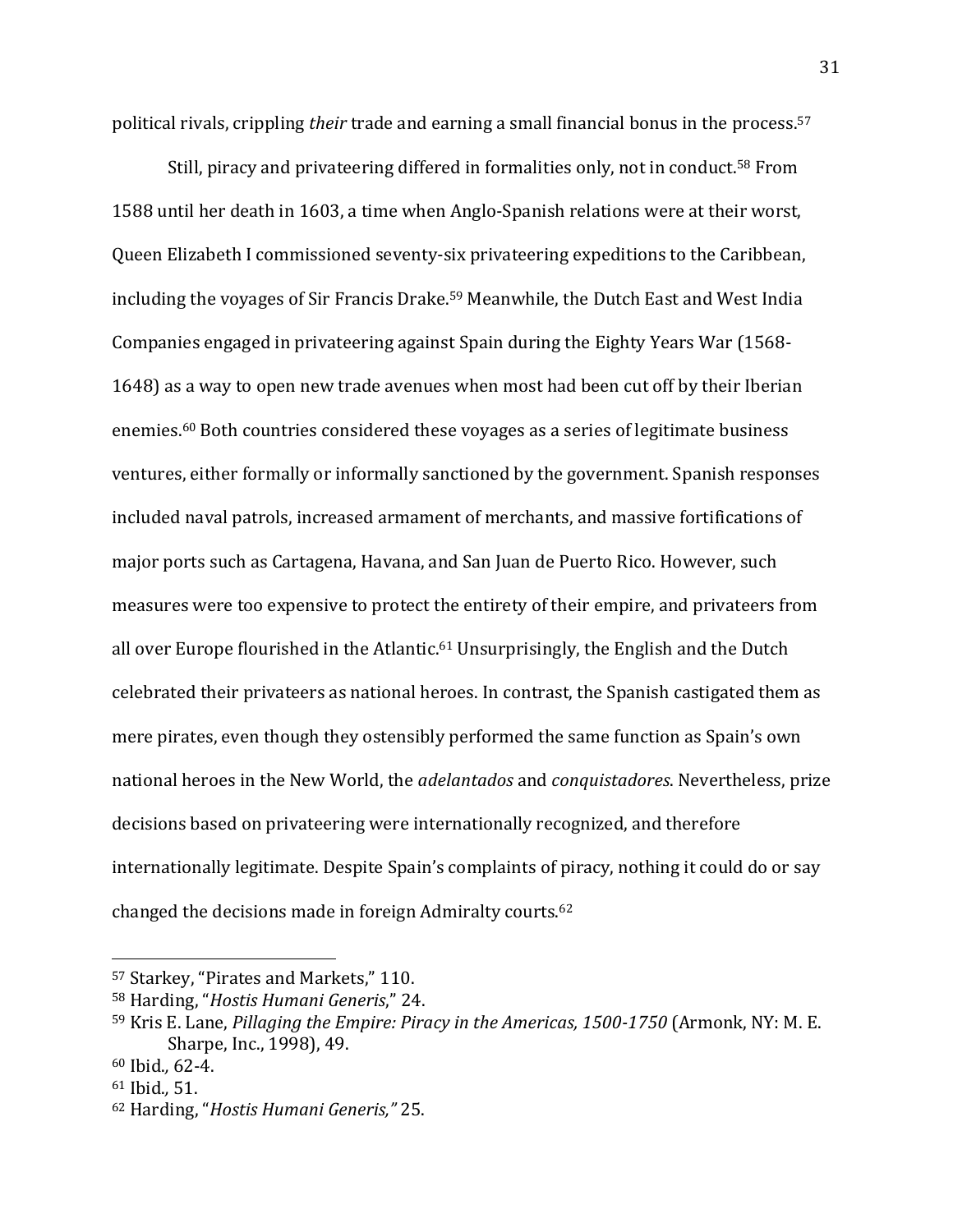political rivals, crippling *their* trade and earning a small financial bonus in the process.[57]

Still, piracy and privateering differed in formalities only, not in conduct.[58] From 1588 until her death in 1603, a time when Anglo-Spanish relations were at their worst, Queen Elizabeth I commissioned seventy-six privateering expeditions to the Caribbean, including the voyages of Sir Francis Drake.[59] Meanwhile, the Dutch East and West India Companies engaged in privateering against Spain during the Eighty Years War (1568-1648) as a way to open new trade avenues when most had been cut off by their Iberian enemies.[60] Both countries considered these voyages as a series of legitimate business ventures, either formally or informally sanctioned by the government. Spanish responses included naval patrols, increased armament of merchants, and massive fortifications of major ports such as Cartagena, Havana, and San Juan de Puerto Rico. However, such measures were too expensive to protect the entirety of their empire, and privateers from all over Europe flourished in the Atlantic.[61] Unsurprisingly, the English and the Dutch celebrated their privateers as national heroes. In contrast, the Spanish castigated them as mere pirates, even though they ostensibly performed the same function as Spain's own national heroes in the New World, the *adelantados* and *conquistadores*. Nevertheless, prize decisions based on privateering were internationally recognized, and therefore internationally legitimate. Despite Spain's complaints of piracy, nothing it could do or say changed the decisions made in foreign Admiralty courts.[62]

---

[57] Starkey, "Pirates and Markets," 110.

[58] Harding, "*Hostis Humani Generis*," 24.

[59] Kris E. Lane, *Pillaging the Empire: Piracy in the Americas, 1500-1750* (Armonk, NY: M. E. Sharpe, Inc., 1998), 49.

[60] Ibid*.,* 62-4.

[61] Ibid*.,* 51.

[62] Harding, "*Hostis Humani Generis,*" 25.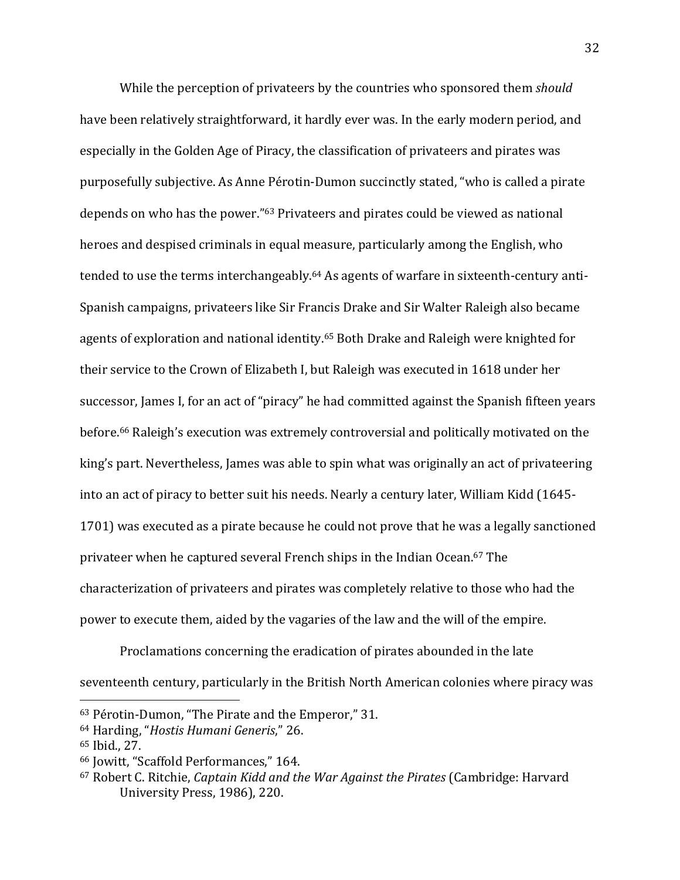While the perception of privateers by the countries who sponsored them *should* have been relatively straightforward, it hardly ever was. In the early modern period, and especially in the Golden Age of Piracy, the classification of privateers and pirates was purposefully subjective. As Anne Pérotin-Dumon succinctly stated, "who is called a pirate depends on who has the power."[63] Privateers and pirates could be viewed as national heroes and despised criminals in equal measure, particularly among the English, who tended to use the terms interchangeably.[64] As agents of warfare in sixteenth-century anti-Spanish campaigns, privateers like Sir Francis Drake and Sir Walter Raleigh also became agents of exploration and national identity.[65] Both Drake and Raleigh were knighted for their service to the Crown of Elizabeth I, but Raleigh was executed in 1618 under her successor, James I, for an act of "piracy" he had committed against the Spanish fifteen years before.[66] Raleigh's execution was extremely controversial and politically motivated on the king's part. Nevertheless, James was able to spin what was originally an act of privateering into an act of piracy to better suit his needs. Nearly a century later, William Kidd (1645-1701) was executed as a pirate because he could not prove that he was a legally sanctioned privateer when he captured several French ships in the Indian Ocean.[67] The characterization of privateers and pirates was completely relative to those who had the power to execute them, aided by the vagaries of the law and the will of the empire.

Proclamations concerning the eradication of pirates abounded in the late seventeenth century, particularly in the British North American colonies where piracy was

---

[63] Pérotin-Dumon, "The Pirate and the Emperor," 31.

[64] Harding, "*Hostis Humani Generis*," 26.

[65] Ibid., 27.

[66] Jowitt, "Scaffold Performances," 164.

[67] Robert C. Ritchie, *Captain Kidd and the War Against the Pirates* (Cambridge: Harvard University Press, 1986), 220.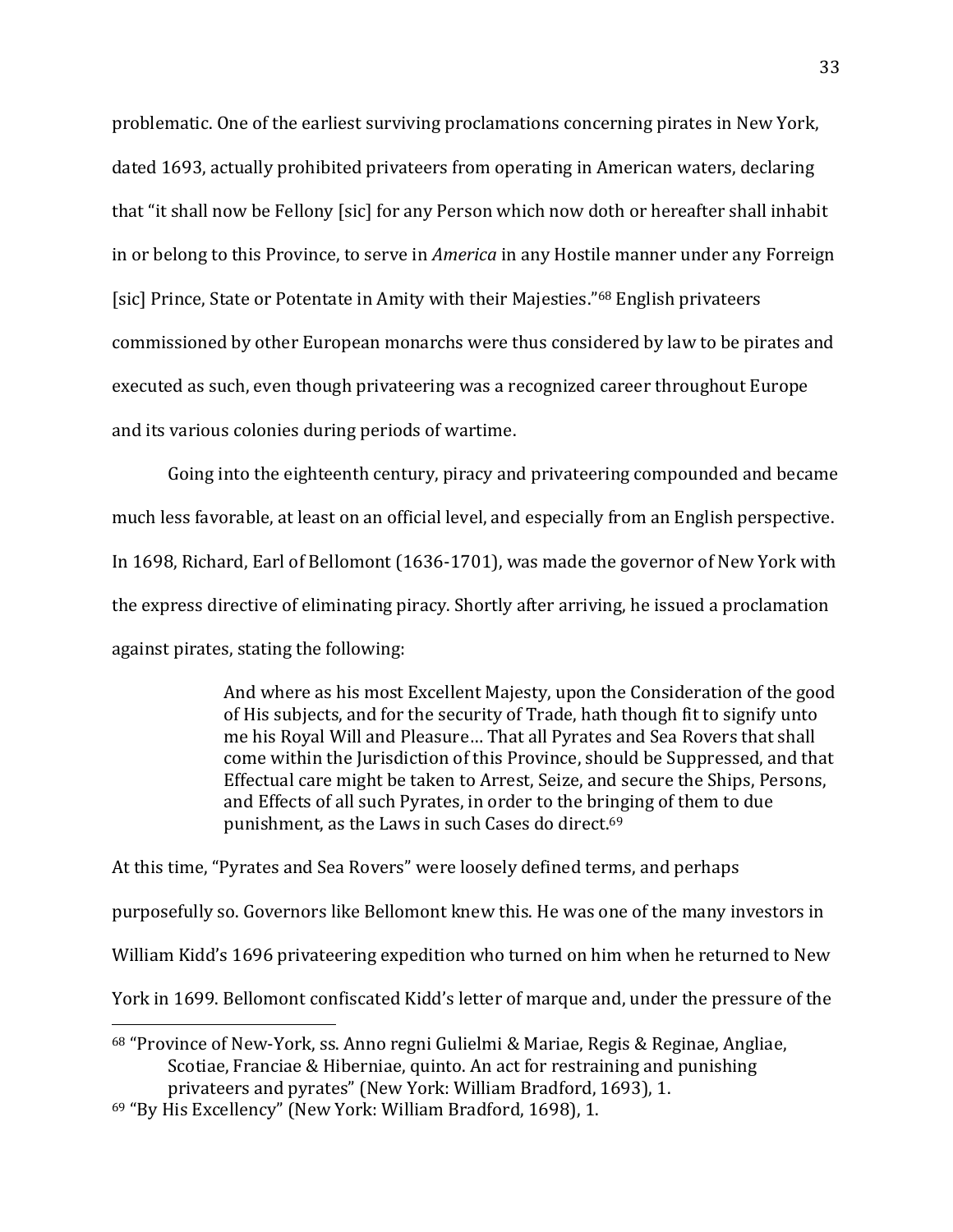problematic. One of the earliest surviving proclamations concerning pirates in New York, dated 1693, actually prohibited privateers from operating in American waters, declaring that "it shall now be Fellony [sic] for any Person which now doth or hereafter shall inhabit in or belong to this Province, to serve in *America* in any Hostile manner under any Forreign [sic] Prince, State or Potentate in Amity with their Majesties."[68] English privateers commissioned by other European monarchs were thus considered by law to be pirates and executed as such, even though privateering was a recognized career throughout Europe and its various colonies during periods of wartime.

Going into the eighteenth century, piracy and privateering compounded and became much less favorable, at least on an official level, and especially from an English perspective. In 1698, Richard, Earl of Bellomont (1636-1701), was made the governor of New York with the express directive of eliminating piracy. Shortly after arriving, he issued a proclamation against pirates, stating the following:

> And where as his most Excellent Majesty, upon the Consideration of the good of His subjects, and for the security of Trade, hath though fit to signify unto me his Royal Will and Pleasure… That all Pyrates and Sea Rovers that shall come within the Jurisdiction of this Province, should be Suppressed, and that Effectual care might be taken to Arrest, Seize, and secure the Ships, Persons, and Effects of all such Pyrates, in order to the bringing of them to due punishment, as the Laws in such Cases do direct.[69]

At this time, "Pyrates and Sea Rovers" were loosely defined terms, and perhaps purposefully so. Governors like Bellomont knew this. He was one of the many investors in William Kidd's 1696 privateering expedition who turned on him when he returned to New York in 1699. Bellomont confiscated Kidd's letter of marque and, under the pressure of the

---

[68] "Province of New-York, ss. Anno regni Gulielmi & Mariae, Regis & Reginae, Angliae, Scotiae, Franciae & Hiberniae, quinto. An act for restraining and punishing privateers and pyrates" (New York: William Bradford, 1693), 1.

[69] "By His Excellency" (New York: William Bradford, 1698), 1.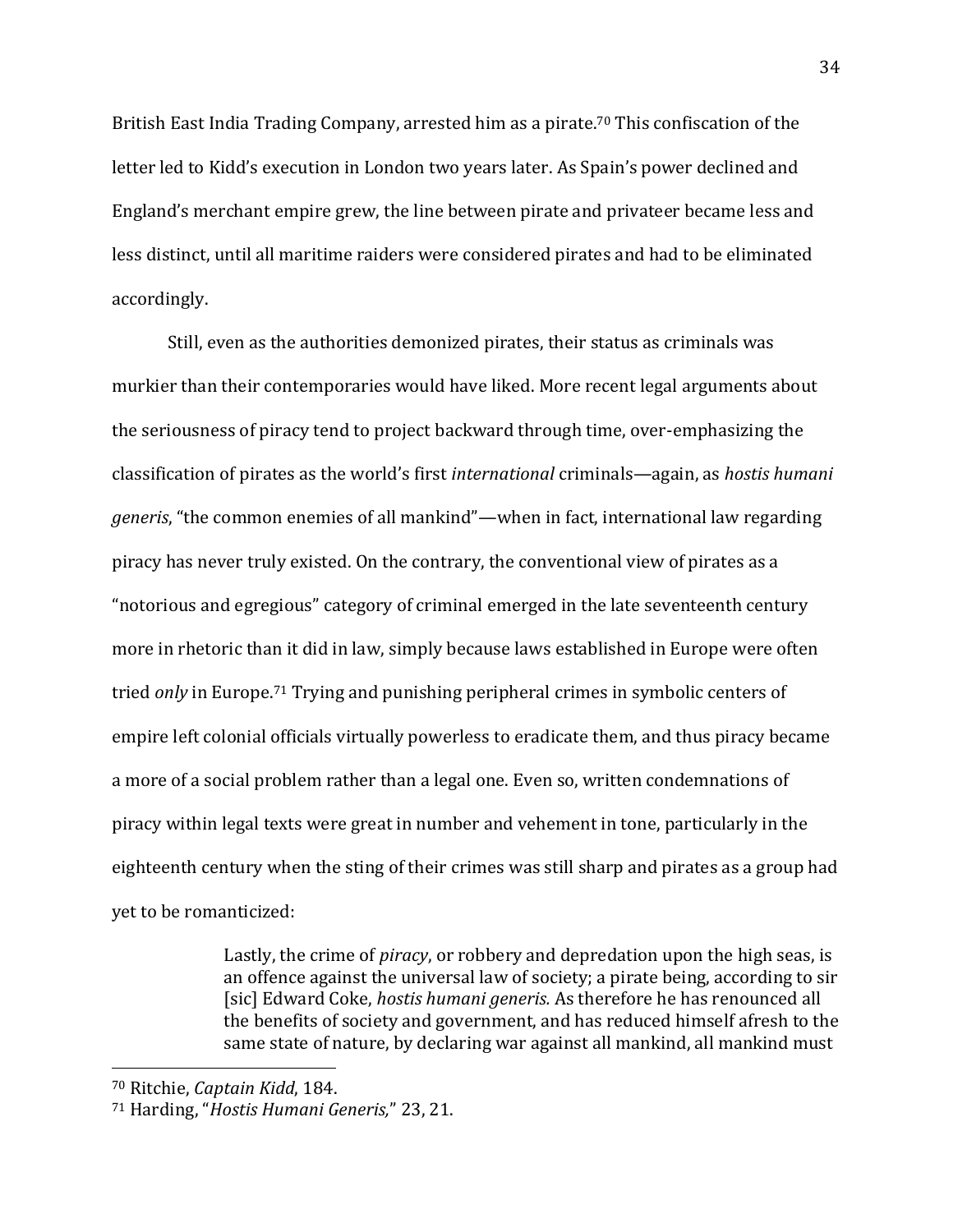British East India Trading Company, arrested him as a pirate.[70] This confiscation of the letter led to Kidd's execution in London two years later. As Spain's power declined and England's merchant empire grew, the line between pirate and privateer became less and less distinct, until all maritime raiders were considered pirates and had to be eliminated accordingly.

Still, even as the authorities demonized pirates, their status as criminals was murkier than their contemporaries would have liked. More recent legal arguments about the seriousness of piracy tend to project backward through time, over-emphasizing the classification of pirates as the world's first *international* criminals—again, as *hostis humani generis*, "the common enemies of all mankind"—when in fact, international law regarding piracy has never truly existed. On the contrary, the conventional view of pirates as a "notorious and egregious" category of criminal emerged in the late seventeenth century more in rhetoric than it did in law, simply because laws established in Europe were often tried *only* in Europe.[71] Trying and punishing peripheral crimes in symbolic centers of empire left colonial officials virtually powerless to eradicate them, and thus piracy became a more of a social problem rather than a legal one. Even so, written condemnations of piracy within legal texts were great in number and vehement in tone, particularly in the eighteenth century when the sting of their crimes was still sharp and pirates as a group had yet to be romanticized:

> Lastly, the crime of *piracy*, or robbery and depredation upon the high seas, is an offence against the universal law of society; a pirate being, according to sir [sic] Edward Coke, *hostis humani generis.* As therefore he has renounced all the benefits of society and government, and has reduced himself afresh to the same state of nature, by declaring war against all mankind, all mankind must

---

[70] Ritchie, *Captain Kidd*, 184.

[71] Harding, "*Hostis Humani Generis,*" 23, 21.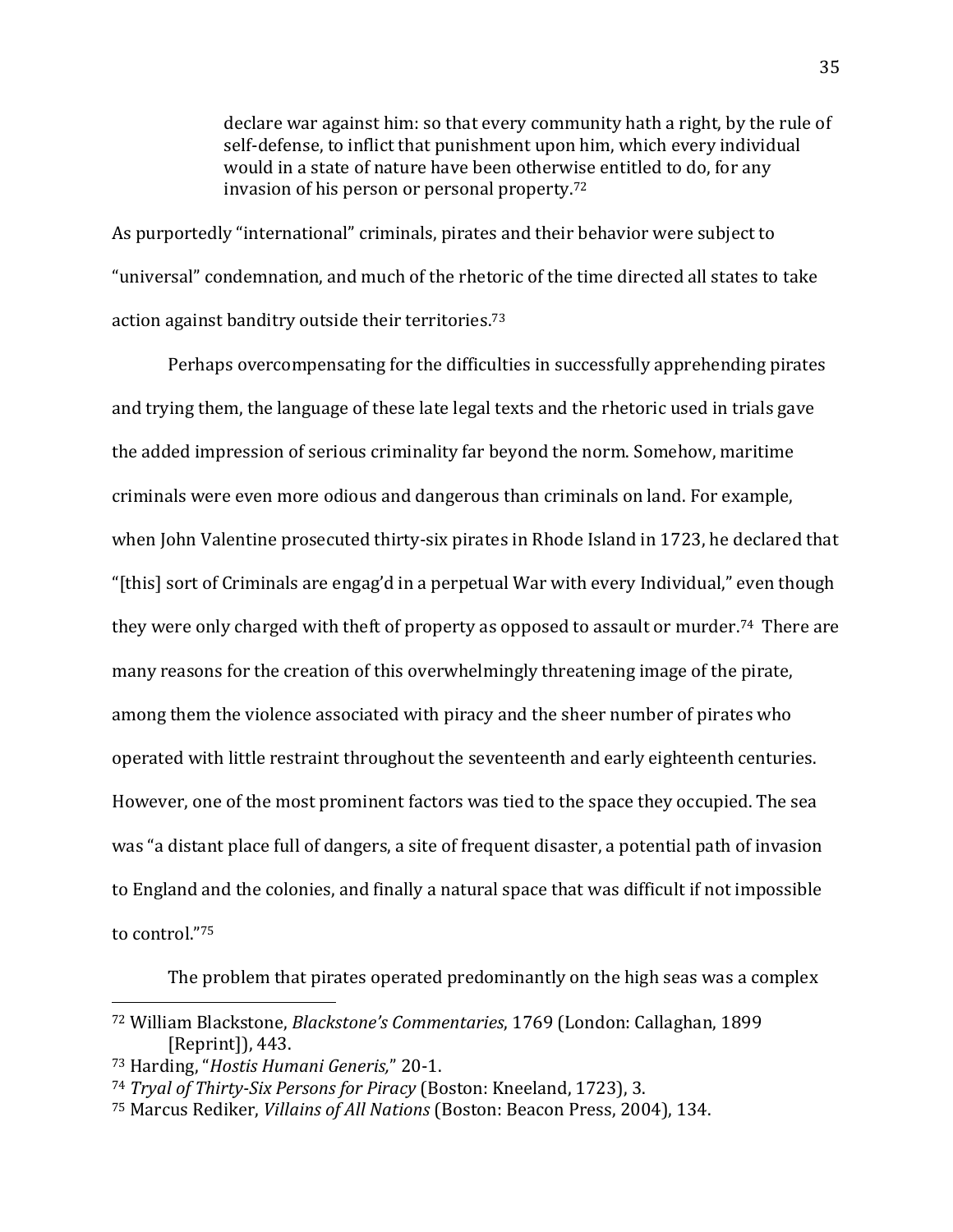> declare war against him: so that every community hath a right, by the rule of self-defense, to inflict that punishment upon him, which every individual would in a state of nature have been otherwise entitled to do, for any invasion of his person or personal property.[72]

As purportedly "international" criminals, pirates and their behavior were subject to "universal" condemnation, and much of the rhetoric of the time directed all states to take action against banditry outside their territories.[73]

Perhaps overcompensating for the difficulties in successfully apprehending pirates and trying them, the language of these late legal texts and the rhetoric used in trials gave the added impression of serious criminality far beyond the norm. Somehow, maritime criminals were even more odious and dangerous than criminals on land. For example, when John Valentine prosecuted thirty-six pirates in Rhode Island in 1723, he declared that "[this] sort of Criminals are engag'd in a perpetual War with every Individual," even though they were only charged with theft of property as opposed to assault or murder.[74] There are many reasons for the creation of this overwhelmingly threatening image of the pirate, among them the violence associated with piracy and the sheer number of pirates who operated with little restraint throughout the seventeenth and early eighteenth centuries. However, one of the most prominent factors was tied to the space they occupied. The sea was "a distant place full of dangers, a site of frequent disaster, a potential path of invasion to England and the colonies, and finally a natural space that was difficult if not impossible to control."[75]

The problem that pirates operated predominantly on the high seas was a complex

---

[72] William Blackstone, *Blackstone's Commentaries*, 1769 (London: Callaghan, 1899 [Reprint]), 443.

[73] Harding, "*Hostis Humani Generis,*" 20-1.

[74] *Tryal of Thirty-Six Persons for Piracy* (Boston: Kneeland, 1723), 3.

[75] Marcus Rediker, *Villains of All Nations* (Boston: Beacon Press, 2004), 134.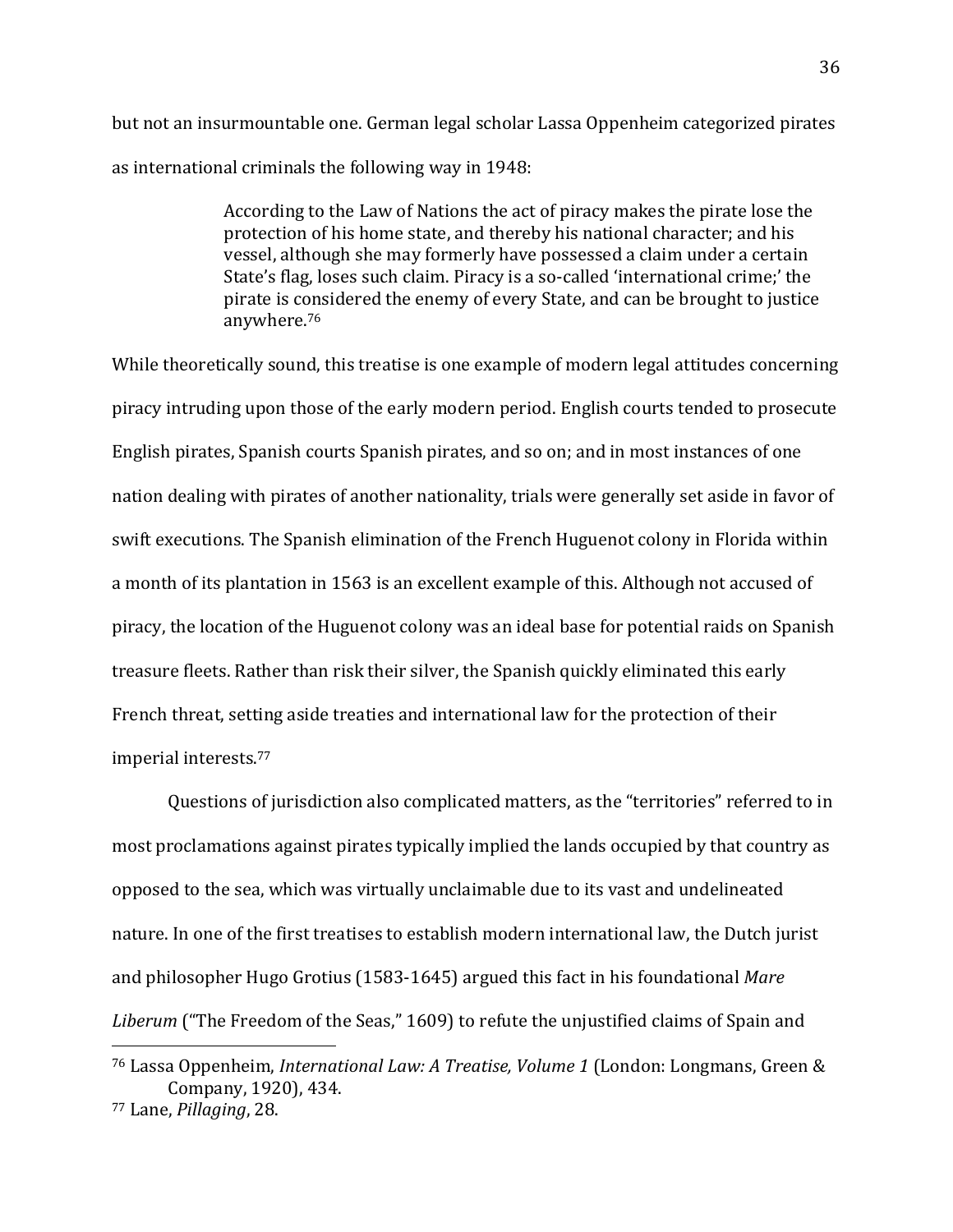but not an insurmountable one. German legal scholar Lassa Oppenheim categorized pirates as international criminals the following way in 1948:

> According to the Law of Nations the act of piracy makes the pirate lose the protection of his home state, and thereby his national character; and his vessel, although she may formerly have possessed a claim under a certain State's flag, loses such claim. Piracy is a so-called 'international crime;' the pirate is considered the enemy of every State, and can be brought to justice anywhere.[76]

While theoretically sound, this treatise is one example of modern legal attitudes concerning piracy intruding upon those of the early modern period. English courts tended to prosecute English pirates, Spanish courts Spanish pirates, and so on; and in most instances of one nation dealing with pirates of another nationality, trials were generally set aside in favor of swift executions. The Spanish elimination of the French Huguenot colony in Florida within a month of its plantation in 1563 is an excellent example of this. Although not accused of piracy, the location of the Huguenot colony was an ideal base for potential raids on Spanish treasure fleets. Rather than risk their silver, the Spanish quickly eliminated this early French threat, setting aside treaties and international law for the protection of their imperial interests.[77]

Questions of jurisdiction also complicated matters, as the "territories" referred to in most proclamations against pirates typically implied the lands occupied by that country as opposed to the sea, which was virtually unclaimable due to its vast and undelineated nature. In one of the first treatises to establish modern international law, the Dutch jurist and philosopher Hugo Grotius (1583-1645) argued this fact in his foundational *Mare Liberum* ("The Freedom of the Seas," 1609) to refute the unjustified claims of Spain and

---

[76] Lassa Oppenheim, *International Law: A Treatise, Volume 1* (London: Longmans, Green & Company, 1920), 434.

[77] Lane, *Pillaging*, 28.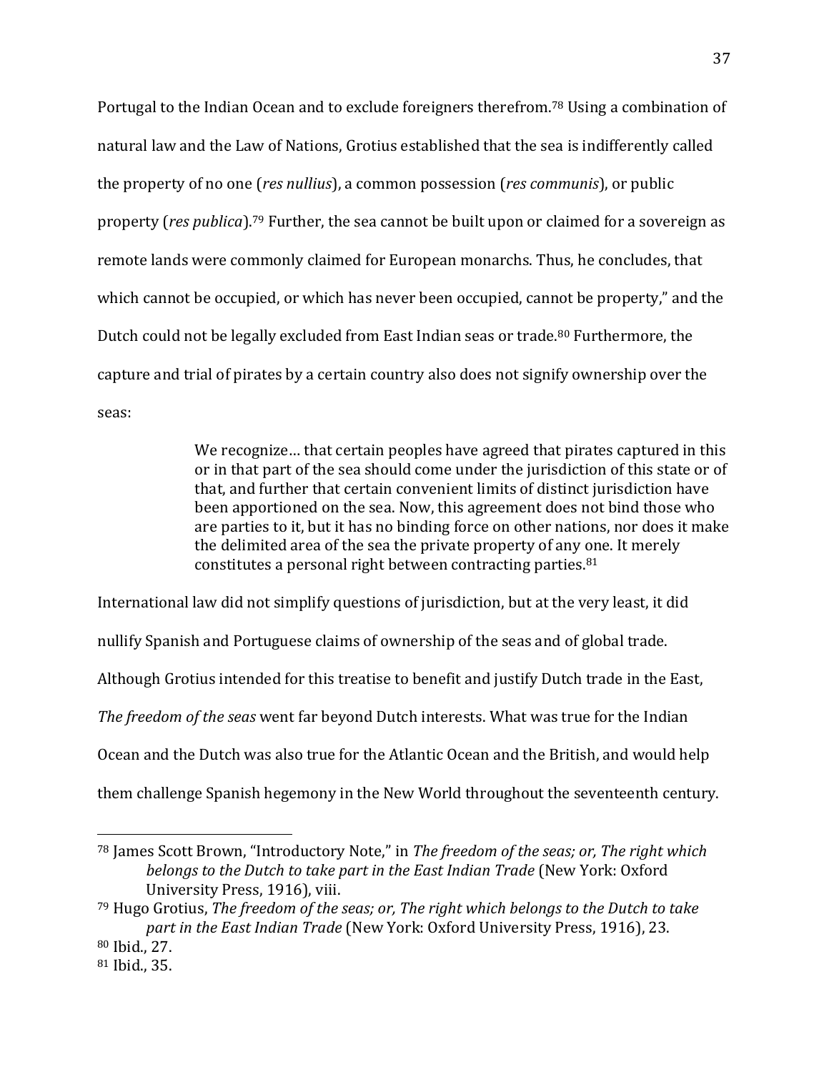Portugal to the Indian Ocean and to exclude foreigners therefrom.[78] Using a combination of natural law and the Law of Nations, Grotius established that the sea is indifferently called the property of no one (*res nullius*), a common possession (*res communis*), or public property (*res publica*).[79] Further, the sea cannot be built upon or claimed for a sovereign as remote lands were commonly claimed for European monarchs. Thus, he concludes, that which cannot be occupied, or which has never been occupied, cannot be property," and the Dutch could not be legally excluded from East Indian seas or trade.[80] Furthermore, the capture and trial of pirates by a certain country also does not signify ownership over the seas:

> We recognize… that certain peoples have agreed that pirates captured in this or in that part of the sea should come under the jurisdiction of this state or of that, and further that certain convenient limits of distinct jurisdiction have been apportioned on the sea. Now, this agreement does not bind those who are parties to it, but it has no binding force on other nations, nor does it make the delimited area of the sea the private property of any one. It merely constitutes a personal right between contracting parties.[81]

International law did not simplify questions of jurisdiction, but at the very least, it did nullify Spanish and Portuguese claims of ownership of the seas and of global trade. Although Grotius intended for this treatise to benefit and justify Dutch trade in the East, *The freedom of the seas* went far beyond Dutch interests. What was true for the Indian Ocean and the Dutch was also true for the Atlantic Ocean and the British, and would help them challenge Spanish hegemony in the New World throughout the seventeenth century.

---

[78] James Scott Brown, "Introductory Note," in *The freedom of the seas; or, The right which belongs to the Dutch to take part in the East Indian Trade* (New York: Oxford University Press, 1916), viii.

[79] Hugo Grotius, *The freedom of the seas; or, The right which belongs to the Dutch to take part in the East Indian Trade* (New York: Oxford University Press, 1916), 23.

[80] Ibid., 27.

[81] Ibid., 35.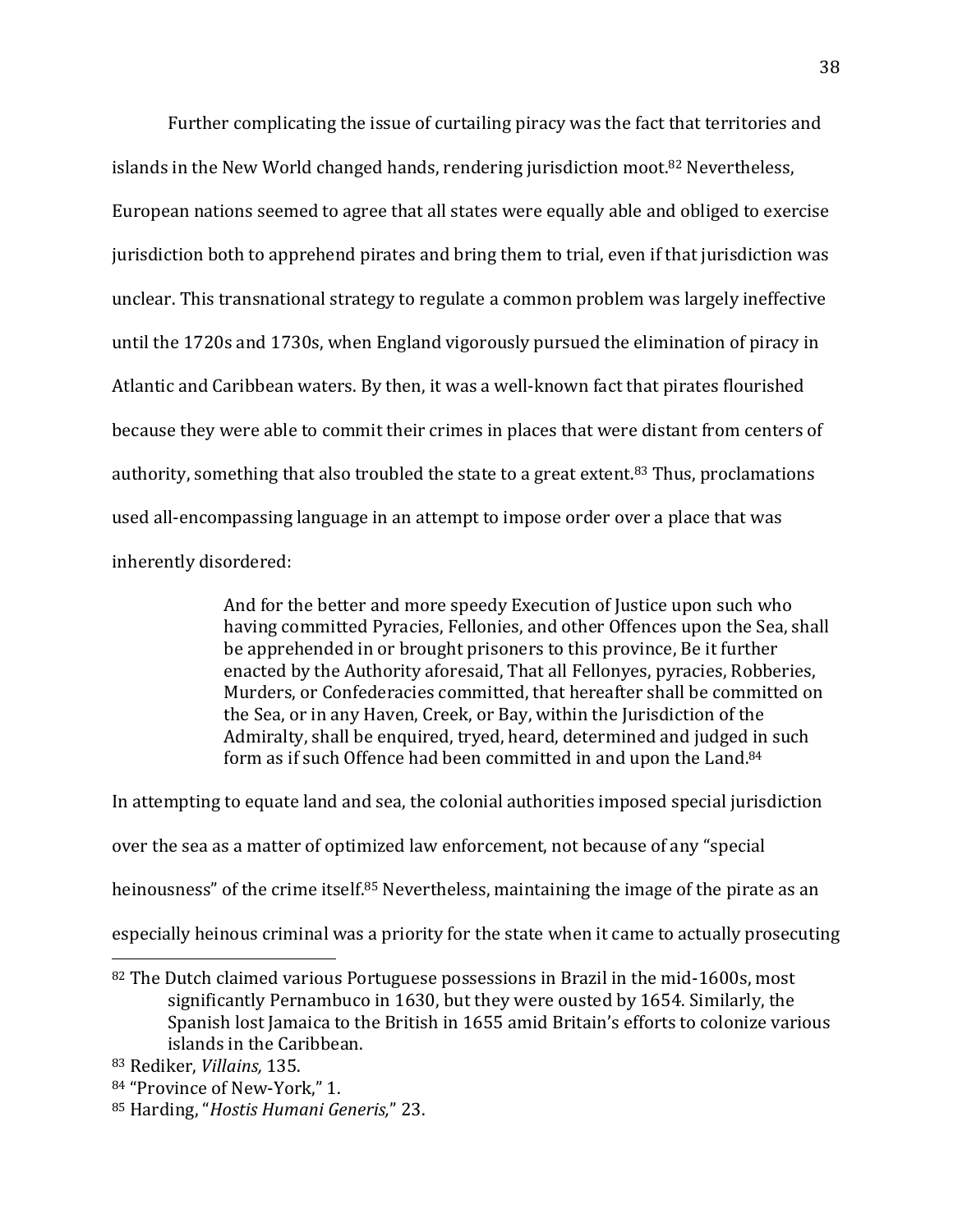Further complicating the issue of curtailing piracy was the fact that territories and islands in the New World changed hands, rendering jurisdiction moot.[82] Nevertheless, European nations seemed to agree that all states were equally able and obliged to exercise jurisdiction both to apprehend pirates and bring them to trial, even if that jurisdiction was unclear. This transnational strategy to regulate a common problem was largely ineffective until the 1720s and 1730s, when England vigorously pursued the elimination of piracy in Atlantic and Caribbean waters. By then, it was a well-known fact that pirates flourished because they were able to commit their crimes in places that were distant from centers of authority, something that also troubled the state to a great extent.[83] Thus, proclamations used all-encompassing language in an attempt to impose order over a place that was inherently disordered:

> And for the better and more speedy Execution of Justice upon such who having committed Pyracies, Fellonies, and other Offences upon the Sea, shall be apprehended in or brought prisoners to this province, Be it further enacted by the Authority aforesaid, That all Fellonyes, pyracies, Robberies, Murders, or Confederacies committed, that hereafter shall be committed on the Sea, or in any Haven, Creek, or Bay, within the Jurisdiction of the Admiralty, shall be enquired, tryed, heard, determined and judged in such form as if such Offence had been committed in and upon the Land.[84]

In attempting to equate land and sea, the colonial authorities imposed special jurisdiction over the sea as a matter of optimized law enforcement, not because of any "special heinousness" of the crime itself.[85] Nevertheless, maintaining the image of the pirate as an especially heinous criminal was a priority for the state when it came to actually prosecuting

---

[82] The Dutch claimed various Portuguese possessions in Brazil in the mid-1600s, most significantly Pernambuco in 1630, but they were ousted by 1654. Similarly, the Spanish lost Jamaica to the British in 1655 amid Britain's efforts to colonize various islands in the Caribbean.

[83] Rediker, *Villains,* 135.

[84] "Province of New-York," 1.

[85] Harding, "*Hostis Humani Generis,*" 23.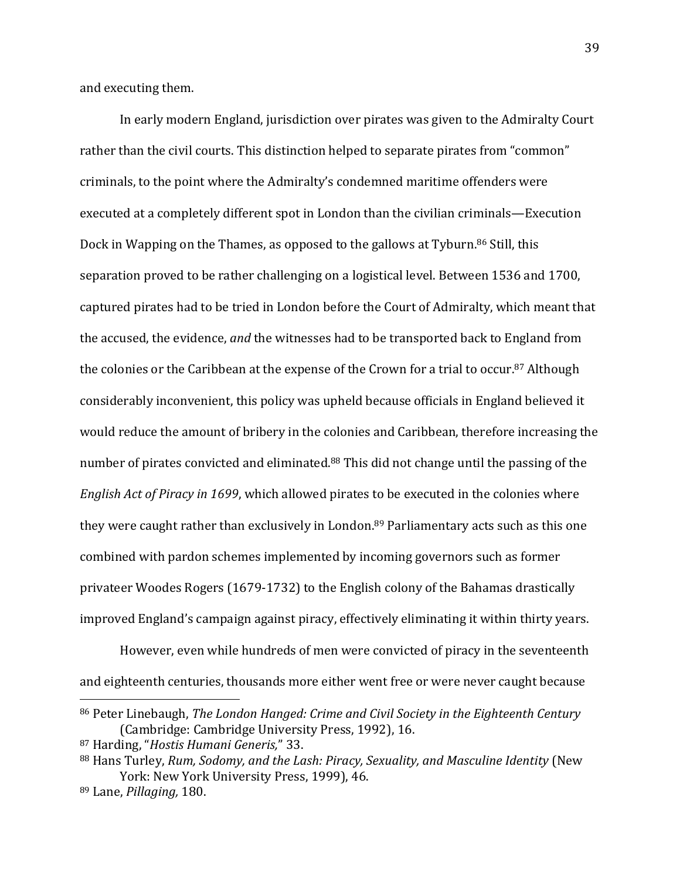and executing them.

In early modern England, jurisdiction over pirates was given to the Admiralty Court rather than the civil courts. This distinction helped to separate pirates from "common" criminals, to the point where the Admiralty's condemned maritime offenders were executed at a completely different spot in London than the civilian criminals—Execution Dock in Wapping on the Thames, as opposed to the gallows at Tyburn.[86] Still, this separation proved to be rather challenging on a logistical level. Between 1536 and 1700, captured pirates had to be tried in London before the Court of Admiralty, which meant that the accused, the evidence, *and* the witnesses had to be transported back to England from the colonies or the Caribbean at the expense of the Crown for a trial to occur.[87] Although considerably inconvenient, this policy was upheld because officials in England believed it would reduce the amount of bribery in the colonies and Caribbean, therefore increasing the number of pirates convicted and eliminated.[88] This did not change until the passing of the *English Act of Piracy in 1699*, which allowed pirates to be executed in the colonies where they were caught rather than exclusively in London.[89] Parliamentary acts such as this one combined with pardon schemes implemented by incoming governors such as former privateer Woodes Rogers (1679-1732) to the English colony of the Bahamas drastically improved England's campaign against piracy, effectively eliminating it within thirty years.

However, even while hundreds of men were convicted of piracy in the seventeenth and eighteenth centuries, thousands more either went free or were never caught because

---

[86] Peter Linebaugh, *The London Hanged: Crime and Civil Society in the Eighteenth Century* (Cambridge: Cambridge University Press, 1992), 16.

[87] Harding, "*Hostis Humani Generis,*" 33.

[88] Hans Turley, *Rum, Sodomy, and the Lash: Piracy, Sexuality, and Masculine Identity* (New York: New York University Press, 1999), 46.

[89] Lane, *Pillaging,* 180.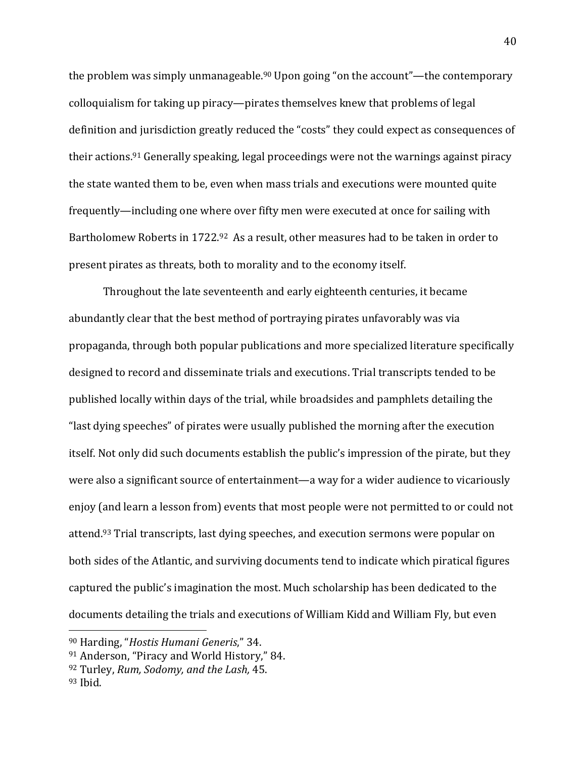the problem was simply unmanageable.[90] Upon going "on the account"—the contemporary colloquialism for taking up piracy—pirates themselves knew that problems of legal definition and jurisdiction greatly reduced the "costs" they could expect as consequences of their actions.[91] Generally speaking, legal proceedings were not the warnings against piracy the state wanted them to be, even when mass trials and executions were mounted quite frequently—including one where over fifty men were executed at once for sailing with Bartholomew Roberts in 1722.[92] As a result, other measures had to be taken in order to present pirates as threats, both to morality and to the economy itself.

Throughout the late seventeenth and early eighteenth centuries, it became abundantly clear that the best method of portraying pirates unfavorably was via propaganda, through both popular publications and more specialized literature specifically designed to record and disseminate trials and executions. Trial transcripts tended to be published locally within days of the trial, while broadsides and pamphlets detailing the "last dying speeches" of pirates were usually published the morning after the execution itself. Not only did such documents establish the public's impression of the pirate, but they were also a significant source of entertainment—a way for a wider audience to vicariously enjoy (and learn a lesson from) events that most people were not permitted to or could not attend.[93] Trial transcripts, last dying speeches, and execution sermons were popular on both sides of the Atlantic, and surviving documents tend to indicate which piratical figures captured the public's imagination the most. Much scholarship has been dedicated to the documents detailing the trials and executions of William Kidd and William Fly, but even

---

[90] Harding, "*Hostis Humani Generis*," 34.

[91] Anderson, "Piracy and World History," 84.

[92] Turley, *Rum, Sodomy, and the Lash,* 45.

[93] Ibid.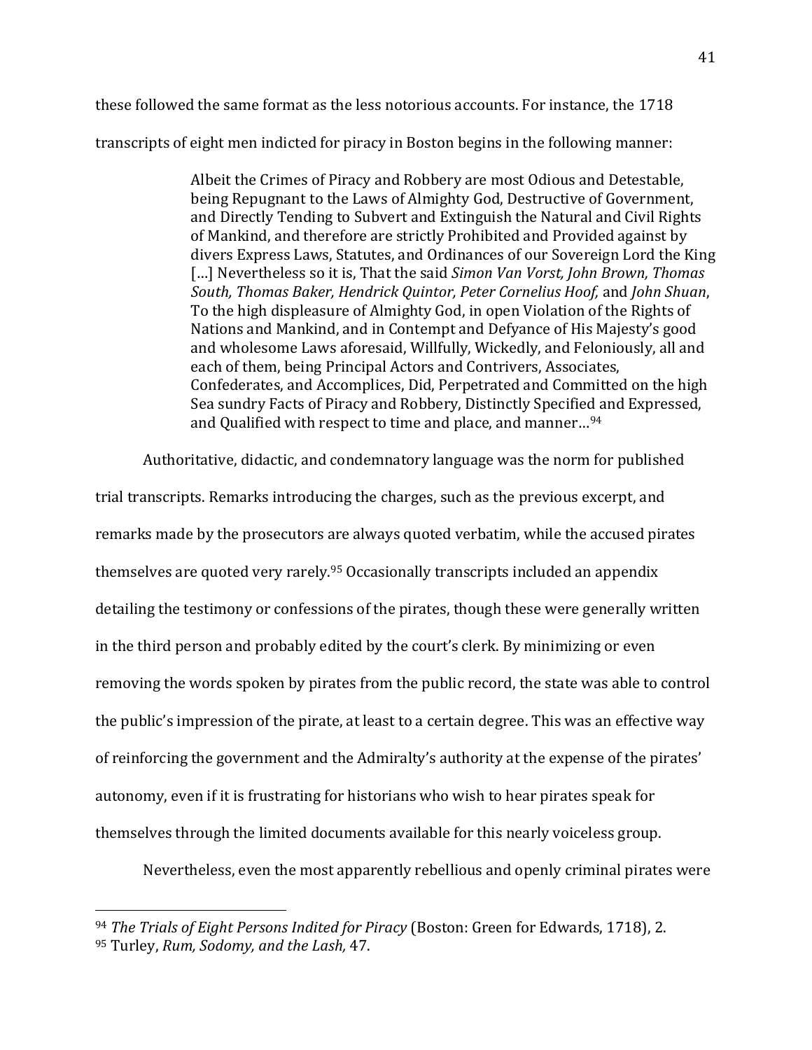these followed the same format as the less notorious accounts. For instance, the 1718 transcripts of eight men indicted for piracy in Boston begins in the following manner:

> Albeit the Crimes of Piracy and Robbery are most Odious and Detestable, being Repugnant to the Laws of Almighty God, Destructive of Government, and Directly Tending to Subvert and Extinguish the Natural and Civil Rights of Mankind, and therefore are strictly Prohibited and Provided against by divers Express Laws, Statutes, and Ordinances of our Sovereign Lord the King […] Nevertheless so it is, That the said *Simon Van Vorst, John Brown, Thomas South, Thomas Baker, Hendrick Quintor, Peter Cornelius Hoof,* and *John Shuan*, To the high displeasure of Almighty God, in open Violation of the Rights of Nations and Mankind, and in Contempt and Defyance of His Majesty's good and wholesome Laws aforesaid, Willfully, Wickedly, and Feloniously, all and each of them, being Principal Actors and Contrivers, Associates, Confederates, and Accomplices, Did, Perpetrated and Committed on the high Sea sundry Facts of Piracy and Robbery, Distinctly Specified and Expressed, and Qualified with respect to time and place, and manner…[94]

Authoritative, didactic, and condemnatory language was the norm for published trial transcripts. Remarks introducing the charges, such as the previous excerpt, and remarks made by the prosecutors are always quoted verbatim, while the accused pirates themselves are quoted very rarely.[95] Occasionally transcripts included an appendix detailing the testimony or confessions of the pirates, though these were generally written in the third person and probably edited by the court's clerk. By minimizing or even removing the words spoken by pirates from the public record, the state was able to control the public's impression of the pirate, at least to a certain degree. This was an effective way of reinforcing the government and the Admiralty's authority at the expense of the pirates' autonomy, even if it is frustrating for historians who wish to hear pirates speak for themselves through the limited documents available for this nearly voiceless group.

Nevertheless, even the most apparently rebellious and openly criminal pirates were

---

[94] *The Trials of Eight Persons Indited for Piracy* (Boston: Green for Edwards, 1718), 2.

[95] Turley, *Rum, Sodomy, and the Lash,* 47.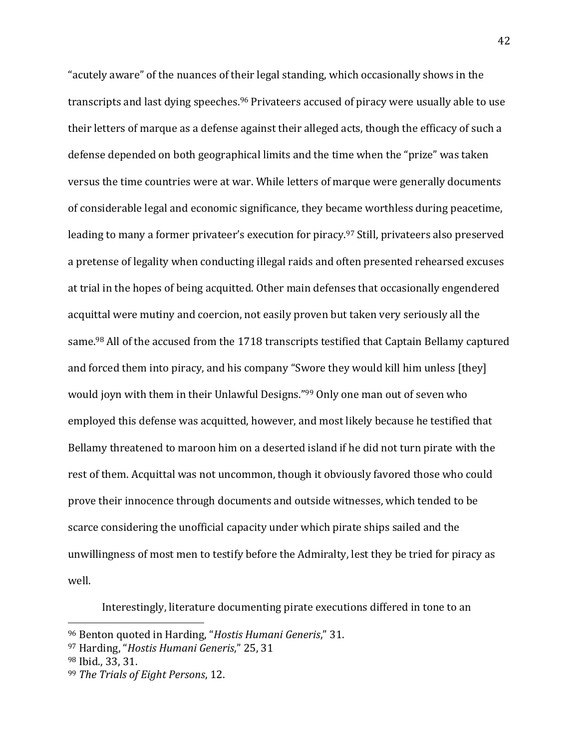"acutely aware" of the nuances of their legal standing, which occasionally shows in the transcripts and last dying speeches.[96] Privateers accused of piracy were usually able to use their letters of marque as a defense against their alleged acts, though the efficacy of such a defense depended on both geographical limits and the time when the "prize" was taken versus the time countries were at war. While letters of marque were generally documents of considerable legal and economic significance, they became worthless during peacetime, leading to many a former privateer's execution for piracy.[97] Still, privateers also preserved a pretense of legality when conducting illegal raids and often presented rehearsed excuses at trial in the hopes of being acquitted. Other main defenses that occasionally engendered acquittal were mutiny and coercion, not easily proven but taken very seriously all the same.[98] All of the accused from the 1718 transcripts testified that Captain Bellamy captured and forced them into piracy, and his company "Swore they would kill him unless [they] would joyn with them in their Unlawful Designs."[99] Only one man out of seven who employed this defense was acquitted, however, and most likely because he testified that Bellamy threatened to maroon him on a deserted island if he did not turn pirate with the rest of them. Acquittal was not uncommon, though it obviously favored those who could prove their innocence through documents and outside witnesses, which tended to be scarce considering the unofficial capacity under which pirate ships sailed and the unwillingness of most men to testify before the Admiralty, lest they be tried for piracy as well.

Interestingly, literature documenting pirate executions differed in tone to an

---

[96] Benton quoted in Harding, "*Hostis Humani Generis*," 31.

[97] Harding, "*Hostis Humani Generis*," 25, 31

[98] Ibid., 33, 31.

[99] *The Trials of Eight Persons*, 12.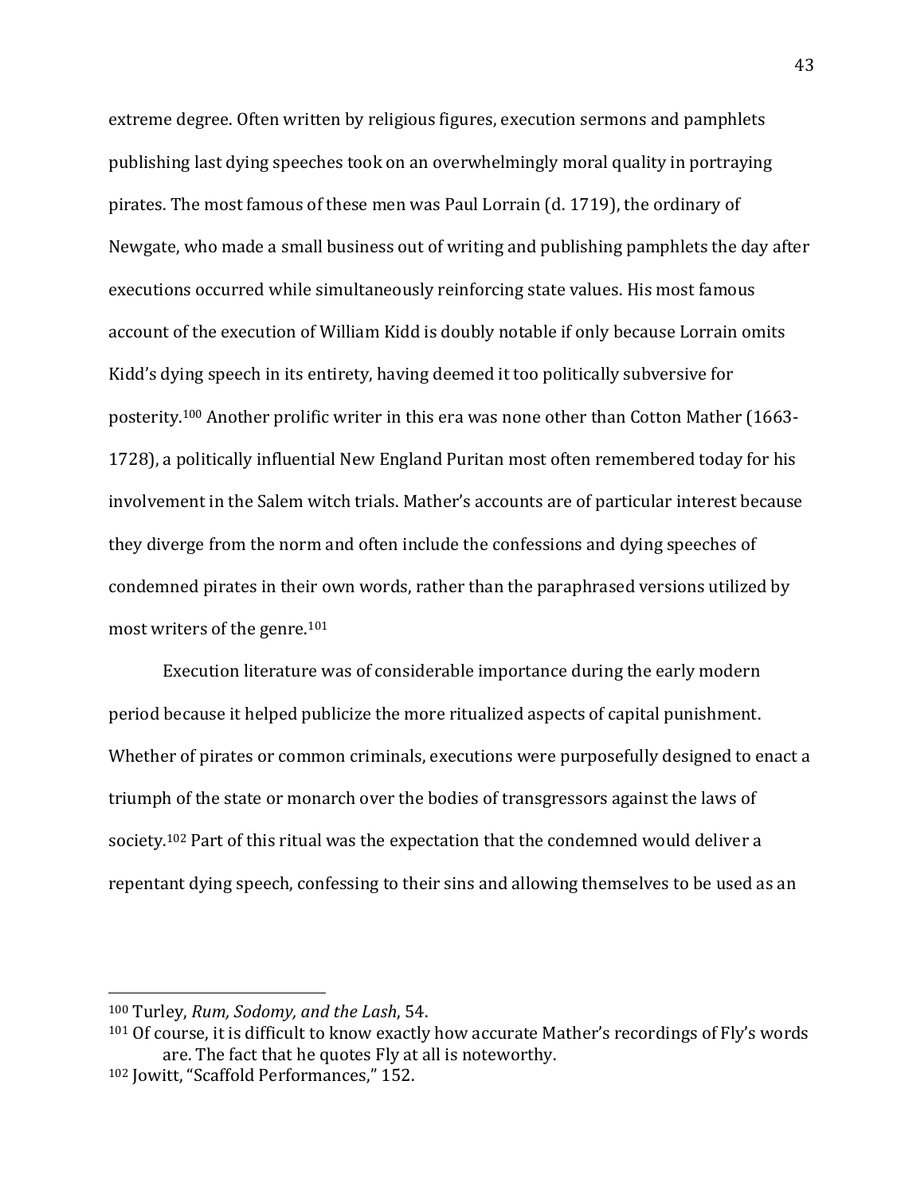extreme degree. Often written by religious figures, execution sermons and pamphlets publishing last dying speeches took on an overwhelmingly moral quality in portraying pirates. The most famous of these men was Paul Lorrain (d. 1719), the ordinary of Newgate, who made a small business out of writing and publishing pamphlets the day after executions occurred while simultaneously reinforcing state values. His most famous account of the execution of William Kidd is doubly notable if only because Lorrain omits Kidd's dying speech in its entirety, having deemed it too politically subversive for posterity.[100] Another prolific writer in this era was none other than Cotton Mather (1663-1728), a politically influential New England Puritan most often remembered today for his involvement in the Salem witch trials. Mather's accounts are of particular interest because they diverge from the norm and often include the confessions and dying speeches of condemned pirates in their own words, rather than the paraphrased versions utilized by most writers of the genre.[101]

Execution literature was of considerable importance during the early modern period because it helped publicize the more ritualized aspects of capital punishment. Whether of pirates or common criminals, executions were purposefully designed to enact a triumph of the state or monarch over the bodies of transgressors against the laws of society.[102] Part of this ritual was the expectation that the condemned would deliver a repentant dying speech, confessing to their sins and allowing themselves to be used as an

---

[100] Turley, *Rum, Sodomy, and the Lash*, 54.

[101] Of course, it is difficult to know exactly how accurate Mather's recordings of Fly's words are. The fact that he quotes Fly at all is noteworthy.

[102] Jowitt, "Scaffold Performances," 152.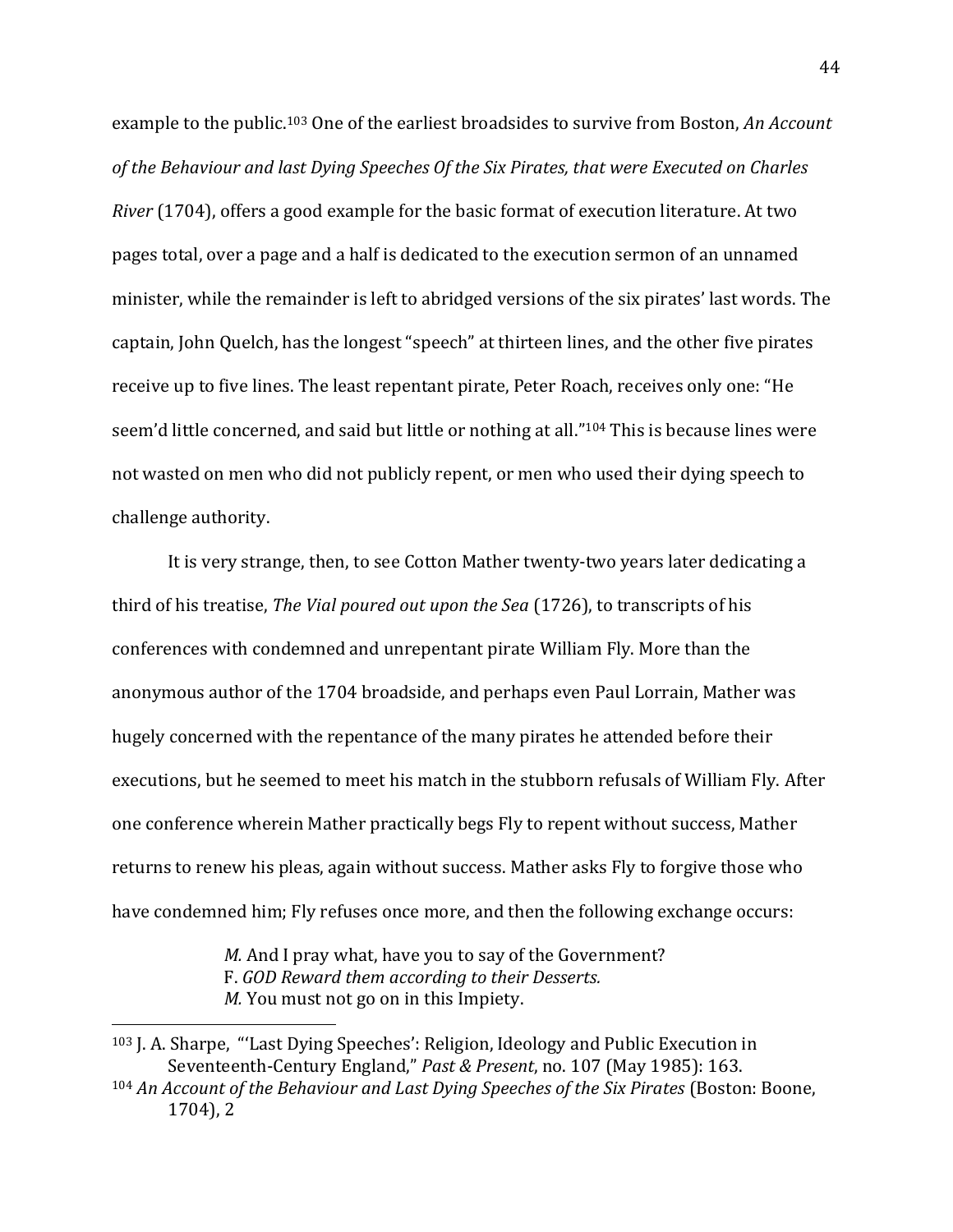example to the public.[103] One of the earliest broadsides to survive from Boston, *An Account of the Behaviour and last Dying Speeches Of the Six Pirates, that were Executed on Charles River* (1704), offers a good example for the basic format of execution literature. At two pages total, over a page and a half is dedicated to the execution sermon of an unnamed minister, while the remainder is left to abridged versions of the six pirates' last words. The captain, John Quelch, has the longest "speech" at thirteen lines, and the other five pirates receive up to five lines. The least repentant pirate, Peter Roach, receives only one: "He seem'd little concerned, and said but little or nothing at all."[104] This is because lines were not wasted on men who did not publicly repent, or men who used their dying speech to challenge authority.

It is very strange, then, to see Cotton Mather twenty-two years later dedicating a third of his treatise, *The Vial poured out upon the Sea* (1726), to transcripts of his conferences with condemned and unrepentant pirate William Fly. More than the anonymous author of the 1704 broadside, and perhaps even Paul Lorrain, Mather was hugely concerned with the repentance of the many pirates he attended before their executions, but he seemed to meet his match in the stubborn refusals of William Fly. After one conference wherein Mather practically begs Fly to repent without success, Mather returns to renew his pleas, again without success. Mather asks Fly to forgive those who have condemned him; Fly refuses once more, and then the following exchange occurs:

> *M.* And I pray what, have you to say of the Government?
> F. *GOD Reward them according to their Desserts.*
> *M.* You must not go on in this Impiety.

---

[103] J. A. Sharpe, "'Last Dying Speeches': Religion, Ideology and Public Execution in Seventeenth-Century England," *Past & Present*, no. 107 (May 1985): 163.

[104] *An Account of the Behaviour and Last Dying Speeches of the Six Pirates* (Boston: Boone, 1704), 2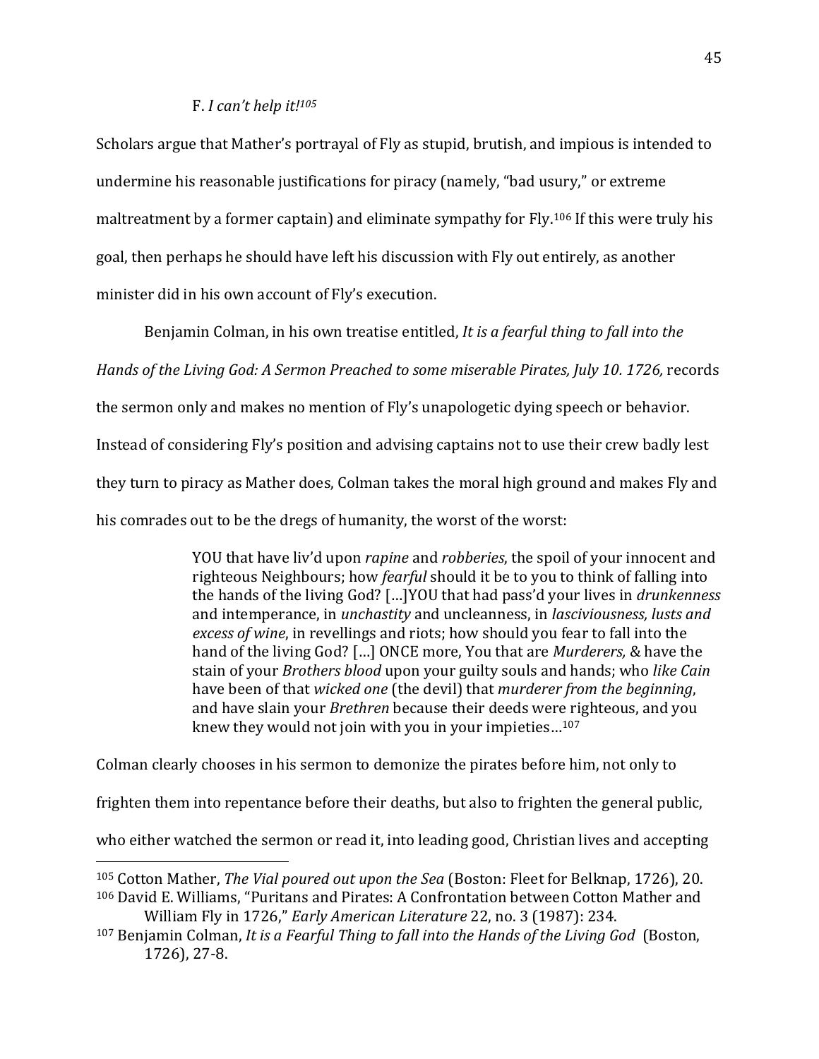F. *I can't help it!*[105]

Scholars argue that Mather's portrayal of Fly as stupid, brutish, and impious is intended to undermine his reasonable justifications for piracy (namely, "bad usury," or extreme maltreatment by a former captain) and eliminate sympathy for Fly.[106] If this were truly his goal, then perhaps he should have left his discussion with Fly out entirely, as another minister did in his own account of Fly's execution.

Benjamin Colman, in his own treatise entitled, *It is a fearful thing to fall into the Hands of the Living God: A Sermon Preached to some miserable Pirates, July 10. 1726,* records the sermon only and makes no mention of Fly's unapologetic dying speech or behavior. Instead of considering Fly's position and advising captains not to use their crew badly lest they turn to piracy as Mather does, Colman takes the moral high ground and makes Fly and his comrades out to be the dregs of humanity, the worst of the worst:

> YOU that have liv'd upon *rapine* and *robberies*, the spoil of your innocent and righteous Neighbours; how *fearful* should it be to you to think of falling into the hands of the living God? […]YOU that had pass'd your lives in *drunkenness* and intemperance, in *unchastity* and uncleanness, in *lasciviousness, lusts and excess of wine*, in revellings and riots; how should you fear to fall into the hand of the living God? […] ONCE more, You that are *Murderers,* & have the stain of your *Brothers blood* upon your guilty souls and hands; who *like Cain* have been of that *wicked one* (the devil) that *murderer from the beginning*, and have slain your *Brethren* because their deeds were righteous, and you knew they would not join with you in your impieties…[107]

Colman clearly chooses in his sermon to demonize the pirates before him, not only to frighten them into repentance before their deaths, but also to frighten the general public, who either watched the sermon or read it, into leading good, Christian lives and accepting

---

[105] Cotton Mather, *The Vial poured out upon the Sea* (Boston: Fleet for Belknap, 1726), 20.

[106] David E. Williams, "Puritans and Pirates: A Confrontation between Cotton Mather and William Fly in 1726," *Early American Literature* 22, no. 3 (1987): 234.

[107] Benjamin Colman, *It is a Fearful Thing to fall into the Hands of the Living God* (Boston, 1726), 27-8.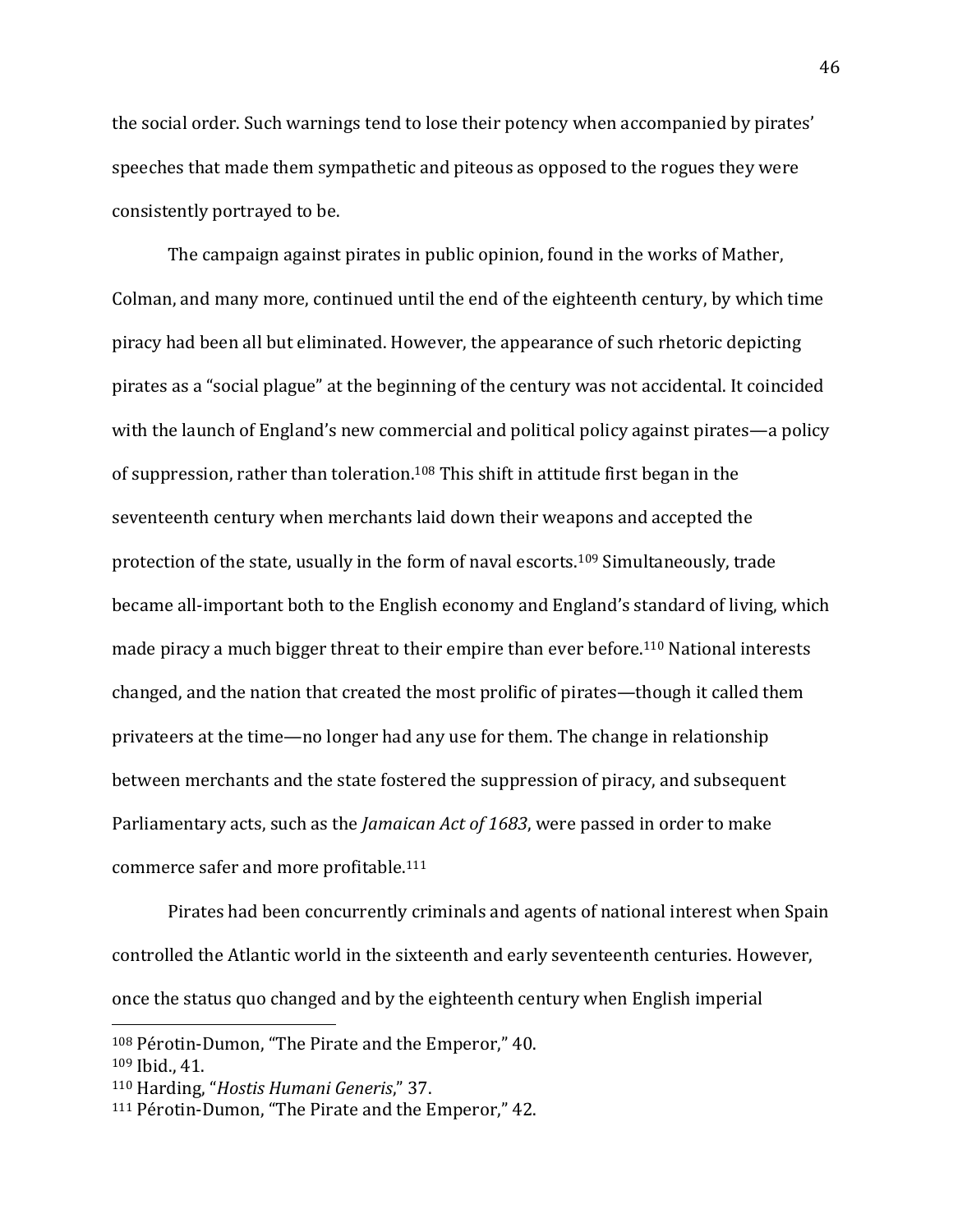the social order. Such warnings tend to lose their potency when accompanied by pirates' speeches that made them sympathetic and piteous as opposed to the rogues they were consistently portrayed to be.

The campaign against pirates in public opinion, found in the works of Mather, Colman, and many more, continued until the end of the eighteenth century, by which time piracy had been all but eliminated. However, the appearance of such rhetoric depicting pirates as a "social plague" at the beginning of the century was not accidental. It coincided with the launch of England's new commercial and political policy against pirates—a policy of suppression, rather than toleration.[108] This shift in attitude first began in the seventeenth century when merchants laid down their weapons and accepted the protection of the state, usually in the form of naval escorts.[109] Simultaneously, trade became all-important both to the English economy and England's standard of living, which made piracy a much bigger threat to their empire than ever before.[110] National interests changed, and the nation that created the most prolific of pirates—though it called them privateers at the time—no longer had any use for them. The change in relationship between merchants and the state fostered the suppression of piracy, and subsequent Parliamentary acts, such as the *Jamaican Act of 1683*, were passed in order to make commerce safer and more profitable.[111]

Pirates had been concurrently criminals and agents of national interest when Spain controlled the Atlantic world in the sixteenth and early seventeenth centuries. However, once the status quo changed and by the eighteenth century when English imperial

[108] Pérotin-Dumon, "The Pirate and the Emperor," 40.

[109] Ibid., 41.

[110] Harding, "*Hostis Humani Generis*," 37.

[111] Pérotin-Dumon, "The Pirate and the Emperor," 42.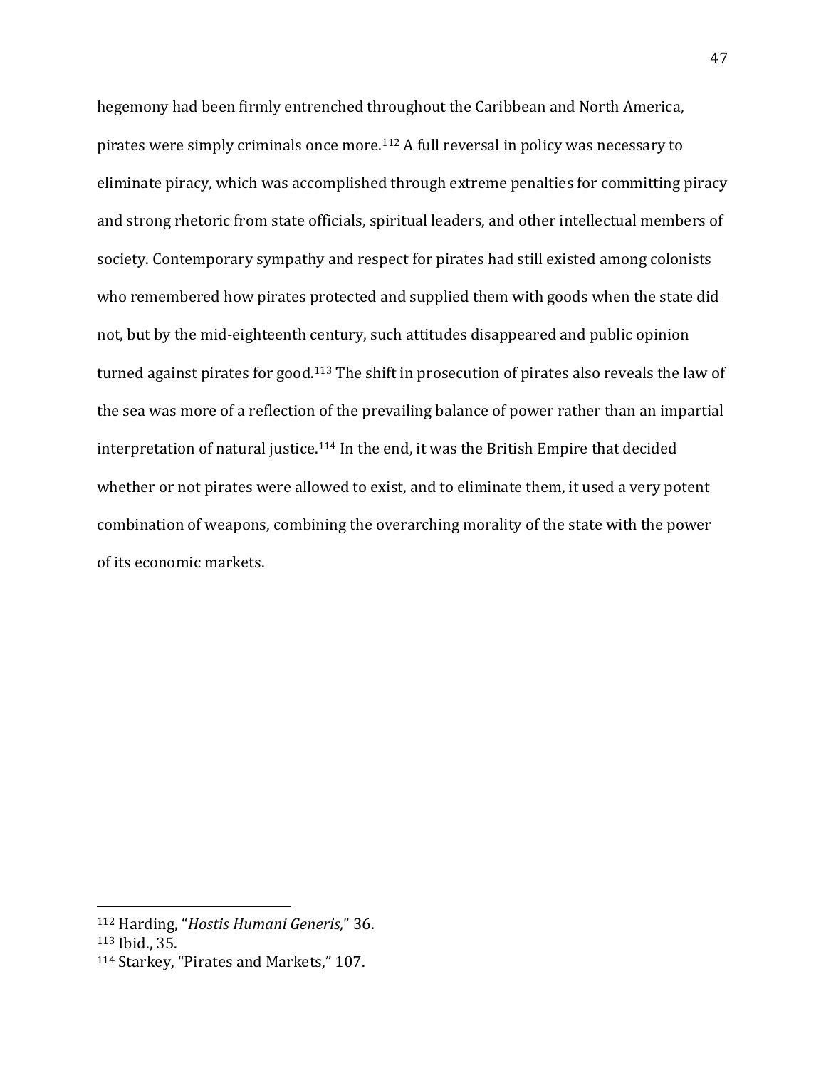hegemony had been firmly entrenched throughout the Caribbean and North America, pirates were simply criminals once more.[112] A full reversal in policy was necessary to eliminate piracy, which was accomplished through extreme penalties for committing piracy and strong rhetoric from state officials, spiritual leaders, and other intellectual members of society. Contemporary sympathy and respect for pirates had still existed among colonists who remembered how pirates protected and supplied them with goods when the state did not, but by the mid-eighteenth century, such attitudes disappeared and public opinion turned against pirates for good.[113] The shift in prosecution of pirates also reveals the law of the sea was more of a reflection of the prevailing balance of power rather than an impartial interpretation of natural justice.[114] In the end, it was the British Empire that decided whether or not pirates were allowed to exist, and to eliminate them, it used a very potent combination of weapons, combining the overarching morality of the state with the power of its economic markets.

---

[112] Harding, "*Hostis Humani Generis,*" 36.
[113] Ibid., 35.
[114] Starkey, "Pirates and Markets," 107.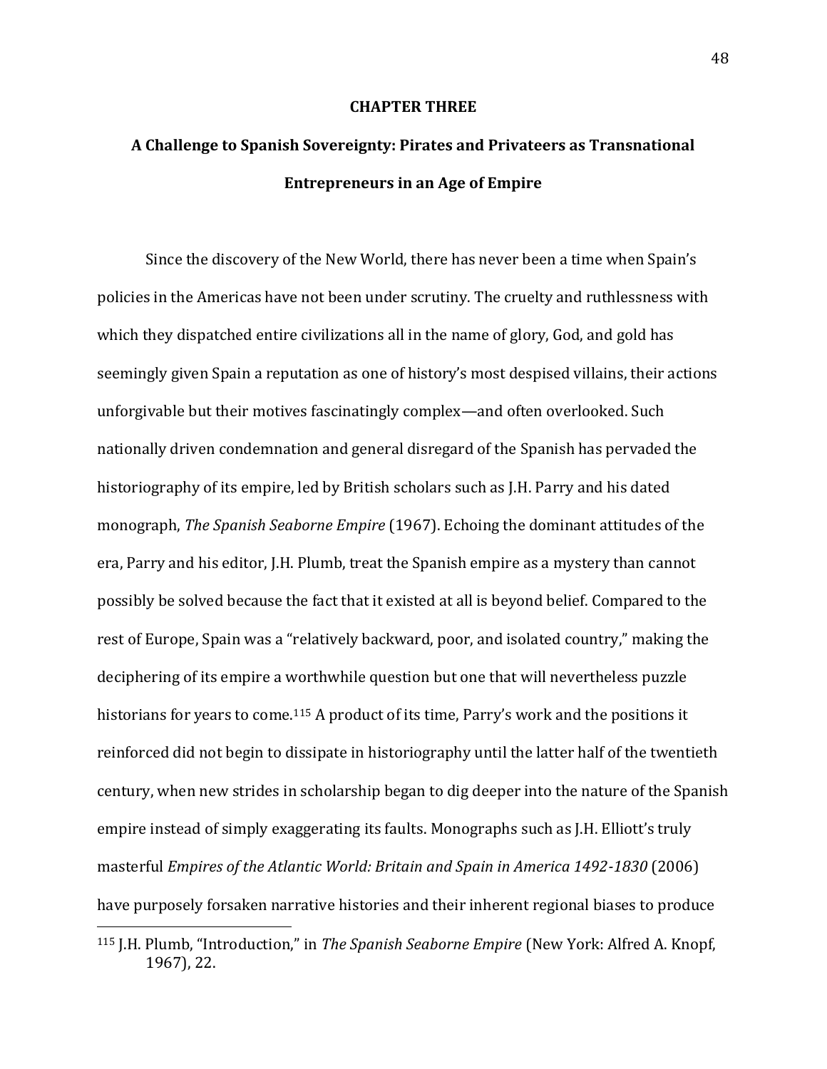# CHAPTER THREE

## A Challenge to Spanish Sovereignty: Pirates and Privateers as Transnational Entrepreneurs in an Age of Empire

Since the discovery of the New World, there has never been a time when Spain's policies in the Americas have not been under scrutiny. The cruelty and ruthlessness with which they dispatched entire civilizations all in the name of glory, God, and gold has seemingly given Spain a reputation as one of history's most despised villains, their actions unforgivable but their motives fascinatingly complex—and often overlooked. Such nationally driven condemnation and general disregard of the Spanish has pervaded the historiography of its empire, led by British scholars such as J.H. Parry and his dated monograph, *The Spanish Seaborne Empire* (1967). Echoing the dominant attitudes of the era, Parry and his editor, J.H. Plumb, treat the Spanish empire as a mystery than cannot possibly be solved because the fact that it existed at all is beyond belief. Compared to the rest of Europe, Spain was a "relatively backward, poor, and isolated country," making the deciphering of its empire a worthwhile question but one that will nevertheless puzzle historians for years to come.[115] A product of its time, Parry's work and the positions it reinforced did not begin to dissipate in historiography until the latter half of the twentieth century, when new strides in scholarship began to dig deeper into the nature of the Spanish empire instead of simply exaggerating its faults. Monographs such as J.H. Elliott's truly masterful *Empires of the Atlantic World: Britain and Spain in America 1492-1830* (2006) have purposely forsaken narrative histories and their inherent regional biases to produce

[115] J.H. Plumb, "Introduction," in *The Spanish Seaborne Empire* (New York: Alfred A. Knopf, 1967), 22.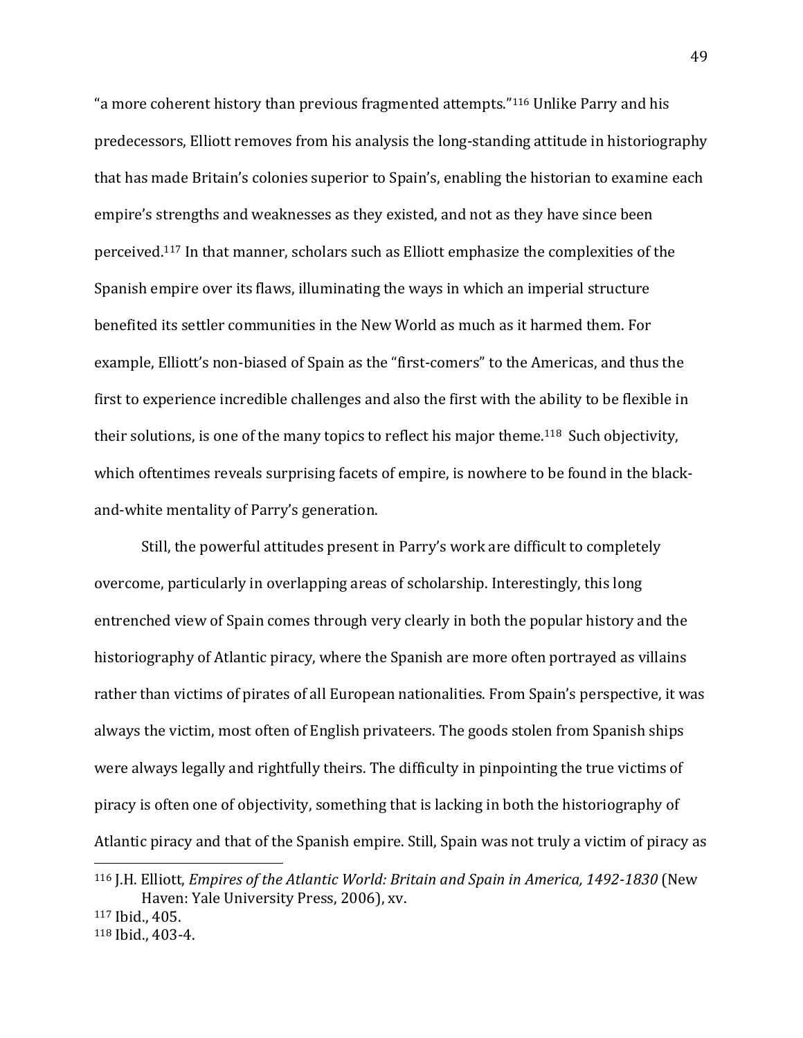"a more coherent history than previous fragmented attempts."[116] Unlike Parry and his predecessors, Elliott removes from his analysis the long-standing attitude in historiography that has made Britain's colonies superior to Spain's, enabling the historian to examine each empire's strengths and weaknesses as they existed, and not as they have since been perceived.[117] In that manner, scholars such as Elliott emphasize the complexities of the Spanish empire over its flaws, illuminating the ways in which an imperial structure benefited its settler communities in the New World as much as it harmed them. For example, Elliott's non-biased of Spain as the "first-comers" to the Americas, and thus the first to experience incredible challenges and also the first with the ability to be flexible in their solutions, is one of the many topics to reflect his major theme.[118] Such objectivity, which oftentimes reveals surprising facets of empire, is nowhere to be found in the black-and-white mentality of Parry's generation.

Still, the powerful attitudes present in Parry's work are difficult to completely overcome, particularly in overlapping areas of scholarship. Interestingly, this long entrenched view of Spain comes through very clearly in both the popular history and the historiography of Atlantic piracy, where the Spanish are more often portrayed as villains rather than victims of pirates of all European nationalities. From Spain's perspective, it was always the victim, most often of English privateers. The goods stolen from Spanish ships were always legally and rightfully theirs. The difficulty in pinpointing the true victims of piracy is often one of objectivity, something that is lacking in both the historiography of Atlantic piracy and that of the Spanish empire. Still, Spain was not truly a victim of piracy as

---

[116] J.H. Elliott, *Empires of the Atlantic World: Britain and Spain in America, 1492-1830* (New Haven: Yale University Press, 2006), xv.

[117] Ibid., 405.

[118] Ibid., 403-4.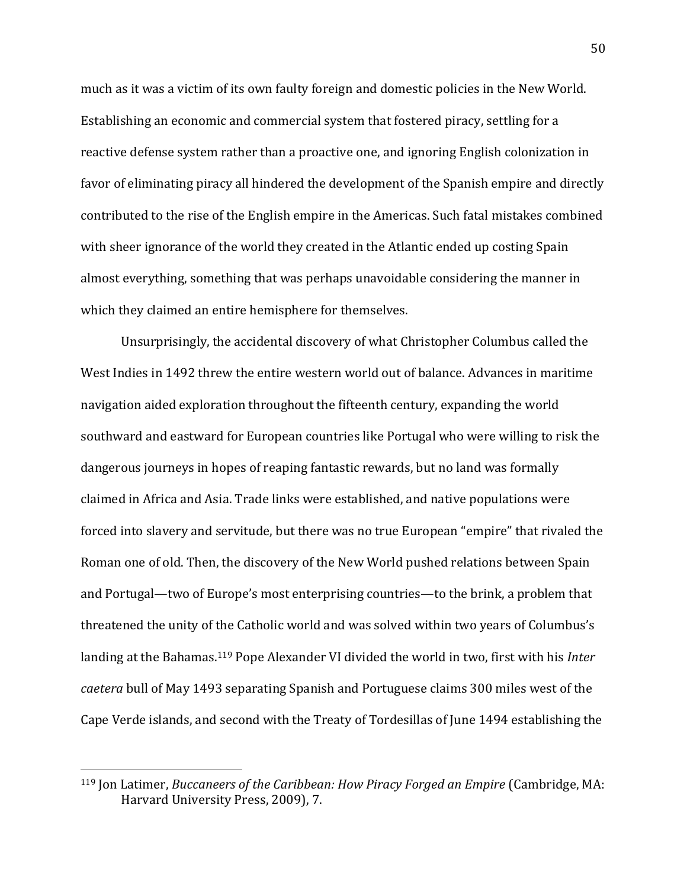much as it was a victim of its own faulty foreign and domestic policies in the New World. Establishing an economic and commercial system that fostered piracy, settling for a reactive defense system rather than a proactive one, and ignoring English colonization in favor of eliminating piracy all hindered the development of the Spanish empire and directly contributed to the rise of the English empire in the Americas. Such fatal mistakes combined with sheer ignorance of the world they created in the Atlantic ended up costing Spain almost everything, something that was perhaps unavoidable considering the manner in which they claimed an entire hemisphere for themselves.

Unsurprisingly, the accidental discovery of what Christopher Columbus called the West Indies in 1492 threw the entire western world out of balance. Advances in maritime navigation aided exploration throughout the fifteenth century, expanding the world southward and eastward for European countries like Portugal who were willing to risk the dangerous journeys in hopes of reaping fantastic rewards, but no land was formally claimed in Africa and Asia. Trade links were established, and native populations were forced into slavery and servitude, but there was no true European "empire" that rivaled the Roman one of old. Then, the discovery of the New World pushed relations between Spain and Portugal—two of Europe's most enterprising countries—to the brink, a problem that threatened the unity of the Catholic world and was solved within two years of Columbus's landing at the Bahamas.[119] Pope Alexander VI divided the world in two, first with his *Inter caetera* bull of May 1493 separating Spanish and Portuguese claims 300 miles west of the Cape Verde islands, and second with the Treaty of Tordesillas of June 1494 establishing the

---

[119] Jon Latimer, *Buccaneers of the Caribbean: How Piracy Forged an Empire* (Cambridge, MA: Harvard University Press, 2009), 7.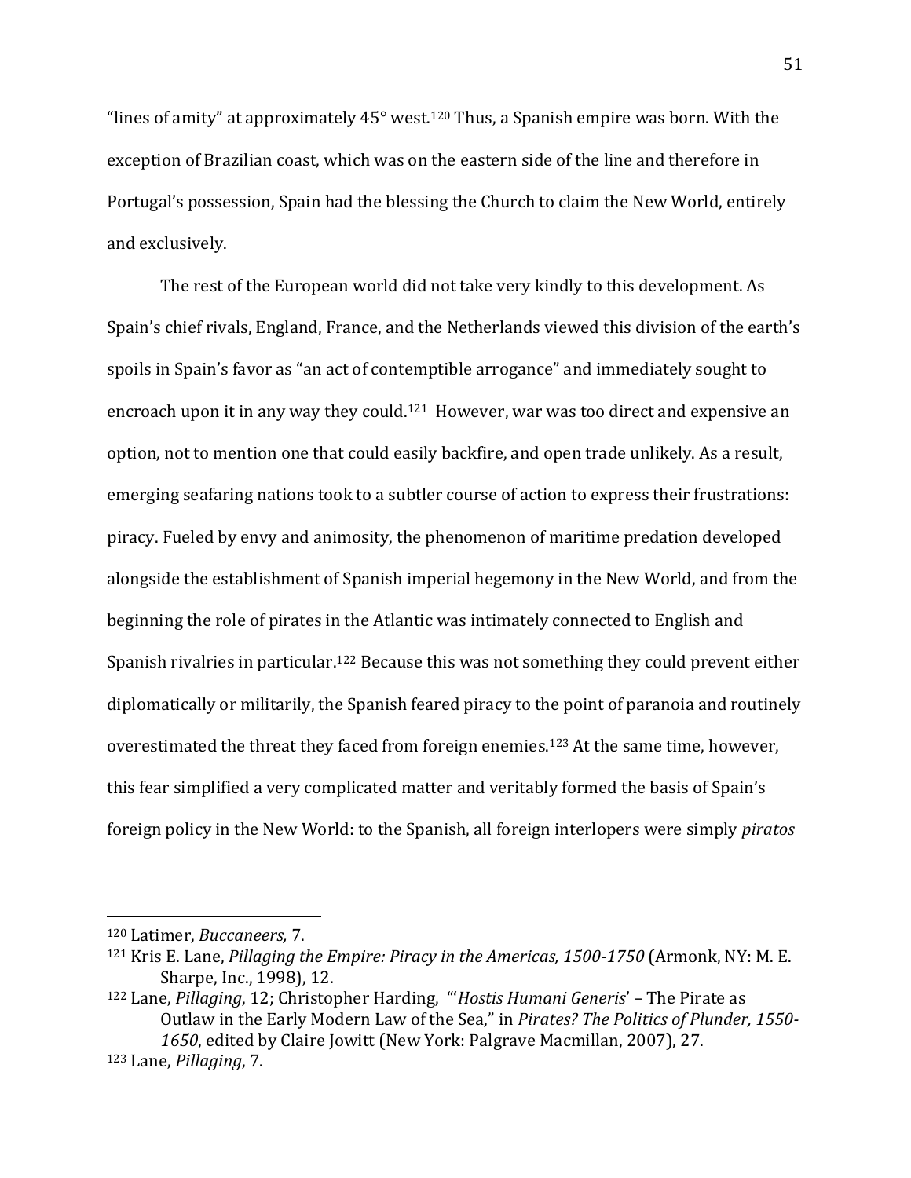"lines of amity" at approximately 45° west.[120] Thus, a Spanish empire was born. With the exception of Brazilian coast, which was on the eastern side of the line and therefore in Portugal's possession, Spain had the blessing the Church to claim the New World, entirely and exclusively.

The rest of the European world did not take very kindly to this development. As Spain's chief rivals, England, France, and the Netherlands viewed this division of the earth's spoils in Spain's favor as "an act of contemptible arrogance" and immediately sought to encroach upon it in any way they could.[121] However, war was too direct and expensive an option, not to mention one that could easily backfire, and open trade unlikely. As a result, emerging seafaring nations took to a subtler course of action to express their frustrations: piracy. Fueled by envy and animosity, the phenomenon of maritime predation developed alongside the establishment of Spanish imperial hegemony in the New World, and from the beginning the role of pirates in the Atlantic was intimately connected to English and Spanish rivalries in particular.[122] Because this was not something they could prevent either diplomatically or militarily, the Spanish feared piracy to the point of paranoia and routinely overestimated the threat they faced from foreign enemies.[123] At the same time, however, this fear simplified a very complicated matter and veritably formed the basis of Spain's foreign policy in the New World: to the Spanish, all foreign interlopers were simply *piratos*

---

[120] Latimer, *Buccaneers,* 7.

[121] Kris E. Lane, *Pillaging the Empire: Piracy in the Americas, 1500-1750* (Armonk, NY: M. E. Sharpe, Inc., 1998), 12.

[122] Lane, *Pillaging*, 12; Christopher Harding, "'*Hostis Humani Generis*' – The Pirate as Outlaw in the Early Modern Law of the Sea," in *Pirates? The Politics of Plunder, 1550-1650*, edited by Claire Jowitt (New York: Palgrave Macmillan, 2007), 27.

[123] Lane, *Pillaging*, 7.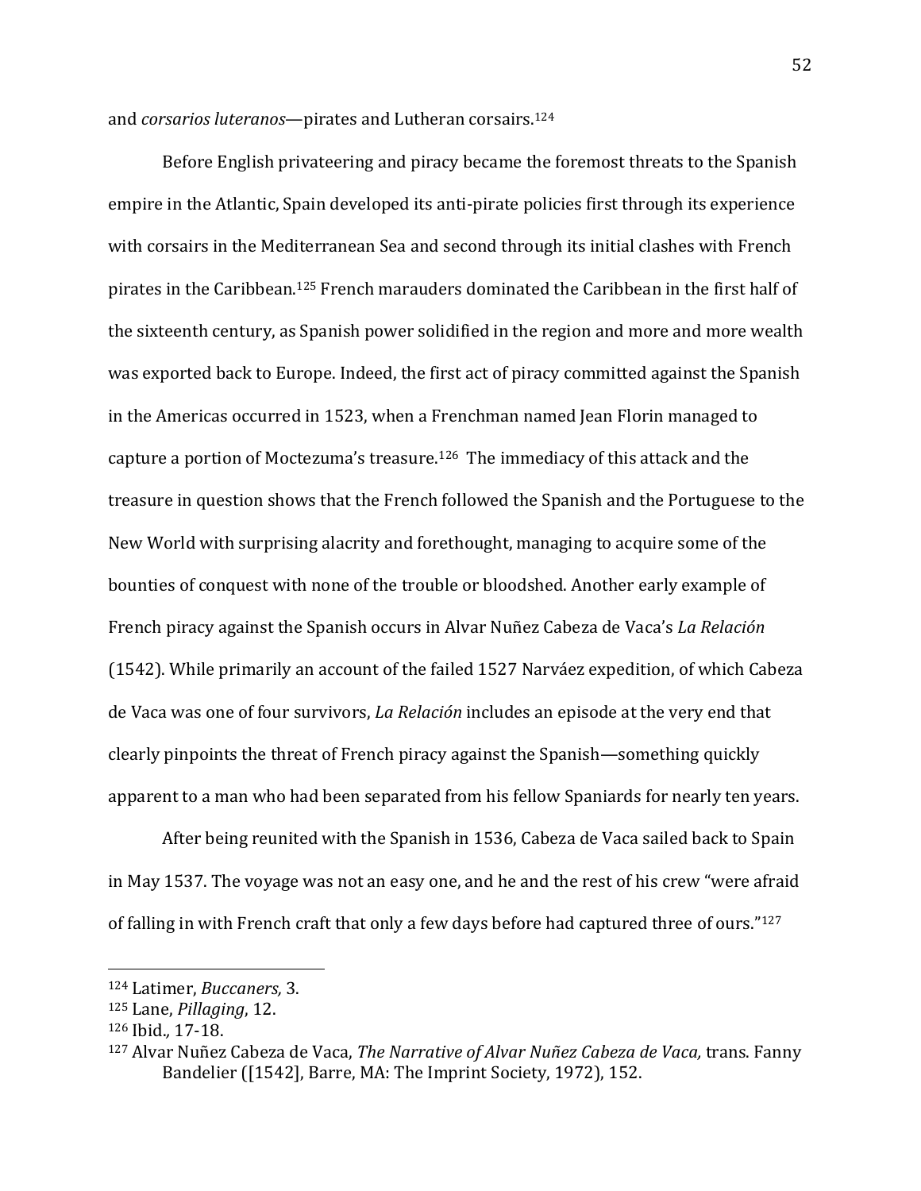and *corsarios luteranos*—pirates and Lutheran corsairs.[124]

Before English privateering and piracy became the foremost threats to the Spanish empire in the Atlantic, Spain developed its anti-pirate policies first through its experience with corsairs in the Mediterranean Sea and second through its initial clashes with French pirates in the Caribbean.[125] French marauders dominated the Caribbean in the first half of the sixteenth century, as Spanish power solidified in the region and more and more wealth was exported back to Europe. Indeed, the first act of piracy committed against the Spanish in the Americas occurred in 1523, when a Frenchman named Jean Florin managed to capture a portion of Moctezuma's treasure.[126] The immediacy of this attack and the treasure in question shows that the French followed the Spanish and the Portuguese to the New World with surprising alacrity and forethought, managing to acquire some of the bounties of conquest with none of the trouble or bloodshed. Another early example of French piracy against the Spanish occurs in Alvar Nuñez Cabeza de Vaca's *La Relación* (1542). While primarily an account of the failed 1527 Narváez expedition, of which Cabeza de Vaca was one of four survivors, *La Relación* includes an episode at the very end that clearly pinpoints the threat of French piracy against the Spanish—something quickly apparent to a man who had been separated from his fellow Spaniards for nearly ten years.

After being reunited with the Spanish in 1536, Cabeza de Vaca sailed back to Spain in May 1537. The voyage was not an easy one, and he and the rest of his crew "were afraid of falling in with French craft that only a few days before had captured three of ours."[127]

---

[124] Latimer, *Buccaners,* 3.

[125] Lane, *Pillaging*, 12.

[126] Ibid., 17-18.

[127] Alvar Nuñez Cabeza de Vaca, *The Narrative of Alvar Nuñez Cabeza de Vaca,* trans. Fanny Bandelier ([1542], Barre, MA: The Imprint Society, 1972), 152.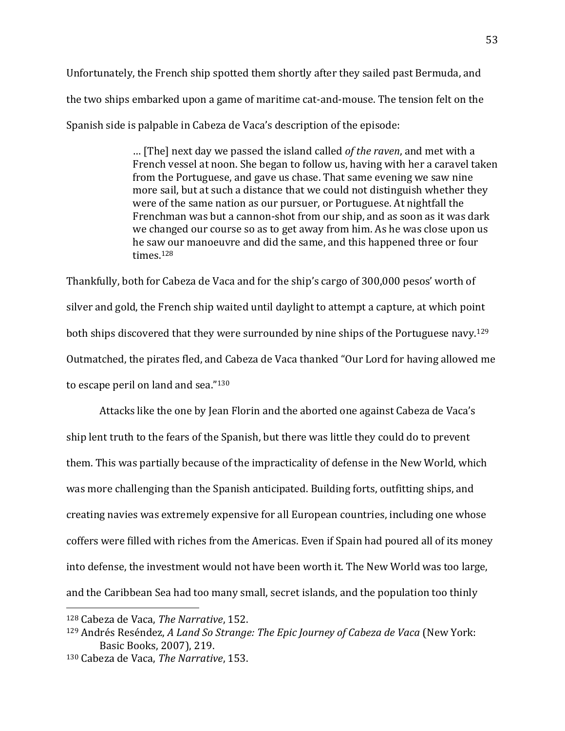Unfortunately, the French ship spotted them shortly after they sailed past Bermuda, and the two ships embarked upon a game of maritime cat-and-mouse. The tension felt on the Spanish side is palpable in Cabeza de Vaca's description of the episode:

> … [The] next day we passed the island called *of the raven*, and met with a French vessel at noon. She began to follow us, having with her a caravel taken from the Portuguese, and gave us chase. That same evening we saw nine more sail, but at such a distance that we could not distinguish whether they were of the same nation as our pursuer, or Portuguese. At nightfall the Frenchman was but a cannon-shot from our ship, and as soon as it was dark we changed our course so as to get away from him. As he was close upon us he saw our manoeuvre and did the same, and this happened three or four times.[128]

Thankfully, both for Cabeza de Vaca and for the ship's cargo of 300,000 pesos' worth of silver and gold, the French ship waited until daylight to attempt a capture, at which point both ships discovered that they were surrounded by nine ships of the Portuguese navy.[129] Outmatched, the pirates fled, and Cabeza de Vaca thanked "Our Lord for having allowed me to escape peril on land and sea."[130]

Attacks like the one by Jean Florin and the aborted one against Cabeza de Vaca's ship lent truth to the fears of the Spanish, but there was little they could do to prevent them. This was partially because of the impracticality of defense in the New World, which was more challenging than the Spanish anticipated. Building forts, outfitting ships, and creating navies was extremely expensive for all European countries, including one whose coffers were filled with riches from the Americas. Even if Spain had poured all of its money into defense, the investment would not have been worth it. The New World was too large, and the Caribbean Sea had too many small, secret islands, and the population too thinly

---

[128] Cabeza de Vaca, *The Narrative*, 152.

[129] Andrés Reséndez, *A Land So Strange: The Epic Journey of Cabeza de Vaca* (New York: Basic Books, 2007), 219.

[130] Cabeza de Vaca, *The Narrative*, 153.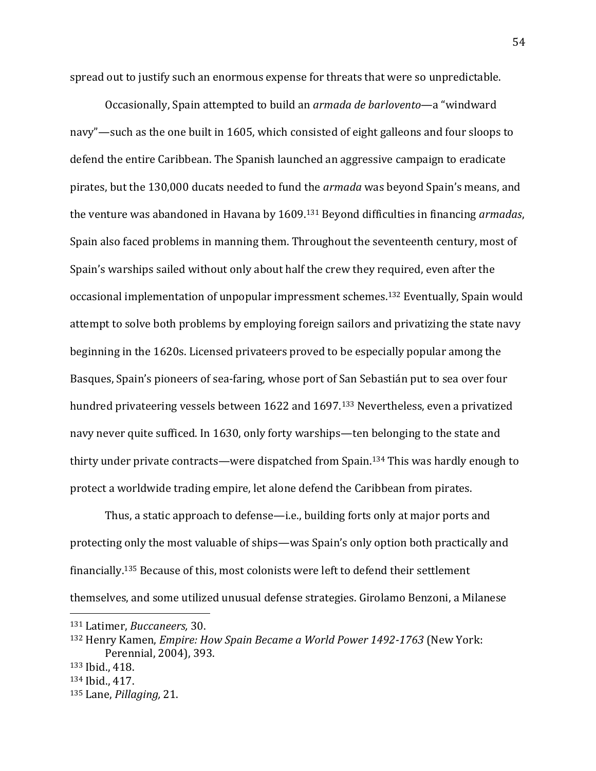spread out to justify such an enormous expense for threats that were so unpredictable.

Occasionally, Spain attempted to build an *armada de barlovento*—a "windward navy"—such as the one built in 1605, which consisted of eight galleons and four sloops to defend the entire Caribbean. The Spanish launched an aggressive campaign to eradicate pirates, but the 130,000 ducats needed to fund the *armada* was beyond Spain's means, and the venture was abandoned in Havana by 1609.[131] Beyond difficulties in financing *armadas*, Spain also faced problems in manning them. Throughout the seventeenth century, most of Spain's warships sailed without only about half the crew they required, even after the occasional implementation of unpopular impressment schemes.[132] Eventually, Spain would attempt to solve both problems by employing foreign sailors and privatizing the state navy beginning in the 1620s. Licensed privateers proved to be especially popular among the Basques, Spain's pioneers of sea-faring, whose port of San Sebastián put to sea over four hundred privateering vessels between 1622 and 1697.[133] Nevertheless, even a privatized navy never quite sufficed. In 1630, only forty warships—ten belonging to the state and thirty under private contracts—were dispatched from Spain.[134] This was hardly enough to protect a worldwide trading empire, let alone defend the Caribbean from pirates.

Thus, a static approach to defense—i.e., building forts only at major ports and protecting only the most valuable of ships—was Spain's only option both practically and financially.[135] Because of this, most colonists were left to defend their settlement themselves, and some utilized unusual defense strategies. Girolamo Benzoni, a Milanese

---

[131] Latimer, *Buccaneers,* 30.

[132] Henry Kamen, *Empire: How Spain Became a World Power 1492-1763* (New York: Perennial, 2004), 393.

[133] Ibid., 418.

[134] Ibid., 417.

[135] Lane, *Pillaging,* 21.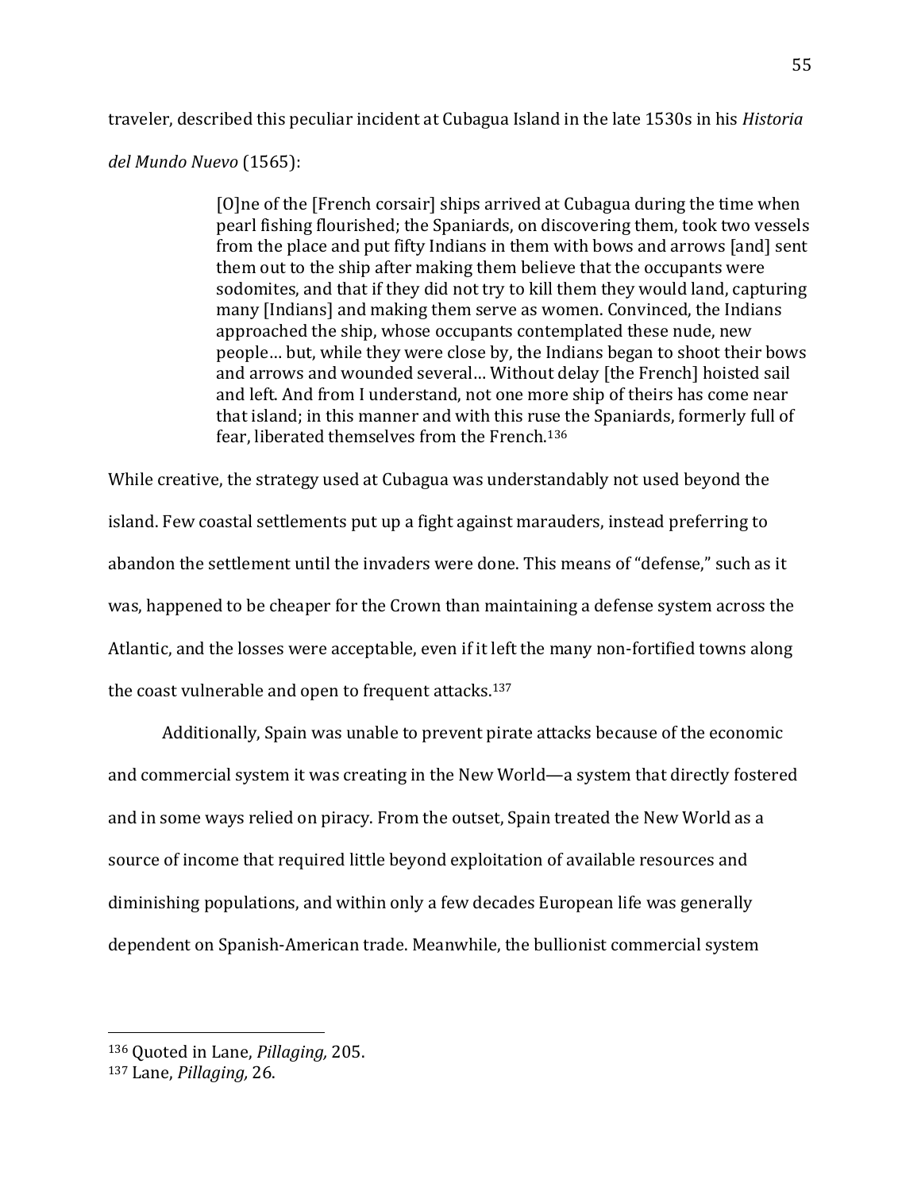traveler, described this peculiar incident at Cubagua Island in the late 1530s in his *Historia del Mundo Nuevo* (1565):

> [O]ne of the [French corsair] ships arrived at Cubagua during the time when pearl fishing flourished; the Spaniards, on discovering them, took two vessels from the place and put fifty Indians in them with bows and arrows [and] sent them out to the ship after making them believe that the occupants were sodomites, and that if they did not try to kill them they would land, capturing many [Indians] and making them serve as women. Convinced, the Indians approached the ship, whose occupants contemplated these nude, new people… but, while they were close by, the Indians began to shoot their bows and arrows and wounded several… Without delay [the French] hoisted sail and left. And from I understand, not one more ship of theirs has come near that island; in this manner and with this ruse the Spaniards, formerly full of fear, liberated themselves from the French.[136]

While creative, the strategy used at Cubagua was understandably not used beyond the island. Few coastal settlements put up a fight against marauders, instead preferring to abandon the settlement until the invaders were done. This means of "defense," such as it was, happened to be cheaper for the Crown than maintaining a defense system across the Atlantic, and the losses were acceptable, even if it left the many non-fortified towns along the coast vulnerable and open to frequent attacks.[137]

Additionally, Spain was unable to prevent pirate attacks because of the economic and commercial system it was creating in the New World—a system that directly fostered and in some ways relied on piracy. From the outset, Spain treated the New World as a source of income that required little beyond exploitation of available resources and diminishing populations, and within only a few decades European life was generally dependent on Spanish-American trade. Meanwhile, the bullionist commercial system

---

[136] Quoted in Lane, *Pillaging,* 205.

[137] Lane, *Pillaging,* 26.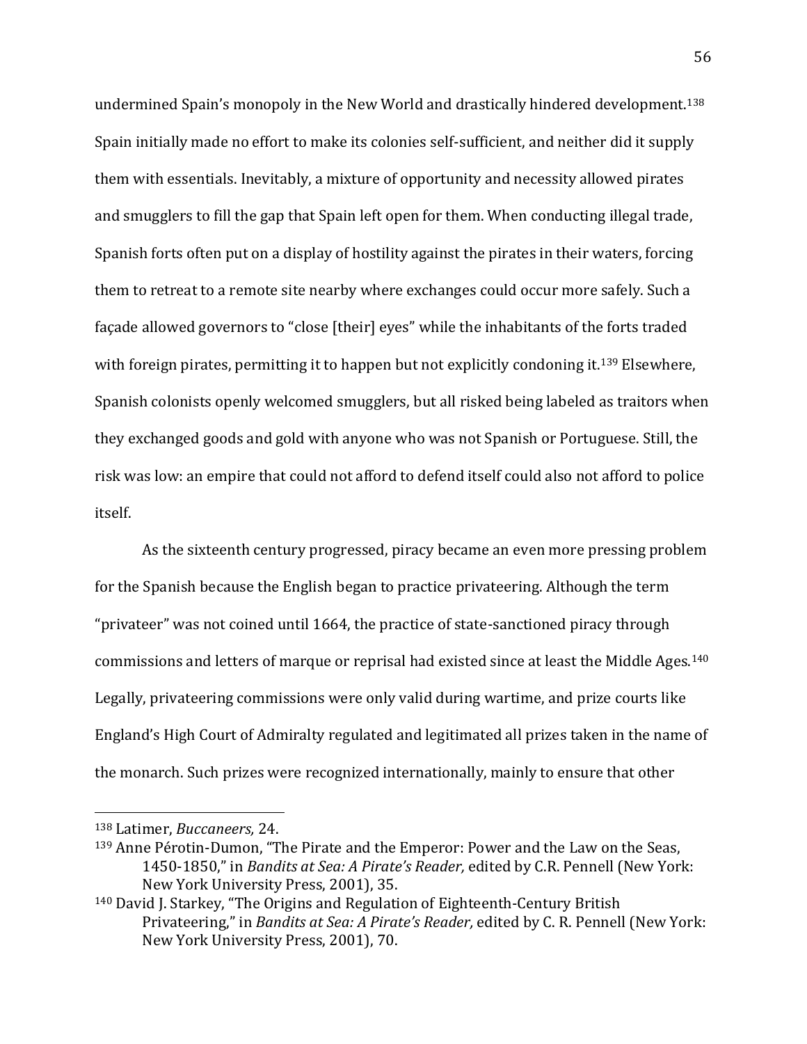undermined Spain's monopoly in the New World and drastically hindered development.[138] Spain initially made no effort to make its colonies self-sufficient, and neither did it supply them with essentials. Inevitably, a mixture of opportunity and necessity allowed pirates and smugglers to fill the gap that Spain left open for them. When conducting illegal trade, Spanish forts often put on a display of hostility against the pirates in their waters, forcing them to retreat to a remote site nearby where exchanges could occur more safely. Such a façade allowed governors to "close [their] eyes" while the inhabitants of the forts traded with foreign pirates, permitting it to happen but not explicitly condoning it.[139] Elsewhere, Spanish colonists openly welcomed smugglers, but all risked being labeled as traitors when they exchanged goods and gold with anyone who was not Spanish or Portuguese. Still, the risk was low: an empire that could not afford to defend itself could also not afford to police itself.

As the sixteenth century progressed, piracy became an even more pressing problem for the Spanish because the English began to practice privateering. Although the term "privateer" was not coined until 1664, the practice of state-sanctioned piracy through commissions and letters of marque or reprisal had existed since at least the Middle Ages.[140] Legally, privateering commissions were only valid during wartime, and prize courts like England's High Court of Admiralty regulated and legitimated all prizes taken in the name of the monarch. Such prizes were recognized internationally, mainly to ensure that other

---

[138] Latimer, *Buccaneers,* 24.

[139] Anne Pérotin-Dumon, "The Pirate and the Emperor: Power and the Law on the Seas, 1450-1850," in *Bandits at Sea: A Pirate's Reader,* edited by C.R. Pennell (New York: New York University Press, 2001), 35.

[140] David J. Starkey, "The Origins and Regulation of Eighteenth-Century British Privateering," in *Bandits at Sea: A Pirate's Reader,* edited by C. R. Pennell (New York: New York University Press, 2001), 70.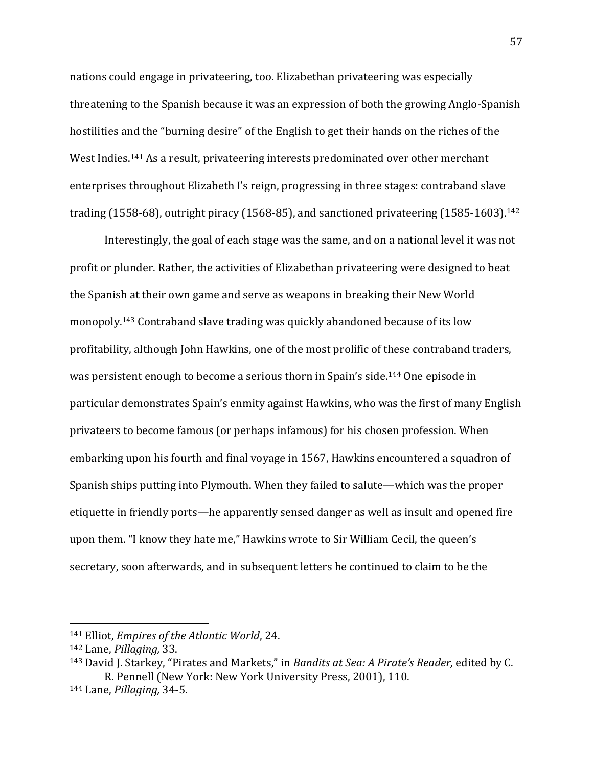nations could engage in privateering, too. Elizabethan privateering was especially threatening to the Spanish because it was an expression of both the growing Anglo-Spanish hostilities and the "burning desire" of the English to get their hands on the riches of the West Indies.[141] As a result, privateering interests predominated over other merchant enterprises throughout Elizabeth I's reign, progressing in three stages: contraband slave trading (1558-68), outright piracy (1568-85), and sanctioned privateering (1585-1603).[142]

Interestingly, the goal of each stage was the same, and on a national level it was not profit or plunder. Rather, the activities of Elizabethan privateering were designed to beat the Spanish at their own game and serve as weapons in breaking their New World monopoly.[143] Contraband slave trading was quickly abandoned because of its low profitability, although John Hawkins, one of the most prolific of these contraband traders, was persistent enough to become a serious thorn in Spain's side.[144] One episode in particular demonstrates Spain's enmity against Hawkins, who was the first of many English privateers to become famous (or perhaps infamous) for his chosen profession. When embarking upon his fourth and final voyage in 1567, Hawkins encountered a squadron of Spanish ships putting into Plymouth. When they failed to salute—which was the proper etiquette in friendly ports—he apparently sensed danger as well as insult and opened fire upon them. "I know they hate me," Hawkins wrote to Sir William Cecil, the queen's secretary, soon afterwards, and in subsequent letters he continued to claim to be the

---

[141] Elliot, *Empires of the Atlantic World*, 24.

[142] Lane, *Pillaging,* 33.

[143] David J. Starkey, "Pirates and Markets," in *Bandits at Sea: A Pirate's Reader,* edited by C. R. Pennell (New York: New York University Press, 2001), 110.

[144] Lane, *Pillaging,* 34-5.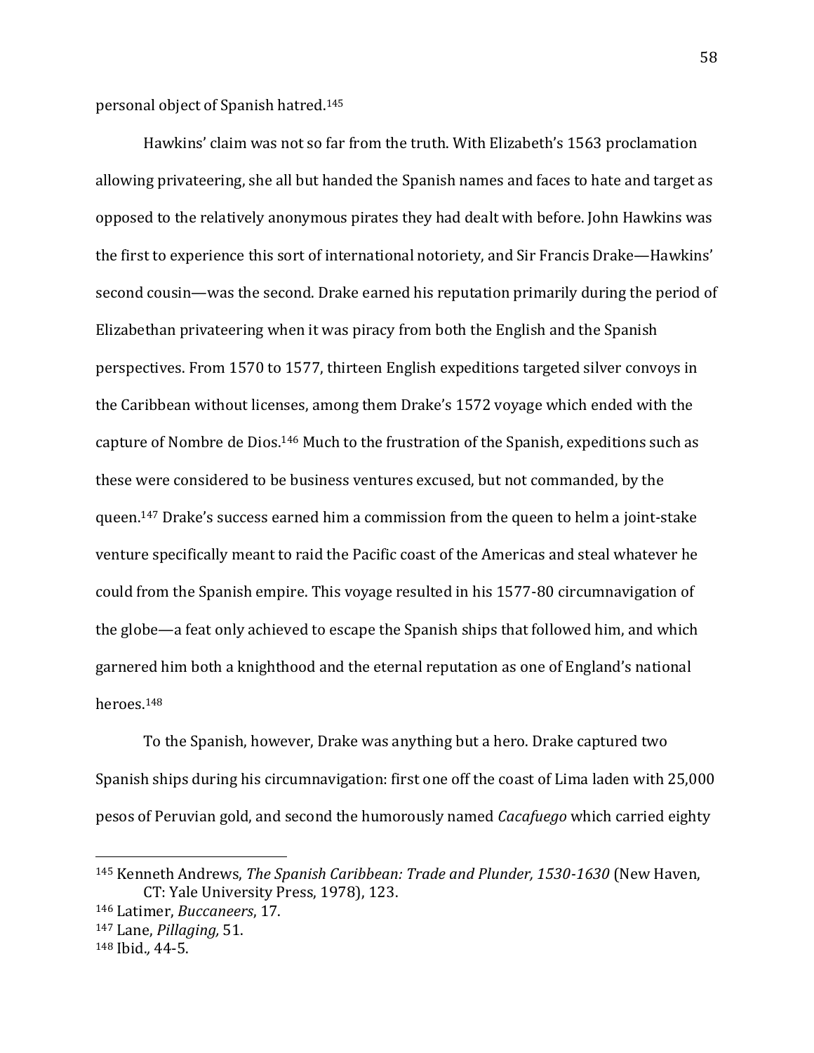personal object of Spanish hatred.[145]

Hawkins' claim was not so far from the truth. With Elizabeth's 1563 proclamation allowing privateering, she all but handed the Spanish names and faces to hate and target as opposed to the relatively anonymous pirates they had dealt with before. John Hawkins was the first to experience this sort of international notoriety, and Sir Francis Drake—Hawkins' second cousin—was the second. Drake earned his reputation primarily during the period of Elizabethan privateering when it was piracy from both the English and the Spanish perspectives. From 1570 to 1577, thirteen English expeditions targeted silver convoys in the Caribbean without licenses, among them Drake's 1572 voyage which ended with the capture of Nombre de Dios.[146] Much to the frustration of the Spanish, expeditions such as these were considered to be business ventures excused, but not commanded, by the queen.[147] Drake's success earned him a commission from the queen to helm a joint-stake venture specifically meant to raid the Pacific coast of the Americas and steal whatever he could from the Spanish empire. This voyage resulted in his 1577-80 circumnavigation of the globe—a feat only achieved to escape the Spanish ships that followed him, and which garnered him both a knighthood and the eternal reputation as one of England's national heroes.[148]

To the Spanish, however, Drake was anything but a hero. Drake captured two Spanish ships during his circumnavigation: first one off the coast of Lima laden with 25,000 pesos of Peruvian gold, and second the humorously named *Cacafuego* which carried eighty

---

[145] Kenneth Andrews, *The Spanish Caribbean: Trade and Plunder, 1530-1630* (New Haven, CT: Yale University Press, 1978), 123.

[146] Latimer, *Buccaneers*, 17.

[147] Lane, *Pillaging,* 51.

[148] Ibid.*,* 44-5.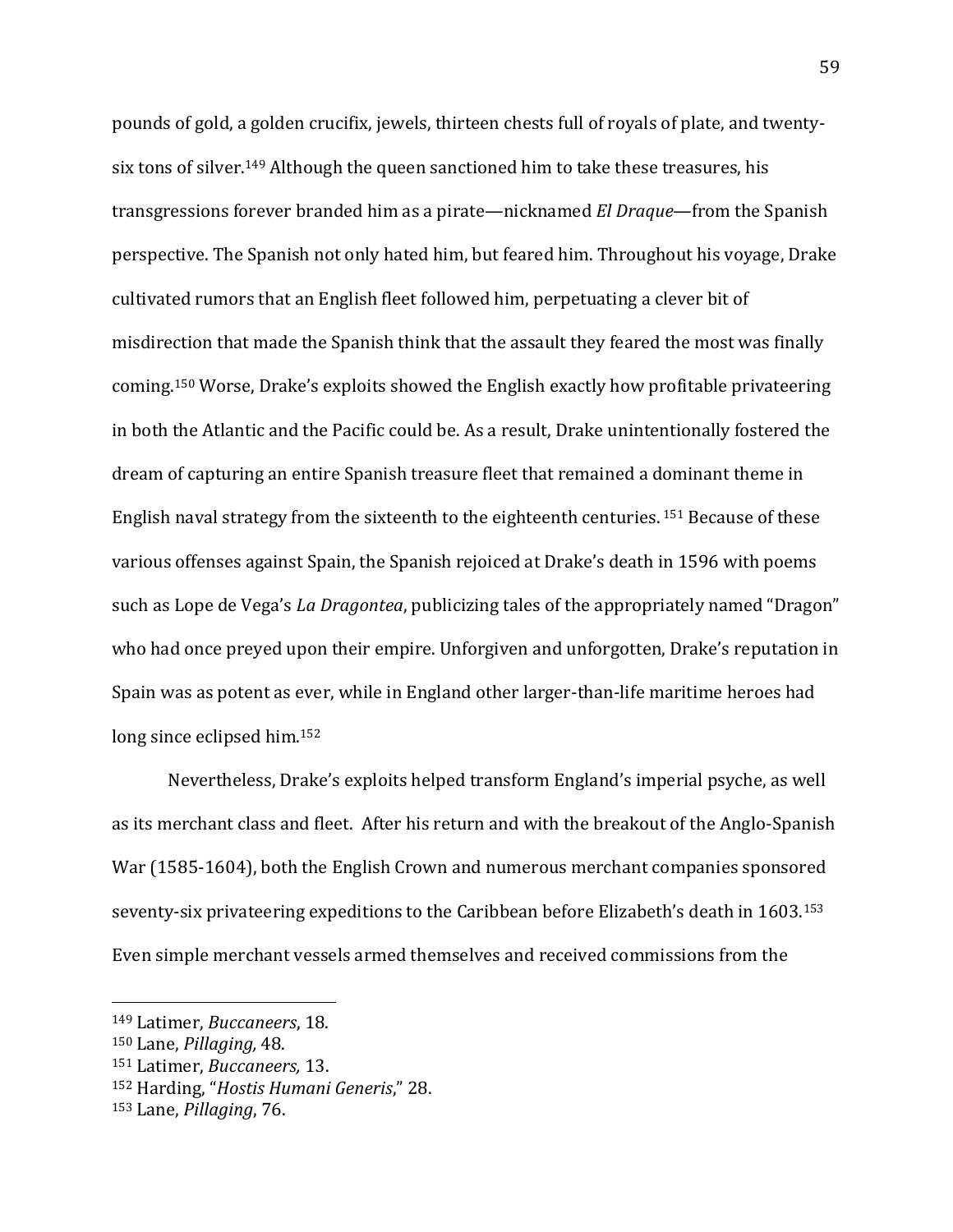pounds of gold, a golden crucifix, jewels, thirteen chests full of royals of plate, and twenty-six tons of silver.[149] Although the queen sanctioned him to take these treasures, his transgressions forever branded him as a pirate—nicknamed *El Draque*—from the Spanish perspective. The Spanish not only hated him, but feared him. Throughout his voyage, Drake cultivated rumors that an English fleet followed him, perpetuating a clever bit of misdirection that made the Spanish think that the assault they feared the most was finally coming.[150] Worse, Drake's exploits showed the English exactly how profitable privateering in both the Atlantic and the Pacific could be. As a result, Drake unintentionally fostered the dream of capturing an entire Spanish treasure fleet that remained a dominant theme in English naval strategy from the sixteenth to the eighteenth centuries.[151] Because of these various offenses against Spain, the Spanish rejoiced at Drake's death in 1596 with poems such as Lope de Vega's *La Dragontea*, publicizing tales of the appropriately named "Dragon" who had once preyed upon their empire. Unforgiven and unforgotten, Drake's reputation in Spain was as potent as ever, while in England other larger-than-life maritime heroes had long since eclipsed him.[152]

Nevertheless, Drake's exploits helped transform England's imperial psyche, as well as its merchant class and fleet. After his return and with the breakout of the Anglo-Spanish War (1585-1604), both the English Crown and numerous merchant companies sponsored seventy-six privateering expeditions to the Caribbean before Elizabeth's death in 1603.[153] Even simple merchant vessels armed themselves and received commissions from the

---

[149] Latimer, *Buccaneers*, 18.

[150] Lane, *Pillaging,* 48.

[151] Latimer, *Buccaneers,* 13.

[152] Harding, "*Hostis Humani Generis*," 28.

[153] Lane, *Pillaging*, 76.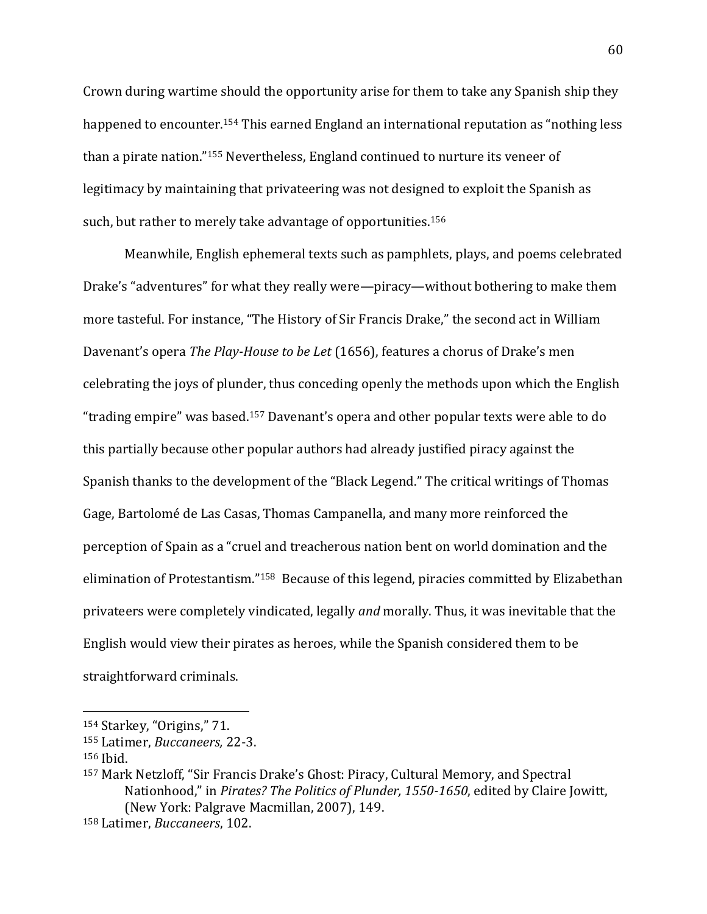Crown during wartime should the opportunity arise for them to take any Spanish ship they happened to encounter.[154] This earned England an international reputation as "nothing less than a pirate nation."[155] Nevertheless, England continued to nurture its veneer of legitimacy by maintaining that privateering was not designed to exploit the Spanish as such, but rather to merely take advantage of opportunities.[156]

Meanwhile, English ephemeral texts such as pamphlets, plays, and poems celebrated Drake's "adventures" for what they really were—piracy—without bothering to make them more tasteful. For instance, "The History of Sir Francis Drake," the second act in William Davenant's opera *The Play-House to be Let* (1656), features a chorus of Drake's men celebrating the joys of plunder, thus conceding openly the methods upon which the English "trading empire" was based.[157] Davenant's opera and other popular texts were able to do this partially because other popular authors had already justified piracy against the Spanish thanks to the development of the "Black Legend." The critical writings of Thomas Gage, Bartolomé de Las Casas, Thomas Campanella, and many more reinforced the perception of Spain as a "cruel and treacherous nation bent on world domination and the elimination of Protestantism."[158] Because of this legend, piracies committed by Elizabethan privateers were completely vindicated, legally *and* morally. Thus, it was inevitable that the English would view their pirates as heroes, while the Spanish considered them to be straightforward criminals.

---

[154] Starkey, "Origins," 71.

[155] Latimer, *Buccaneers,* 22-3.

[156] Ibid.

[157] Mark Netzloff, "Sir Francis Drake's Ghost: Piracy, Cultural Memory, and Spectral Nationhood," in *Pirates? The Politics of Plunder, 1550-1650*, edited by Claire Jowitt, (New York: Palgrave Macmillan, 2007), 149.

[158] Latimer, *Buccaneers*, 102.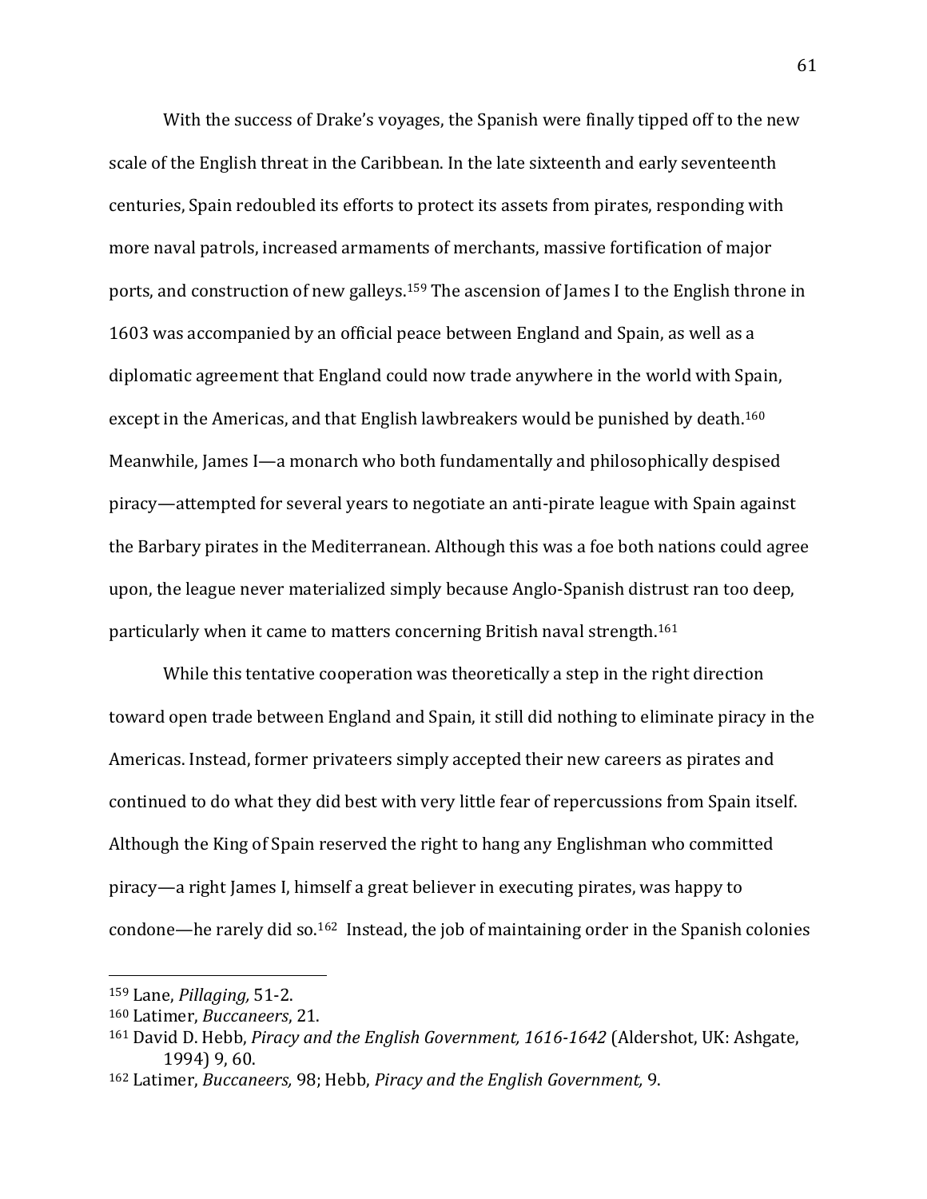With the success of Drake's voyages, the Spanish were finally tipped off to the new scale of the English threat in the Caribbean. In the late sixteenth and early seventeenth centuries, Spain redoubled its efforts to protect its assets from pirates, responding with more naval patrols, increased armaments of merchants, massive fortification of major ports, and construction of new galleys.[159] The ascension of James I to the English throne in 1603 was accompanied by an official peace between England and Spain, as well as a diplomatic agreement that England could now trade anywhere in the world with Spain, except in the Americas, and that English lawbreakers would be punished by death.[160] Meanwhile, James I—a monarch who both fundamentally and philosophically despised piracy—attempted for several years to negotiate an anti-pirate league with Spain against the Barbary pirates in the Mediterranean. Although this was a foe both nations could agree upon, the league never materialized simply because Anglo-Spanish distrust ran too deep, particularly when it came to matters concerning British naval strength.[161]

While this tentative cooperation was theoretically a step in the right direction toward open trade between England and Spain, it still did nothing to eliminate piracy in the Americas. Instead, former privateers simply accepted their new careers as pirates and continued to do what they did best with very little fear of repercussions from Spain itself. Although the King of Spain reserved the right to hang any Englishman who committed piracy—a right James I, himself a great believer in executing pirates, was happy to condone—he rarely did so.[162] Instead, the job of maintaining order in the Spanish colonies

---

[159] Lane, *Pillaging,* 51-2.

[160] Latimer, *Buccaneers*, 21.

[161] David D. Hebb, *Piracy and the English Government, 1616-1642* (Aldershot, UK: Ashgate, 1994) 9, 60.

[162] Latimer, *Buccaneers,* 98; Hebb, *Piracy and the English Government,* 9.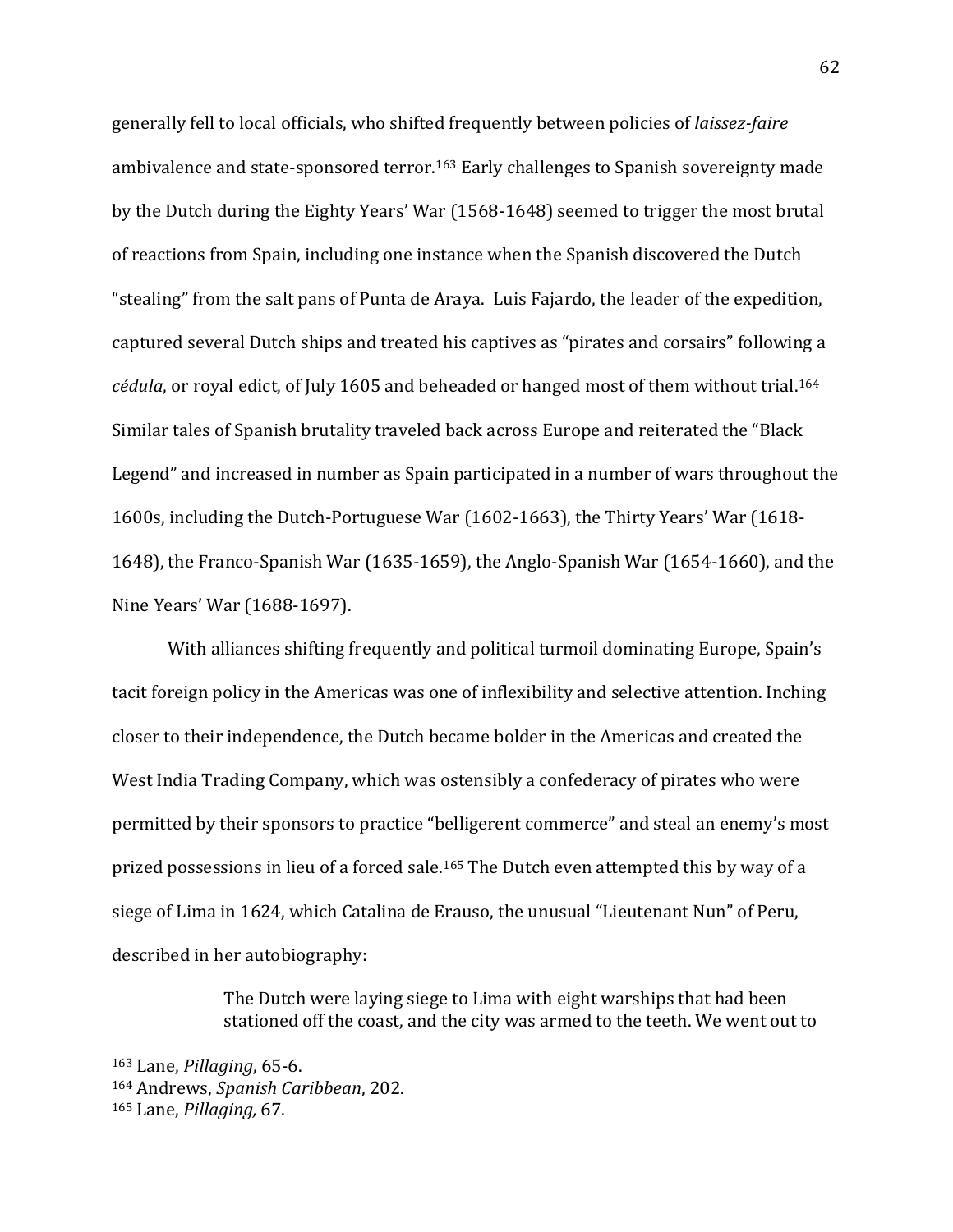generally fell to local officials, who shifted frequently between policies of *laissez-faire* ambivalence and state-sponsored terror.[163] Early challenges to Spanish sovereignty made by the Dutch during the Eighty Years' War (1568-1648) seemed to trigger the most brutal of reactions from Spain, including one instance when the Spanish discovered the Dutch "stealing" from the salt pans of Punta de Araya. Luis Fajardo, the leader of the expedition, captured several Dutch ships and treated his captives as "pirates and corsairs" following a *cédula*, or royal edict, of July 1605 and beheaded or hanged most of them without trial.[164] Similar tales of Spanish brutality traveled back across Europe and reiterated the "Black Legend" and increased in number as Spain participated in a number of wars throughout the 1600s, including the Dutch-Portuguese War (1602-1663), the Thirty Years' War (1618-1648), the Franco-Spanish War (1635-1659), the Anglo-Spanish War (1654-1660), and the Nine Years' War (1688-1697).

With alliances shifting frequently and political turmoil dominating Europe, Spain's tacit foreign policy in the Americas was one of inflexibility and selective attention. Inching closer to their independence, the Dutch became bolder in the Americas and created the West India Trading Company, which was ostensibly a confederacy of pirates who were permitted by their sponsors to practice "belligerent commerce" and steal an enemy's most prized possessions in lieu of a forced sale.[165] The Dutch even attempted this by way of a siege of Lima in 1624, which Catalina de Erauso, the unusual "Lieutenant Nun" of Peru, described in her autobiography:

> The Dutch were laying siege to Lima with eight warships that had been stationed off the coast, and the city was armed to the teeth. We went out to

---

[163] Lane, *Pillaging*, 65-6.

[164] Andrews, *Spanish Caribbean*, 202.

[165] Lane, *Pillaging,* 67.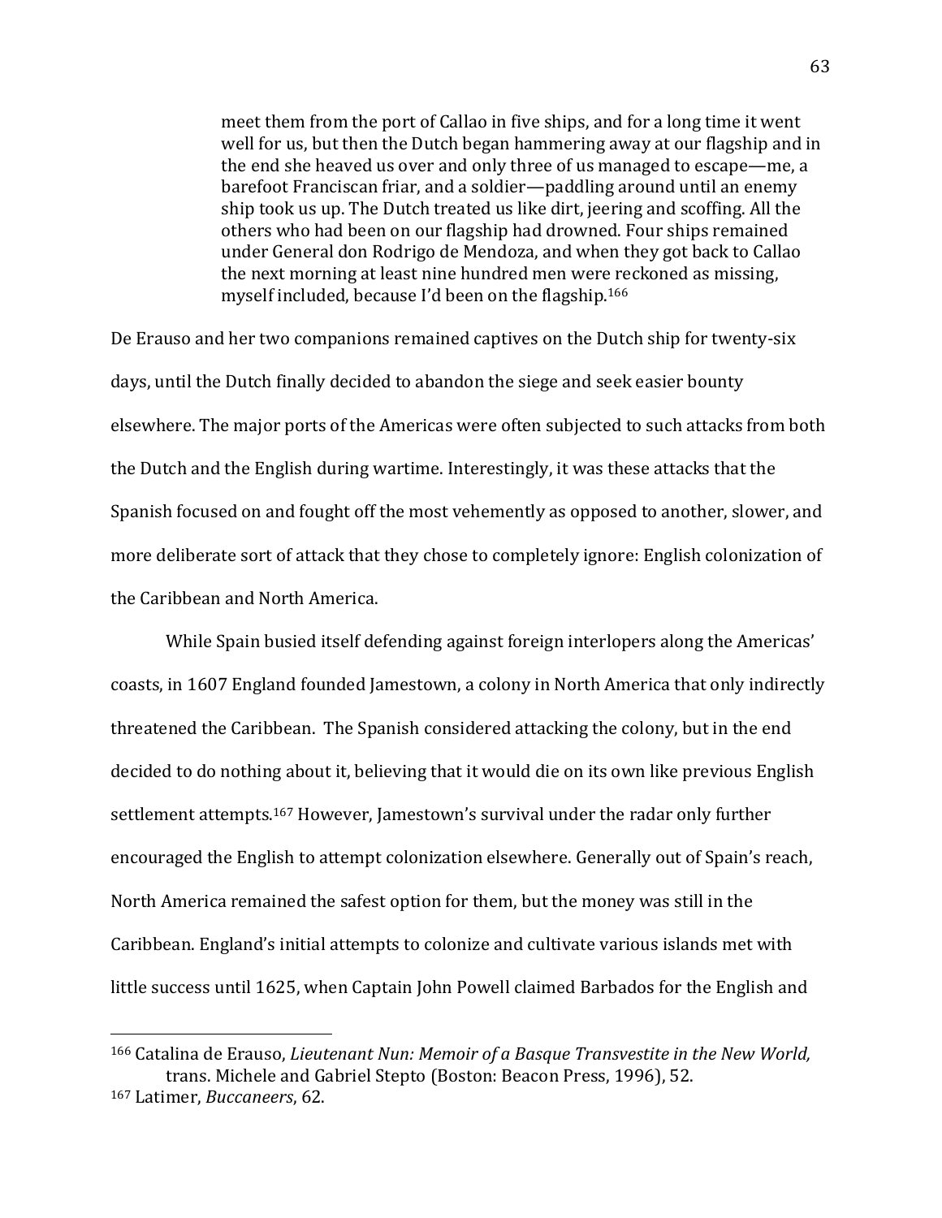> meet them from the port of Callao in five ships, and for a long time it went well for us, but then the Dutch began hammering away at our flagship and in the end she heaved us over and only three of us managed to escape—me, a barefoot Franciscan friar, and a soldier—paddling around until an enemy ship took us up. The Dutch treated us like dirt, jeering and scoffing. All the others who had been on our flagship had drowned. Four ships remained under General don Rodrigo de Mendoza, and when they got back to Callao the next morning at least nine hundred men were reckoned as missing, myself included, because I'd been on the flagship.[166]

De Erauso and her two companions remained captives on the Dutch ship for twenty-six days, until the Dutch finally decided to abandon the siege and seek easier bounty elsewhere. The major ports of the Americas were often subjected to such attacks from both the Dutch and the English during wartime. Interestingly, it was these attacks that the Spanish focused on and fought off the most vehemently as opposed to another, slower, and more deliberate sort of attack that they chose to completely ignore: English colonization of the Caribbean and North America.

While Spain busied itself defending against foreign interlopers along the Americas' coasts, in 1607 England founded Jamestown, a colony in North America that only indirectly threatened the Caribbean. The Spanish considered attacking the colony, but in the end decided to do nothing about it, believing that it would die on its own like previous English settlement attempts.[167] However, Jamestown's survival under the radar only further encouraged the English to attempt colonization elsewhere. Generally out of Spain's reach, North America remained the safest option for them, but the money was still in the Caribbean. England's initial attempts to colonize and cultivate various islands met with little success until 1625, when Captain John Powell claimed Barbados for the English and

---

[166] Catalina de Erauso, *Lieutenant Nun: Memoir of a Basque Transvestite in the New World,* trans. Michele and Gabriel Stepto (Boston: Beacon Press, 1996), 52.

[167] Latimer, *Buccaneers*, 62.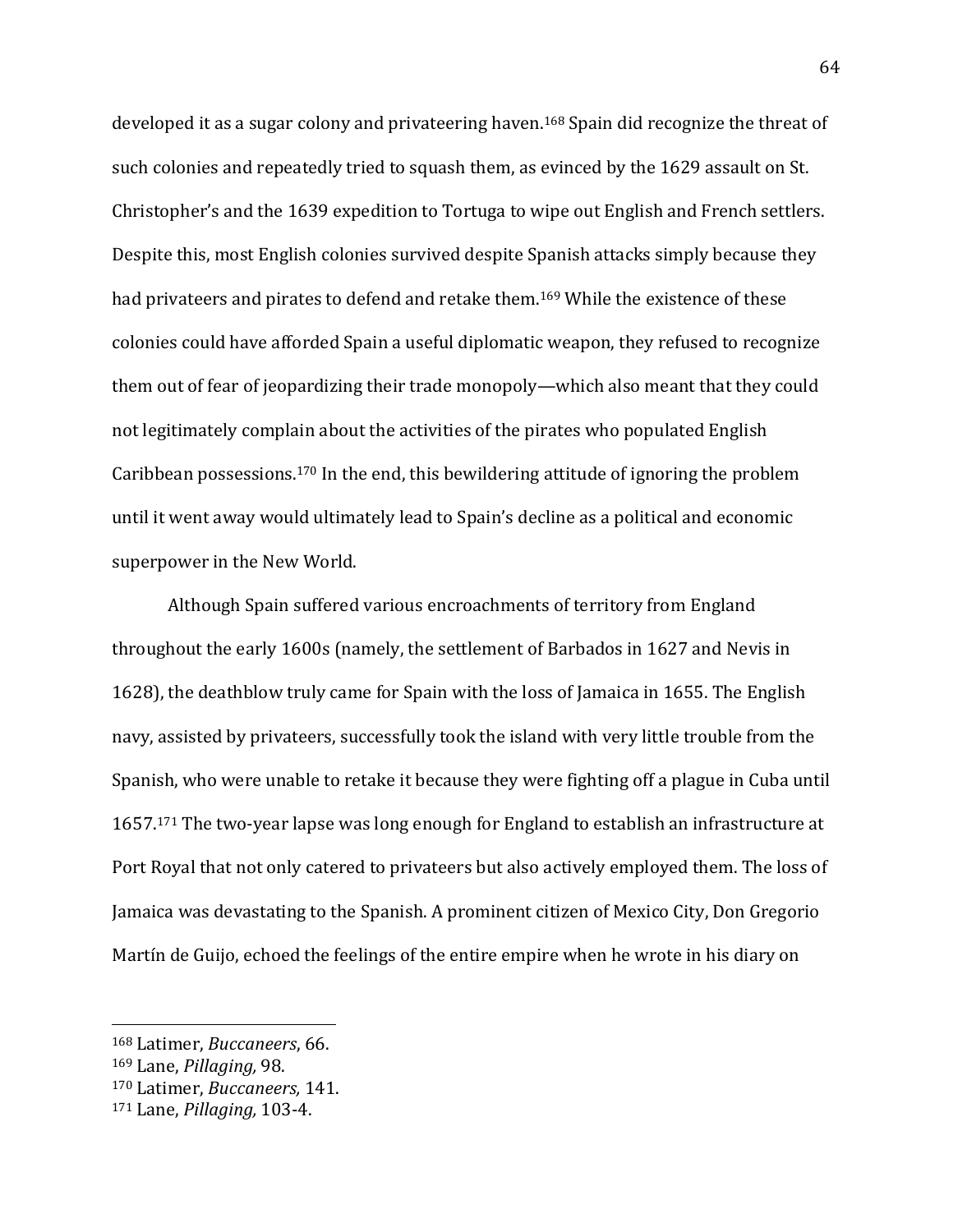developed it as a sugar colony and privateering haven.[168] Spain did recognize the threat of such colonies and repeatedly tried to squash them, as evinced by the 1629 assault on St. Christopher's and the 1639 expedition to Tortuga to wipe out English and French settlers. Despite this, most English colonies survived despite Spanish attacks simply because they had privateers and pirates to defend and retake them.[169] While the existence of these colonies could have afforded Spain a useful diplomatic weapon, they refused to recognize them out of fear of jeopardizing their trade monopoly—which also meant that they could not legitimately complain about the activities of the pirates who populated English Caribbean possessions.[170] In the end, this bewildering attitude of ignoring the problem until it went away would ultimately lead to Spain's decline as a political and economic superpower in the New World.

Although Spain suffered various encroachments of territory from England throughout the early 1600s (namely, the settlement of Barbados in 1627 and Nevis in 1628), the deathblow truly came for Spain with the loss of Jamaica in 1655. The English navy, assisted by privateers, successfully took the island with very little trouble from the Spanish, who were unable to retake it because they were fighting off a plague in Cuba until 1657.[171] The two-year lapse was long enough for England to establish an infrastructure at Port Royal that not only catered to privateers but also actively employed them. The loss of Jamaica was devastating to the Spanish. A prominent citizen of Mexico City, Don Gregorio Martín de Guijo, echoed the feelings of the entire empire when he wrote in his diary on

---

[168] Latimer, *Buccaneers*, 66.

[169] Lane, *Pillaging,* 98.

[170] Latimer, *Buccaneers,* 141.

[171] Lane, *Pillaging,* 103-4.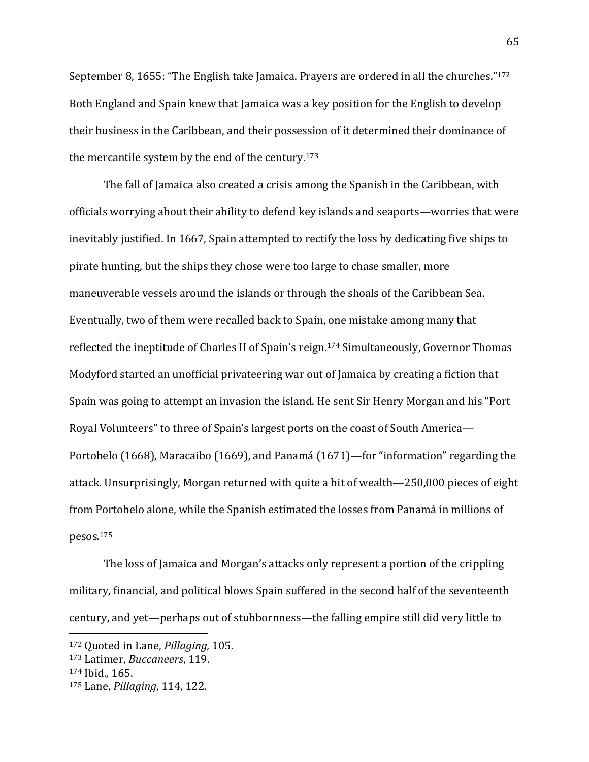September 8, 1655: "The English take Jamaica. Prayers are ordered in all the churches."[172] Both England and Spain knew that Jamaica was a key position for the English to develop their business in the Caribbean, and their possession of it determined their dominance of the mercantile system by the end of the century.[173]

The fall of Jamaica also created a crisis among the Spanish in the Caribbean, with officials worrying about their ability to defend key islands and seaports—worries that were inevitably justified. In 1667, Spain attempted to rectify the loss by dedicating five ships to pirate hunting, but the ships they chose were too large to chase smaller, more maneuverable vessels around the islands or through the shoals of the Caribbean Sea. Eventually, two of them were recalled back to Spain, one mistake among many that reflected the ineptitude of Charles II of Spain's reign.[174] Simultaneously, Governor Thomas Modyford started an unofficial privateering war out of Jamaica by creating a fiction that Spain was going to attempt an invasion the island. He sent Sir Henry Morgan and his "Port Royal Volunteers" to three of Spain's largest ports on the coast of South America—Portobelo (1668), Maracaibo (1669), and Panamá (1671)—for "information" regarding the attack. Unsurprisingly, Morgan returned with quite a bit of wealth—250,000 pieces of eight from Portobelo alone, while the Spanish estimated the losses from Panamá in millions of pesos.[175]

The loss of Jamaica and Morgan's attacks only represent a portion of the crippling military, financial, and political blows Spain suffered in the second half of the seventeenth century, and yet—perhaps out of stubbornness—the falling empire still did very little to

---

[172] Quoted in Lane, *Pillaging,* 105.

[173] Latimer, *Buccaneers*, 119.

[174] Ibid.*,* 165.

[175] Lane, *Pillaging*, 114, 122.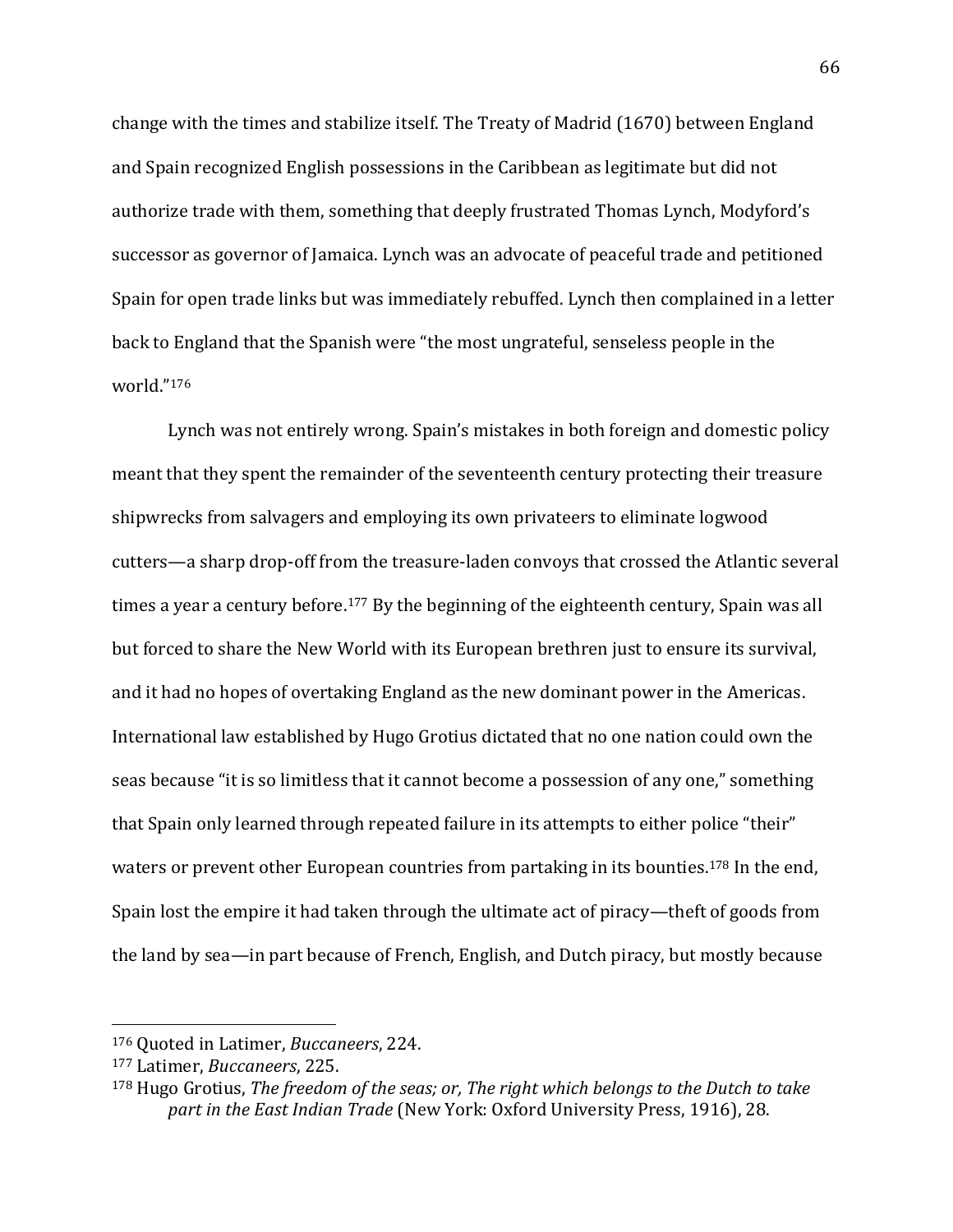change with the times and stabilize itself. The Treaty of Madrid (1670) between England and Spain recognized English possessions in the Caribbean as legitimate but did not authorize trade with them, something that deeply frustrated Thomas Lynch, Modyford's successor as governor of Jamaica. Lynch was an advocate of peaceful trade and petitioned Spain for open trade links but was immediately rebuffed. Lynch then complained in a letter back to England that the Spanish were "the most ungrateful, senseless people in the world."[176]

Lynch was not entirely wrong. Spain's mistakes in both foreign and domestic policy meant that they spent the remainder of the seventeenth century protecting their treasure shipwrecks from salvagers and employing its own privateers to eliminate logwood cutters—a sharp drop-off from the treasure-laden convoys that crossed the Atlantic several times a year a century before.[177] By the beginning of the eighteenth century, Spain was all but forced to share the New World with its European brethren just to ensure its survival, and it had no hopes of overtaking England as the new dominant power in the Americas. International law established by Hugo Grotius dictated that no one nation could own the seas because "it is so limitless that it cannot become a possession of any one," something that Spain only learned through repeated failure in its attempts to either police "their" waters or prevent other European countries from partaking in its bounties.[178] In the end, Spain lost the empire it had taken through the ultimate act of piracy—theft of goods from the land by sea—in part because of French, English, and Dutch piracy, but mostly because

---

[176] Quoted in Latimer, *Buccaneers*, 224.

[177] Latimer, *Buccaneers*, 225.

[178] Hugo Grotius, *The freedom of the seas; or, The right which belongs to the Dutch to take part in the East Indian Trade* (New York: Oxford University Press, 1916), 28.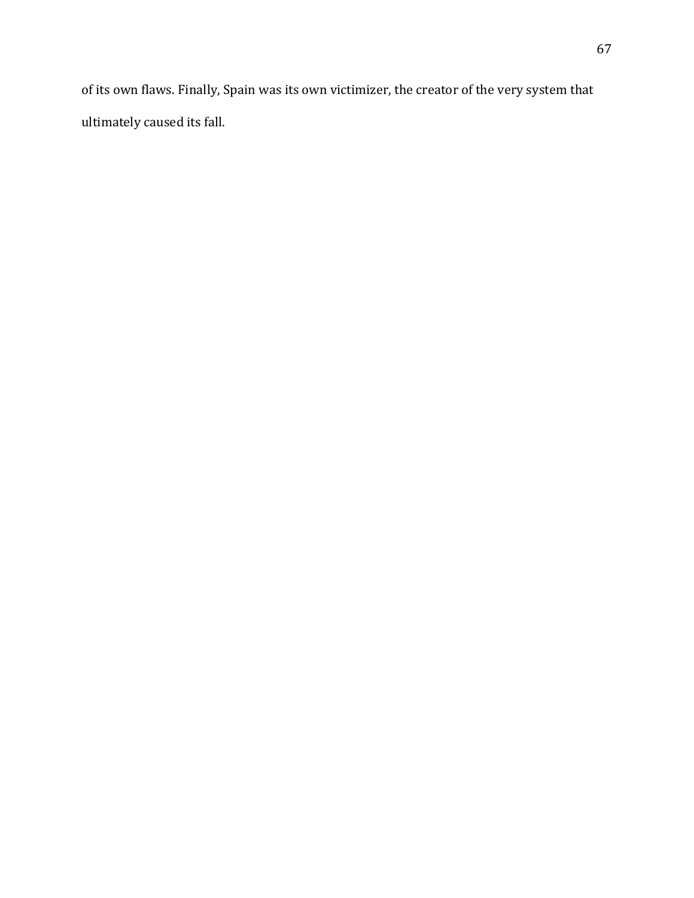of its own flaws. Finally, Spain was its own victimizer, the creator of the very system that ultimately caused its fall.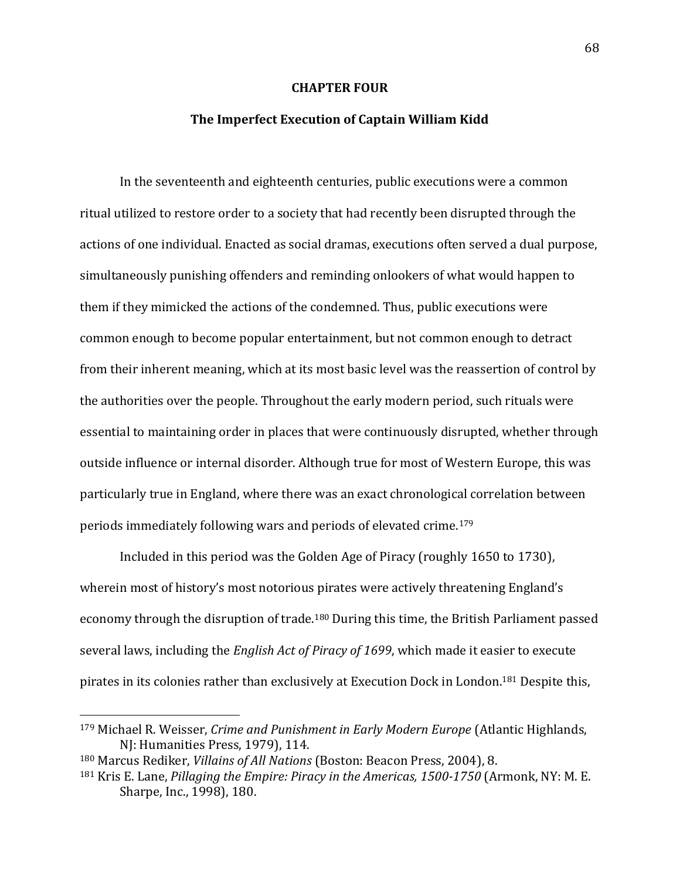# CHAPTER FOUR

## The Imperfect Execution of Captain William Kidd

In the seventeenth and eighteenth centuries, public executions were a common ritual utilized to restore order to a society that had recently been disrupted through the actions of one individual. Enacted as social dramas, executions often served a dual purpose, simultaneously punishing offenders and reminding onlookers of what would happen to them if they mimicked the actions of the condemned. Thus, public executions were common enough to become popular entertainment, but not common enough to detract from their inherent meaning, which at its most basic level was the reassertion of control by the authorities over the people. Throughout the early modern period, such rituals were essential to maintaining order in places that were continuously disrupted, whether through outside influence or internal disorder. Although true for most of Western Europe, this was particularly true in England, where there was an exact chronological correlation between periods immediately following wars and periods of elevated crime.[179]

Included in this period was the Golden Age of Piracy (roughly 1650 to 1730), wherein most of history's most notorious pirates were actively threatening England's economy through the disruption of trade.[180] During this time, the British Parliament passed several laws, including the *English Act of Piracy of 1699*, which made it easier to execute pirates in its colonies rather than exclusively at Execution Dock in London.[181] Despite this,

---

[179] Michael R. Weisser, *Crime and Punishment in Early Modern Europe* (Atlantic Highlands, NJ: Humanities Press, 1979), 114.

[180] Marcus Rediker, *Villains of All Nations* (Boston: Beacon Press, 2004), 8.

[181] Kris E. Lane, *Pillaging the Empire: Piracy in the Americas, 1500-1750* (Armonk, NY: M. E. Sharpe, Inc., 1998), 180.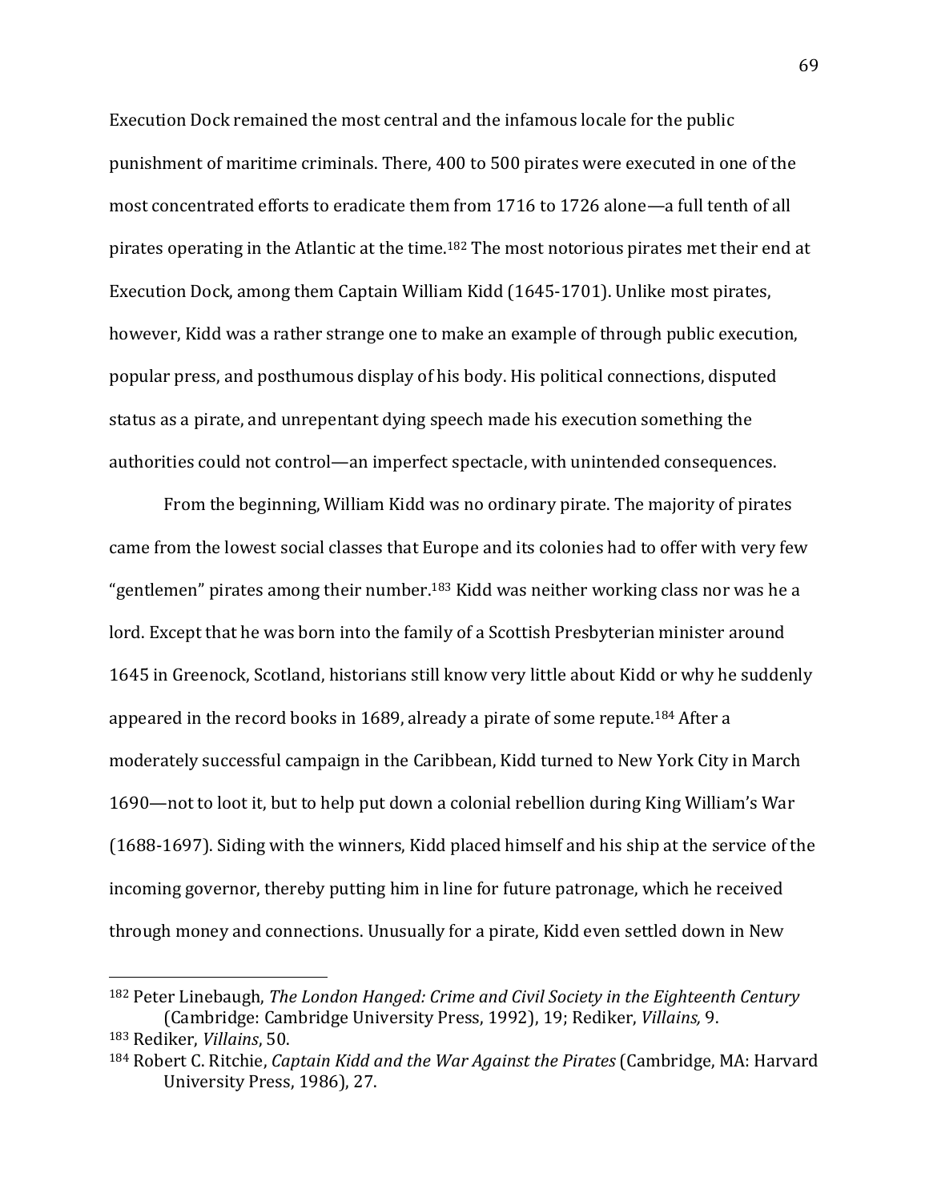Execution Dock remained the most central and the infamous locale for the public punishment of maritime criminals. There, 400 to 500 pirates were executed in one of the most concentrated efforts to eradicate them from 1716 to 1726 alone—a full tenth of all pirates operating in the Atlantic at the time.[182] The most notorious pirates met their end at Execution Dock, among them Captain William Kidd (1645-1701). Unlike most pirates, however, Kidd was a rather strange one to make an example of through public execution, popular press, and posthumous display of his body. His political connections, disputed status as a pirate, and unrepentant dying speech made his execution something the authorities could not control—an imperfect spectacle, with unintended consequences.

From the beginning, William Kidd was no ordinary pirate. The majority of pirates came from the lowest social classes that Europe and its colonies had to offer with very few "gentlemen" pirates among their number.[183] Kidd was neither working class nor was he a lord. Except that he was born into the family of a Scottish Presbyterian minister around 1645 in Greenock, Scotland, historians still know very little about Kidd or why he suddenly appeared in the record books in 1689, already a pirate of some repute.[184] After a moderately successful campaign in the Caribbean, Kidd turned to New York City in March 1690—not to loot it, but to help put down a colonial rebellion during King William's War (1688-1697). Siding with the winners, Kidd placed himself and his ship at the service of the incoming governor, thereby putting him in line for future patronage, which he received through money and connections. Unusually for a pirate, Kidd even settled down in New

---

[182] Peter Linebaugh, *The London Hanged: Crime and Civil Society in the Eighteenth Century* (Cambridge: Cambridge University Press, 1992), 19; Rediker, *Villains,* 9.

[183] Rediker, *Villains*, 50.

[184] Robert C. Ritchie, *Captain Kidd and the War Against the Pirates* (Cambridge, MA: Harvard University Press, 1986), 27.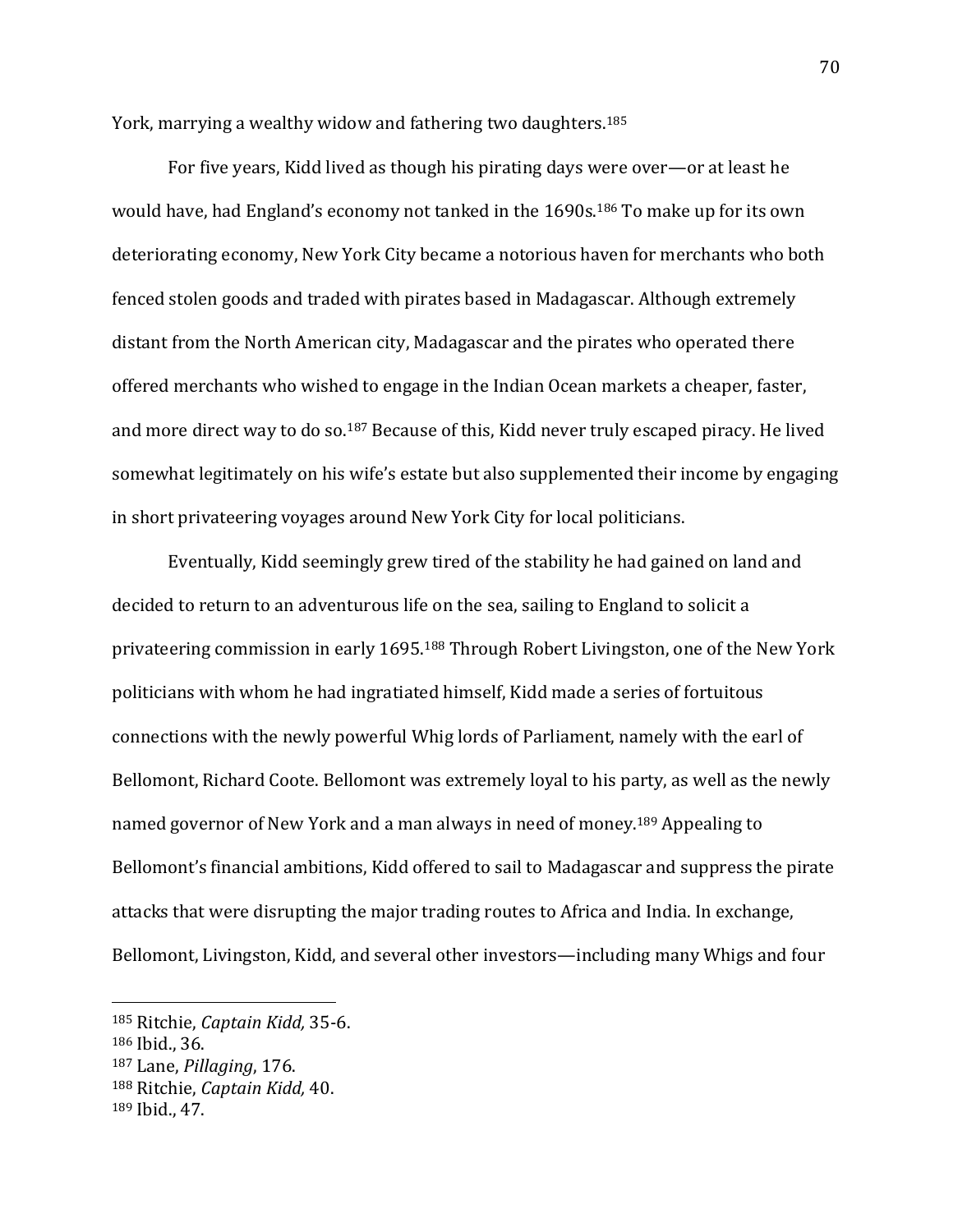York, marrying a wealthy widow and fathering two daughters.[185]

For five years, Kidd lived as though his pirating days were over—or at least he would have, had England's economy not tanked in the 1690s.[186] To make up for its own deteriorating economy, New York City became a notorious haven for merchants who both fenced stolen goods and traded with pirates based in Madagascar. Although extremely distant from the North American city, Madagascar and the pirates who operated there offered merchants who wished to engage in the Indian Ocean markets a cheaper, faster, and more direct way to do so.[187] Because of this, Kidd never truly escaped piracy. He lived somewhat legitimately on his wife's estate but also supplemented their income by engaging in short privateering voyages around New York City for local politicians.

Eventually, Kidd seemingly grew tired of the stability he had gained on land and decided to return to an adventurous life on the sea, sailing to England to solicit a privateering commission in early 1695.[188] Through Robert Livingston, one of the New York politicians with whom he had ingratiated himself, Kidd made a series of fortuitous connections with the newly powerful Whig lords of Parliament, namely with the earl of Bellomont, Richard Coote. Bellomont was extremely loyal to his party, as well as the newly named governor of New York and a man always in need of money.[189] Appealing to Bellomont's financial ambitions, Kidd offered to sail to Madagascar and suppress the pirate attacks that were disrupting the major trading routes to Africa and India. In exchange, Bellomont, Livingston, Kidd, and several other investors—including many Whigs and four

---

[185] Ritchie, *Captain Kidd,* 35-6.
[186] Ibid., 36.
[187] Lane, *Pillaging*, 176.
[188] Ritchie, *Captain Kidd,* 40.
[189] Ibid., 47.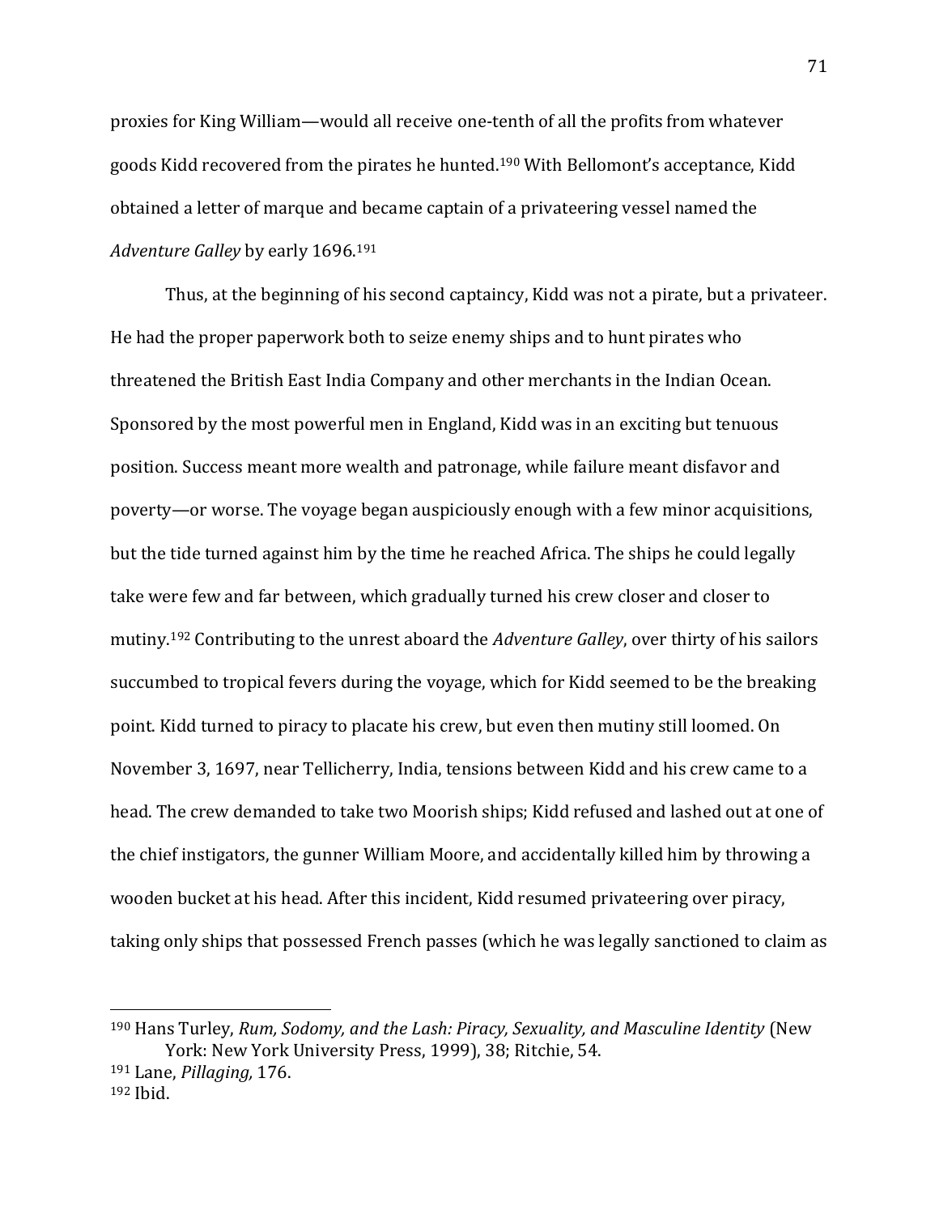proxies for King William—would all receive one-tenth of all the profits from whatever goods Kidd recovered from the pirates he hunted.[190] With Bellomont's acceptance, Kidd obtained a letter of marque and became captain of a privateering vessel named the *Adventure Galley* by early 1696.[191]

Thus, at the beginning of his second captaincy, Kidd was not a pirate, but a privateer. He had the proper paperwork both to seize enemy ships and to hunt pirates who threatened the British East India Company and other merchants in the Indian Ocean. Sponsored by the most powerful men in England, Kidd was in an exciting but tenuous position. Success meant more wealth and patronage, while failure meant disfavor and poverty—or worse. The voyage began auspiciously enough with a few minor acquisitions, but the tide turned against him by the time he reached Africa. The ships he could legally take were few and far between, which gradually turned his crew closer and closer to mutiny.[192] Contributing to the unrest aboard the *Adventure Galley*, over thirty of his sailors succumbed to tropical fevers during the voyage, which for Kidd seemed to be the breaking point. Kidd turned to piracy to placate his crew, but even then mutiny still loomed. On November 3, 1697, near Tellicherry, India, tensions between Kidd and his crew came to a head. The crew demanded to take two Moorish ships; Kidd refused and lashed out at one of the chief instigators, the gunner William Moore, and accidentally killed him by throwing a wooden bucket at his head. After this incident, Kidd resumed privateering over piracy, taking only ships that possessed French passes (which he was legally sanctioned to claim as

---

[190] Hans Turley, *Rum, Sodomy, and the Lash: Piracy, Sexuality, and Masculine Identity* (New York: New York University Press, 1999), 38; Ritchie, 54.

[191] Lane, *Pillaging,* 176.

[192] Ibid.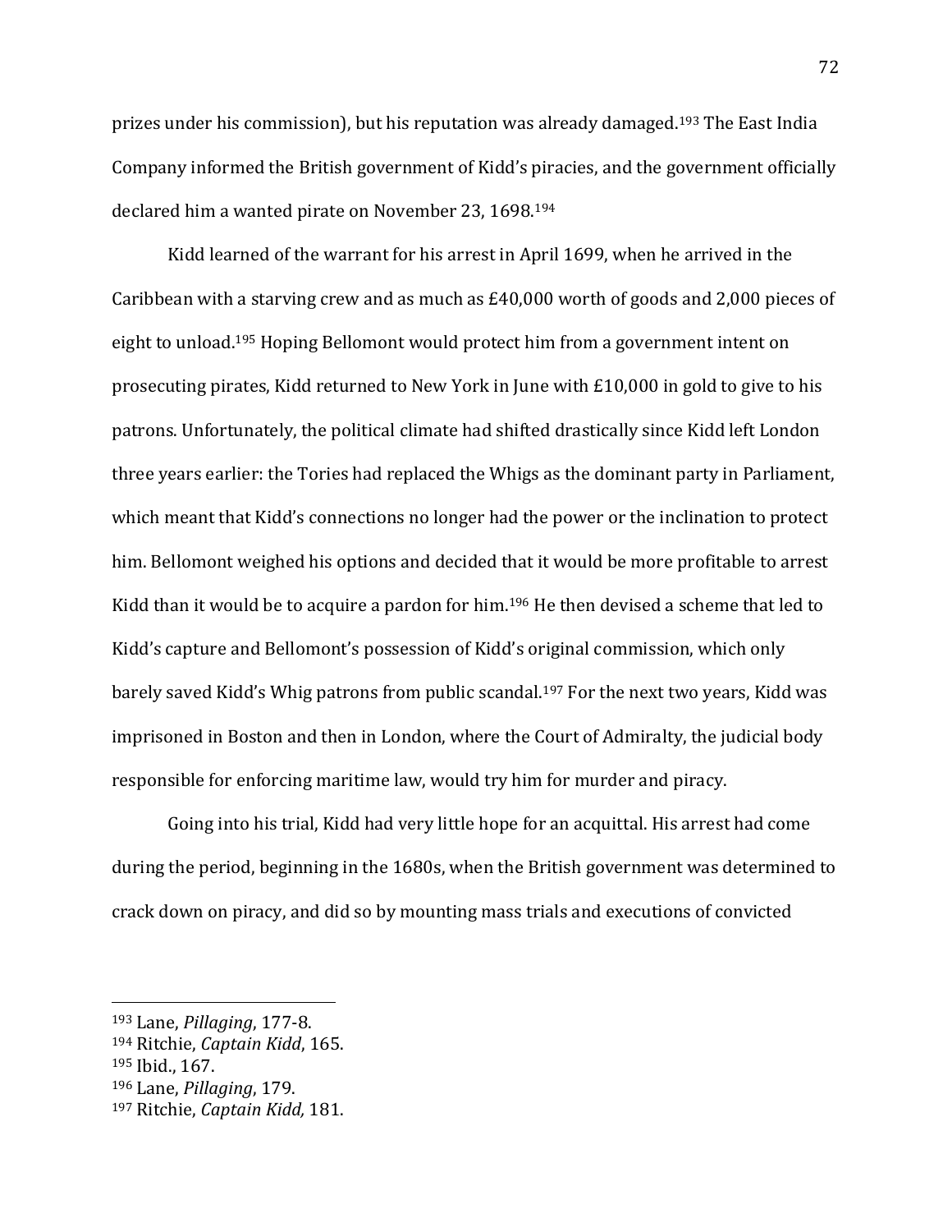prizes under his commission), but his reputation was already damaged.[193] The East India Company informed the British government of Kidd's piracies, and the government officially declared him a wanted pirate on November 23, 1698.[194]

Kidd learned of the warrant for his arrest in April 1699, when he arrived in the Caribbean with a starving crew and as much as £40,000 worth of goods and 2,000 pieces of eight to unload.[195] Hoping Bellomont would protect him from a government intent on prosecuting pirates, Kidd returned to New York in June with £10,000 in gold to give to his patrons. Unfortunately, the political climate had shifted drastically since Kidd left London three years earlier: the Tories had replaced the Whigs as the dominant party in Parliament, which meant that Kidd's connections no longer had the power or the inclination to protect him. Bellomont weighed his options and decided that it would be more profitable to arrest Kidd than it would be to acquire a pardon for him.[196] He then devised a scheme that led to Kidd's capture and Bellomont's possession of Kidd's original commission, which only barely saved Kidd's Whig patrons from public scandal.[197] For the next two years, Kidd was imprisoned in Boston and then in London, where the Court of Admiralty, the judicial body responsible for enforcing maritime law, would try him for murder and piracy.

Going into his trial, Kidd had very little hope for an acquittal. His arrest had come during the period, beginning in the 1680s, when the British government was determined to crack down on piracy, and did so by mounting mass trials and executions of convicted

---

[193] Lane, *Pillaging*, 177-8.

[194] Ritchie, *Captain Kidd*, 165.

[195] Ibid., 167.

[196] Lane, *Pillaging*, 179.

[197] Ritchie, *Captain Kidd,* 181.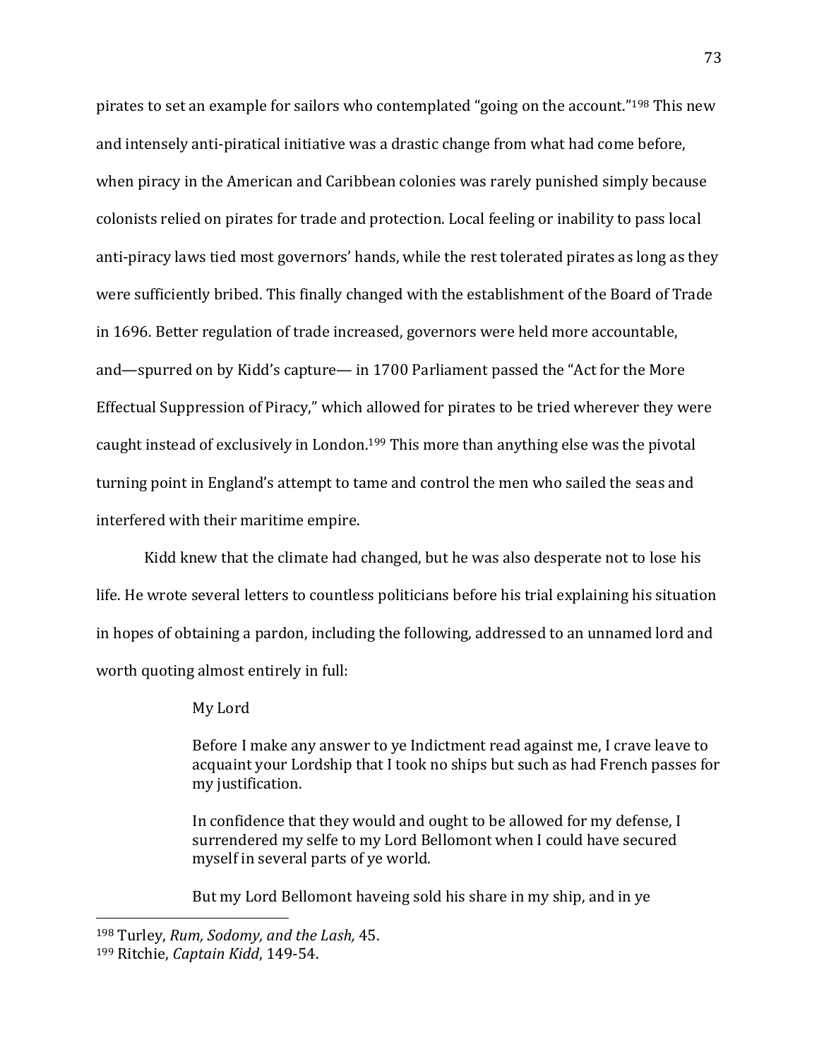pirates to set an example for sailors who contemplated "going on the account."[198] This new and intensely anti-piratical initiative was a drastic change from what had come before, when piracy in the American and Caribbean colonies was rarely punished simply because colonists relied on pirates for trade and protection. Local feeling or inability to pass local anti-piracy laws tied most governors' hands, while the rest tolerated pirates as long as they were sufficiently bribed. This finally changed with the establishment of the Board of Trade in 1696. Better regulation of trade increased, governors were held more accountable, and—spurred on by Kidd's capture— in 1700 Parliament passed the "Act for the More Effectual Suppression of Piracy," which allowed for pirates to be tried wherever they were caught instead of exclusively in London.[199] This more than anything else was the pivotal turning point in England's attempt to tame and control the men who sailed the seas and interfered with their maritime empire.

Kidd knew that the climate had changed, but he was also desperate not to lose his life. He wrote several letters to countless politicians before his trial explaining his situation in hopes of obtaining a pardon, including the following, addressed to an unnamed lord and worth quoting almost entirely in full:

> My Lord
>
> Before I make any answer to ye Indictment read against me, I crave leave to acquaint your Lordship that I took no ships but such as had French passes for my justification.
>
> In confidence that they would and ought to be allowed for my defense, I surrendered my selfe to my Lord Bellomont when I could have secured myself in several parts of ye world.
>
> But my Lord Bellomont haveing sold his share in my ship, and in ye

---

[198] Turley, *Rum, Sodomy, and the Lash,* 45.

[199] Ritchie, *Captain Kidd*, 149-54.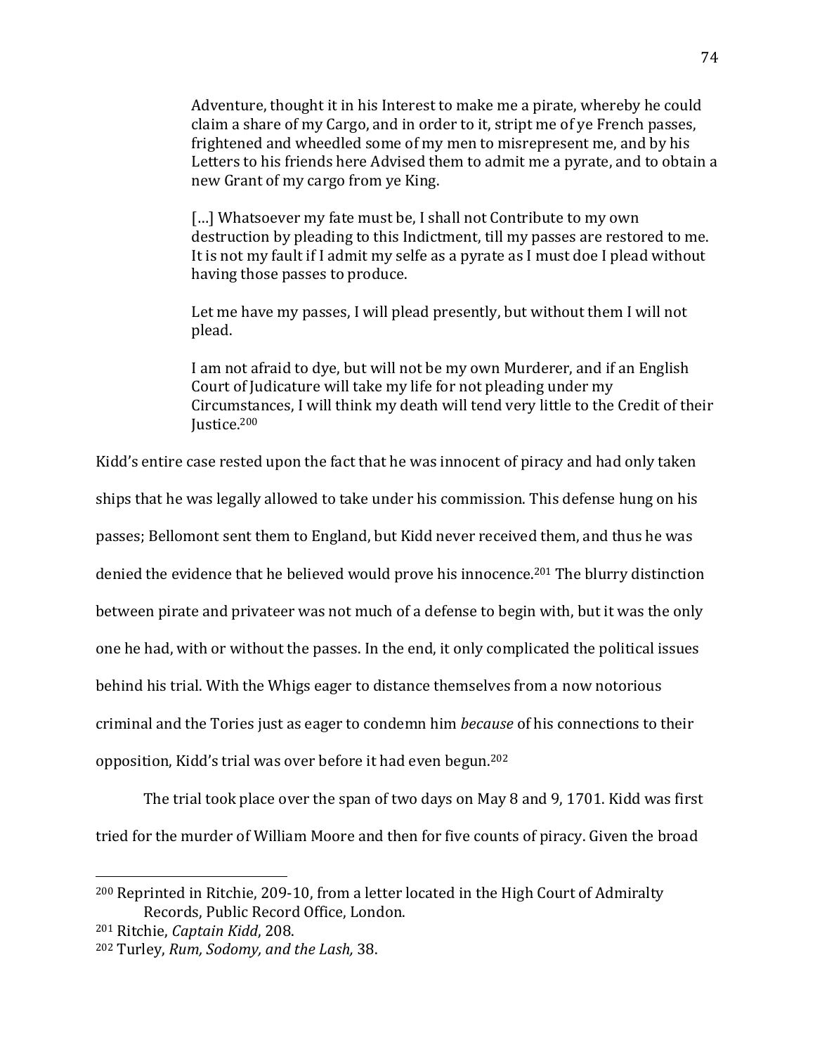> Adventure, thought it in his Interest to make me a pirate, whereby he could claim a share of my Cargo, and in order to it, stript me of ye French passes, frightened and wheedled some of my men to misrepresent me, and by his Letters to his friends here Advised them to admit me a pyrate, and to obtain a new Grant of my cargo from ye King.
>
> […] Whatsoever my fate must be, I shall not Contribute to my own destruction by pleading to this Indictment, till my passes are restored to me. It is not my fault if I admit my selfe as a pyrate as I must doe I plead without having those passes to produce.
>
> Let me have my passes, I will plead presently, but without them I will not plead.
>
> I am not afraid to dye, but will not be my own Murderer, and if an English Court of Judicature will take my life for not pleading under my Circumstances, I will think my death will tend very little to the Credit of their Justice.[200]

Kidd's entire case rested upon the fact that he was innocent of piracy and had only taken ships that he was legally allowed to take under his commission. This defense hung on his passes; Bellomont sent them to England, but Kidd never received them, and thus he was denied the evidence that he believed would prove his innocence.[201] The blurry distinction between pirate and privateer was not much of a defense to begin with, but it was the only one he had, with or without the passes. In the end, it only complicated the political issues behind his trial. With the Whigs eager to distance themselves from a now notorious criminal and the Tories just as eager to condemn him *because* of his connections to their opposition, Kidd's trial was over before it had even begun.[202]

The trial took place over the span of two days on May 8 and 9, 1701. Kidd was first tried for the murder of William Moore and then for five counts of piracy. Given the broad

---

[200] Reprinted in Ritchie, 209-10, from a letter located in the High Court of Admiralty Records, Public Record Office, London.

[201] Ritchie, *Captain Kidd*, 208.

[202] Turley, *Rum, Sodomy, and the Lash,* 38.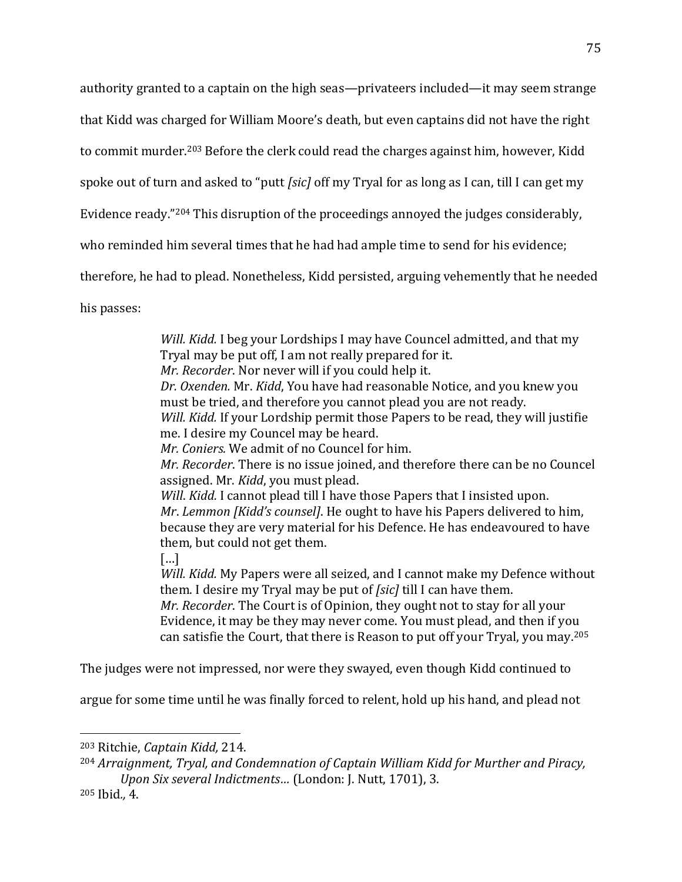authority granted to a captain on the high seas—privateers included—it may seem strange that Kidd was charged for William Moore's death, but even captains did not have the right to commit murder.[203] Before the clerk could read the charges against him, however, Kidd spoke out of turn and asked to "putt *[sic]* off my Tryal for as long as I can, till I can get my Evidence ready."[204] This disruption of the proceedings annoyed the judges considerably, who reminded him several times that he had had ample time to send for his evidence; therefore, he had to plead. Nonetheless, Kidd persisted, arguing vehemently that he needed his passes:

> *Will. Kidd.* I beg your Lordships I may have Councel admitted, and that my Tryal may be put off, I am not really prepared for it.
> *Mr. Recorder*. Nor never will if you could help it.
> *Dr. Oxenden.* Mr. *Kidd*, You have had reasonable Notice, and you knew you must be tried, and therefore you cannot plead you are not ready.
> *Will. Kidd.* If your Lordship permit those Papers to be read, they will justifie me. I desire my Councel may be heard.
> *Mr. Coniers.* We admit of no Councel for him.
> *Mr. Recorder*. There is no issue joined, and therefore there can be no Councel assigned. Mr. *Kidd*, you must plead.
> *Will. Kidd.* I cannot plead till I have those Papers that I insisted upon.
> *Mr. Lemmon [Kidd's counsel]*. He ought to have his Papers delivered to him, because they are very material for his Defence. He has endeavoured to have them, but could not get them.
> [...]
> *Will. Kidd.* My Papers were all seized, and I cannot make my Defence without them. I desire my Tryal may be put of *[sic]* till I can have them.
> *Mr. Recorder*. The Court is of Opinion, they ought not to stay for all your Evidence, it may be they may never come. You must plead, and then if you can satisfie the Court, that there is Reason to put off your Tryal, you may.[205]

The judges were not impressed, nor were they swayed, even though Kidd continued to argue for some time until he was finally forced to relent, hold up his hand, and plead not

---

[203] Ritchie, *Captain Kidd,* 214.

[204] *Arraignment, Tryal, and Condemnation of Captain William Kidd for Murther and Piracy, Upon Six several Indictments…* (London: J. Nutt, 1701), 3.

[205] Ibid., 4.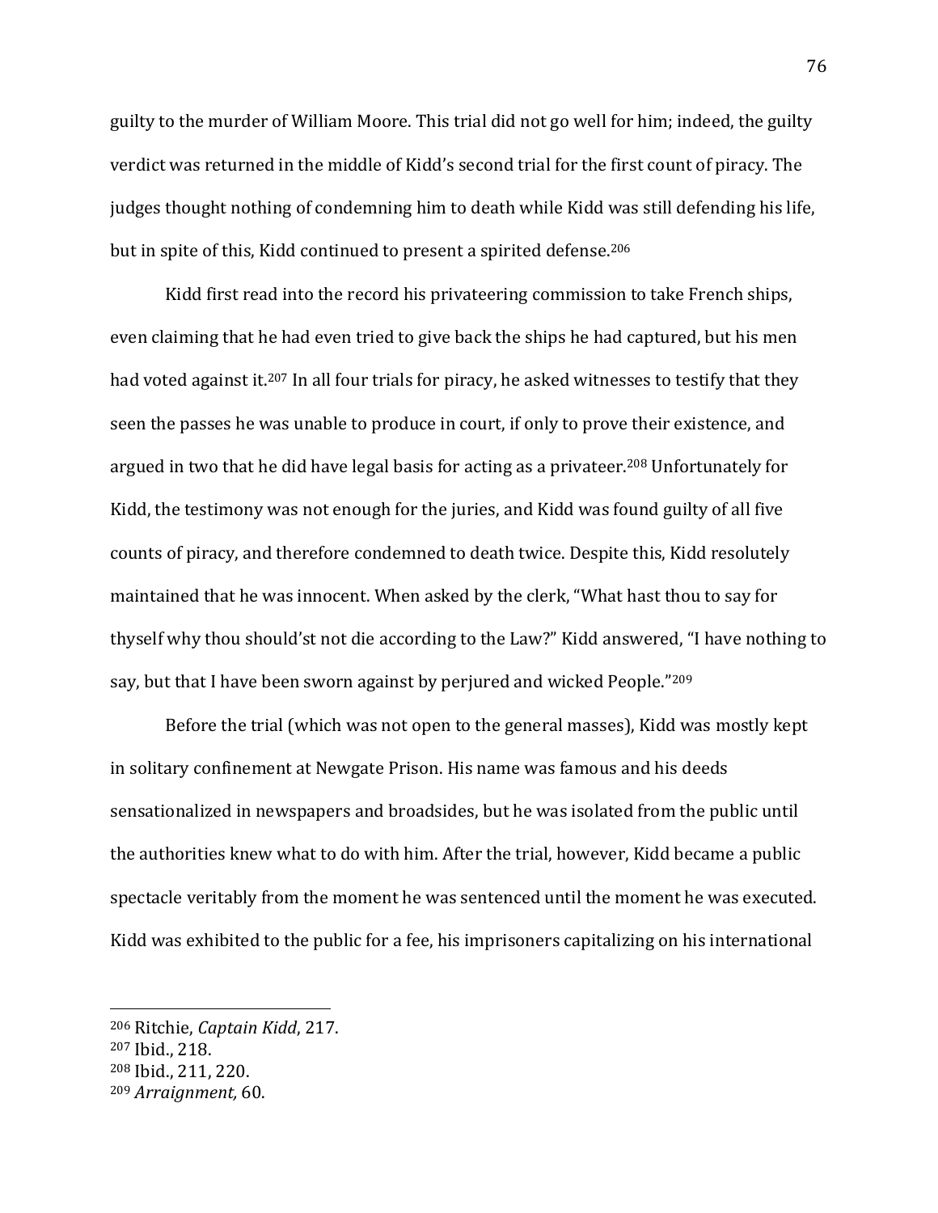guilty to the murder of William Moore. This trial did not go well for him; indeed, the guilty verdict was returned in the middle of Kidd's second trial for the first count of piracy. The judges thought nothing of condemning him to death while Kidd was still defending his life, but in spite of this, Kidd continued to present a spirited defense.[206]

Kidd first read into the record his privateering commission to take French ships, even claiming that he had even tried to give back the ships he had captured, but his men had voted against it.[207] In all four trials for piracy, he asked witnesses to testify that they seen the passes he was unable to produce in court, if only to prove their existence, and argued in two that he did have legal basis for acting as a privateer.[208] Unfortunately for Kidd, the testimony was not enough for the juries, and Kidd was found guilty of all five counts of piracy, and therefore condemned to death twice. Despite this, Kidd resolutely maintained that he was innocent. When asked by the clerk, "What hast thou to say for thyself why thou should'st not die according to the Law?" Kidd answered, "I have nothing to say, but that I have been sworn against by perjured and wicked People."[209]

Before the trial (which was not open to the general masses), Kidd was mostly kept in solitary confinement at Newgate Prison. His name was famous and his deeds sensationalized in newspapers and broadsides, but he was isolated from the public until the authorities knew what to do with him. After the trial, however, Kidd became a public spectacle veritably from the moment he was sentenced until the moment he was executed. Kidd was exhibited to the public for a fee, his imprisoners capitalizing on his international

---

[206] Ritchie, *Captain Kidd*, 217.

[207] Ibid., 218.

[208] Ibid., 211, 220.

[209] *Arraignment,* 60.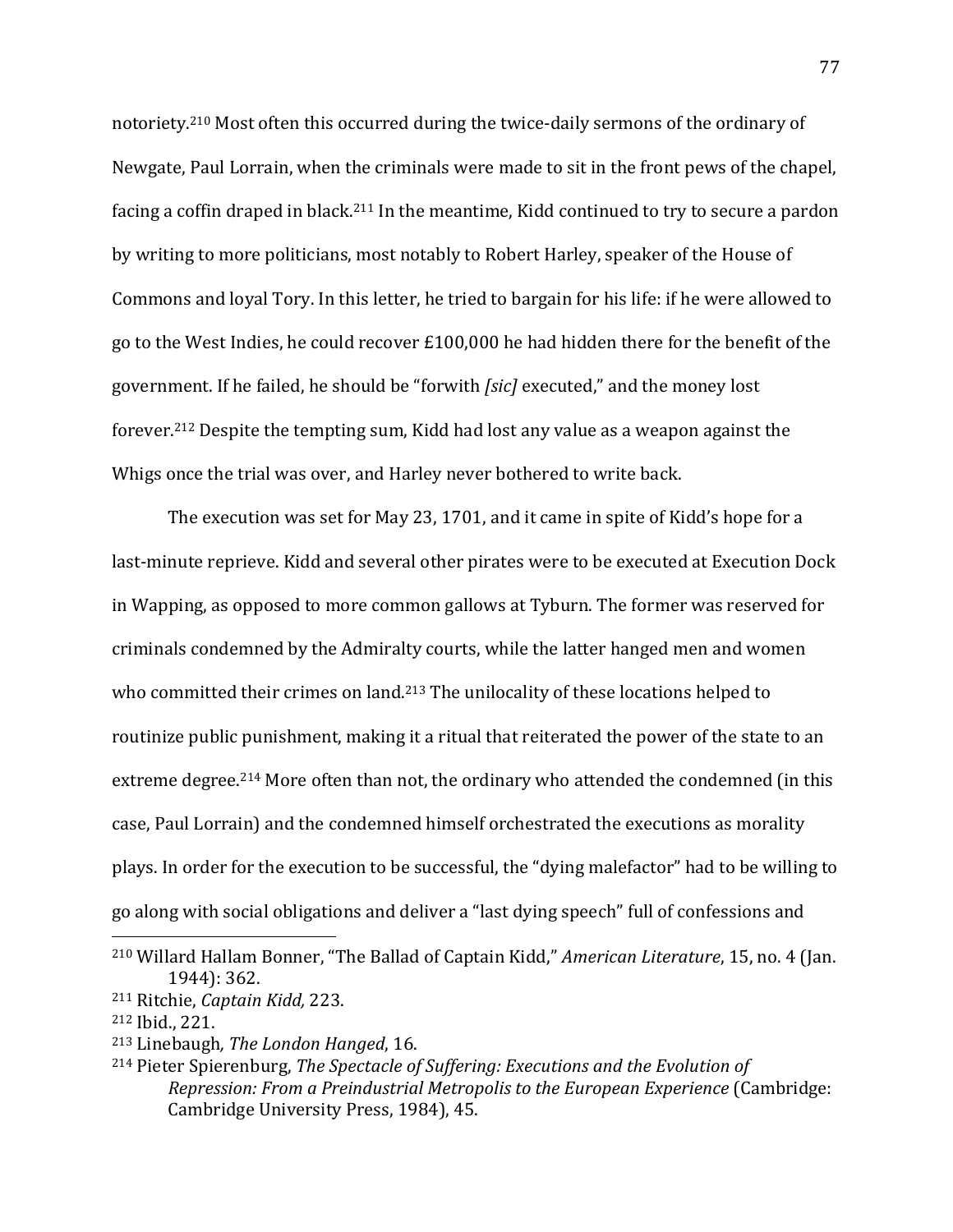notoriety.[210] Most often this occurred during the twice-daily sermons of the ordinary of Newgate, Paul Lorrain, when the criminals were made to sit in the front pews of the chapel, facing a coffin draped in black.[211] In the meantime, Kidd continued to try to secure a pardon by writing to more politicians, most notably to Robert Harley, speaker of the House of Commons and loyal Tory. In this letter, he tried to bargain for his life: if he were allowed to go to the West Indies, he could recover £100,000 he had hidden there for the benefit of the government. If he failed, he should be "forwith *[sic]* executed," and the money lost forever.[212] Despite the tempting sum, Kidd had lost any value as a weapon against the Whigs once the trial was over, and Harley never bothered to write back.

The execution was set for May 23, 1701, and it came in spite of Kidd's hope for a last-minute reprieve. Kidd and several other pirates were to be executed at Execution Dock in Wapping, as opposed to more common gallows at Tyburn. The former was reserved for criminals condemned by the Admiralty courts, while the latter hanged men and women who committed their crimes on land.[213] The unilocality of these locations helped to routinize public punishment, making it a ritual that reiterated the power of the state to an extreme degree.[214] More often than not, the ordinary who attended the condemned (in this case, Paul Lorrain) and the condemned himself orchestrated the executions as morality plays. In order for the execution to be successful, the "dying malefactor" had to be willing to go along with social obligations and deliver a "last dying speech" full of confessions and

---

[210] Willard Hallam Bonner, "The Ballad of Captain Kidd," *American Literature*, 15, no. 4 (Jan. 1944): 362.

[211] Ritchie, *Captain Kidd,* 223.

[212] Ibid., 221.

[213] Linebaugh*, The London Hanged*, 16.

[214] Pieter Spierenburg, *The Spectacle of Suffering: Executions and the Evolution of Repression: From a Preindustrial Metropolis to the European Experience* (Cambridge: Cambridge University Press, 1984), 45.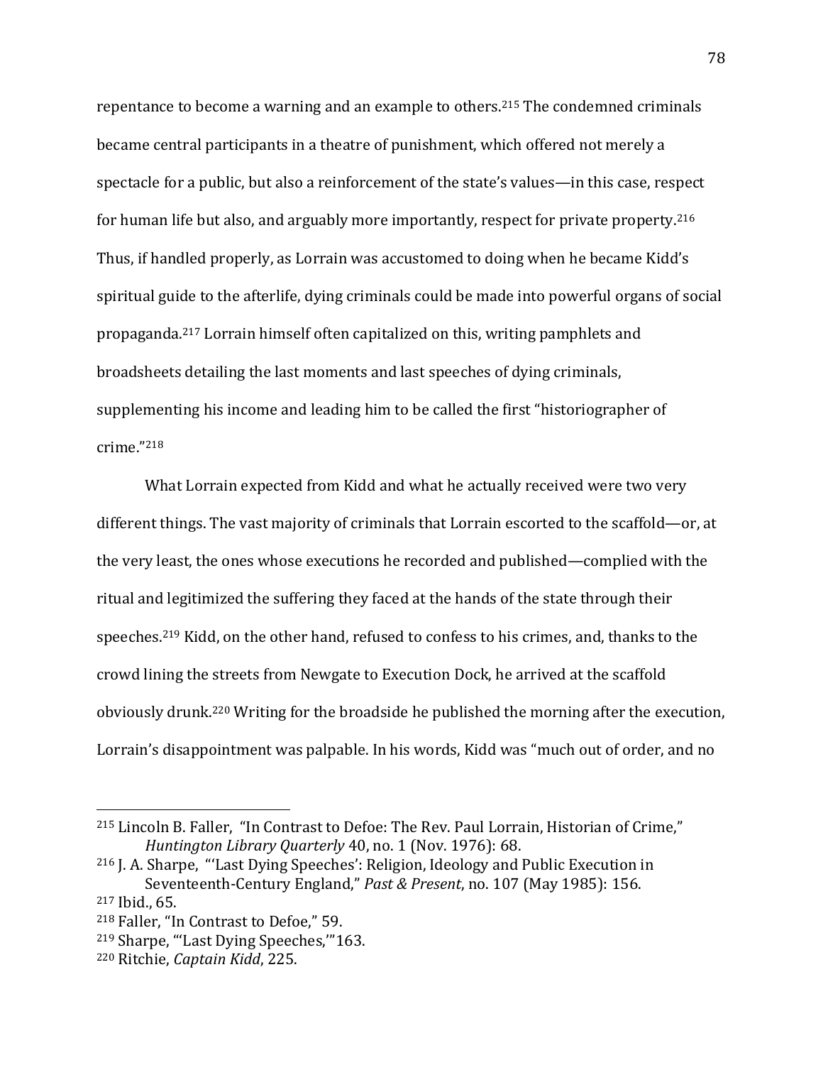repentance to become a warning and an example to others.[215] The condemned criminals became central participants in a theatre of punishment, which offered not merely a spectacle for a public, but also a reinforcement of the state's values—in this case, respect for human life but also, and arguably more importantly, respect for private property.[216] Thus, if handled properly, as Lorrain was accustomed to doing when he became Kidd's spiritual guide to the afterlife, dying criminals could be made into powerful organs of social propaganda.[217] Lorrain himself often capitalized on this, writing pamphlets and broadsheets detailing the last moments and last speeches of dying criminals, supplementing his income and leading him to be called the first "historiographer of crime."[218]

What Lorrain expected from Kidd and what he actually received were two very different things. The vast majority of criminals that Lorrain escorted to the scaffold—or, at the very least, the ones whose executions he recorded and published—complied with the ritual and legitimized the suffering they faced at the hands of the state through their speeches.[219] Kidd, on the other hand, refused to confess to his crimes, and, thanks to the crowd lining the streets from Newgate to Execution Dock, he arrived at the scaffold obviously drunk.[220] Writing for the broadside he published the morning after the execution, Lorrain's disappointment was palpable. In his words, Kidd was "much out of order, and no

---

[215] Lincoln B. Faller, "In Contrast to Defoe: The Rev. Paul Lorrain, Historian of Crime," *Huntington Library Quarterly* 40, no. 1 (Nov. 1976): 68.

[216] J. A. Sharpe, "'Last Dying Speeches': Religion, Ideology and Public Execution in Seventeenth-Century England," *Past & Present*, no. 107 (May 1985): 156.

[217] Ibid., 65.

[218] Faller, "In Contrast to Defoe," 59.

[219] Sharpe, "'Last Dying Speeches,'"163.

[220] Ritchie, *Captain Kidd*, 225.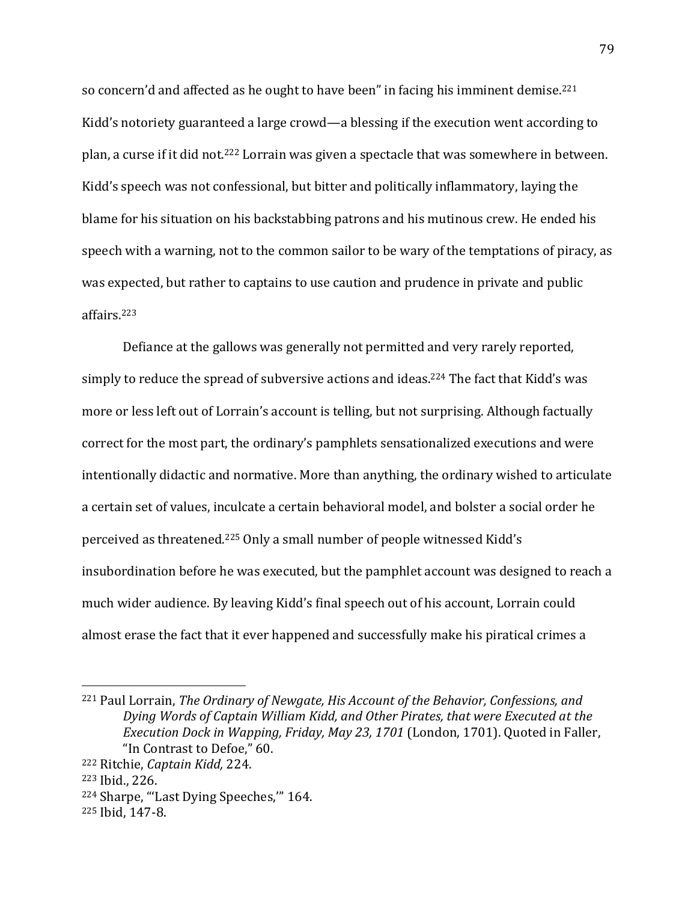so concern'd and affected as he ought to have been" in facing his imminent demise.[221] Kidd's notoriety guaranteed a large crowd—a blessing if the execution went according to plan, a curse if it did not.[222] Lorrain was given a spectacle that was somewhere in between. Kidd's speech was not confessional, but bitter and politically inflammatory, laying the blame for his situation on his backstabbing patrons and his mutinous crew. He ended his speech with a warning, not to the common sailor to be wary of the temptations of piracy, as was expected, but rather to captains to use caution and prudence in private and public affairs.[223]

Defiance at the gallows was generally not permitted and very rarely reported, simply to reduce the spread of subversive actions and ideas.[224] The fact that Kidd's was more or less left out of Lorrain's account is telling, but not surprising. Although factually correct for the most part, the ordinary's pamphlets sensationalized executions and were intentionally didactic and normative. More than anything, the ordinary wished to articulate a certain set of values, inculcate a certain behavioral model, and bolster a social order he perceived as threatened.[225] Only a small number of people witnessed Kidd's insubordination before he was executed, but the pamphlet account was designed to reach a much wider audience. By leaving Kidd's final speech out of his account, Lorrain could almost erase the fact that it ever happened and successfully make his piratical crimes a

---

[221] Paul Lorrain, *The Ordinary of Newgate, His Account of the Behavior, Confessions, and Dying Words of Captain William Kidd, and Other Pirates, that were Executed at the Execution Dock in Wapping, Friday, May 23, 1701* (London, 1701). Quoted in Faller, "In Contrast to Defoe," 60.

[222] Ritchie, *Captain Kidd,* 224.

[223] Ibid., 226.

[224] Sharpe, "'Last Dying Speeches,'" 164.

[225] Ibid, 147-8.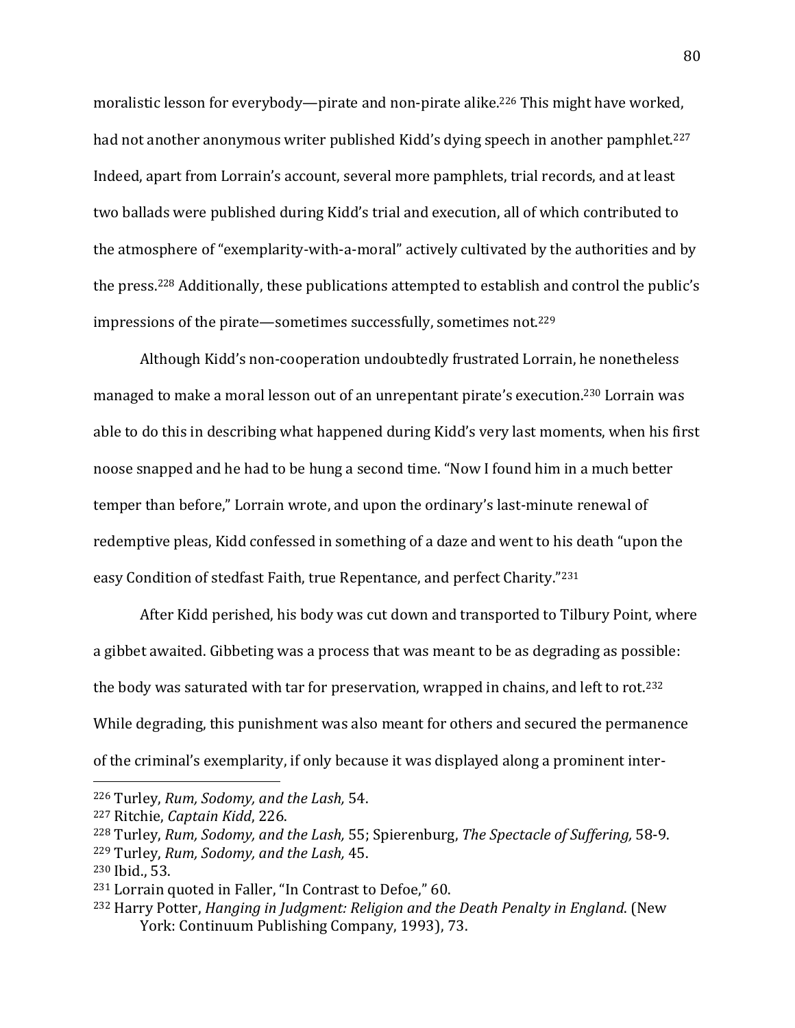moralistic lesson for everybody—pirate and non-pirate alike.[226] This might have worked, had not another anonymous writer published Kidd's dying speech in another pamphlet.[227] Indeed, apart from Lorrain's account, several more pamphlets, trial records, and at least two ballads were published during Kidd's trial and execution, all of which contributed to the atmosphere of "exemplarity-with-a-moral" actively cultivated by the authorities and by the press.[228] Additionally, these publications attempted to establish and control the public's impressions of the pirate—sometimes successfully, sometimes not.[229]

Although Kidd's non-cooperation undoubtedly frustrated Lorrain, he nonetheless managed to make a moral lesson out of an unrepentant pirate's execution.[230] Lorrain was able to do this in describing what happened during Kidd's very last moments, when his first noose snapped and he had to be hung a second time. "Now I found him in a much better temper than before," Lorrain wrote, and upon the ordinary's last-minute renewal of redemptive pleas, Kidd confessed in something of a daze and went to his death "upon the easy Condition of stedfast Faith, true Repentance, and perfect Charity."[231]

After Kidd perished, his body was cut down and transported to Tilbury Point, where a gibbet awaited. Gibbeting was a process that was meant to be as degrading as possible: the body was saturated with tar for preservation, wrapped in chains, and left to rot.[232] While degrading, this punishment was also meant for others and secured the permanence of the criminal's exemplarity, if only because it was displayed along a prominent inter-

---

[226] Turley, *Rum, Sodomy, and the Lash,* 54.

[227] Ritchie, *Captain Kidd*, 226.

[228] Turley, *Rum, Sodomy, and the Lash,* 55; Spierenburg, *The Spectacle of Suffering,* 58-9.

[229] Turley, *Rum, Sodomy, and the Lash,* 45.

[230] Ibid., 53.

[231] Lorrain quoted in Faller, "In Contrast to Defoe," 60.

[232] Harry Potter, *Hanging in Judgment: Religion and the Death Penalty in England*. (New York: Continuum Publishing Company, 1993), 73.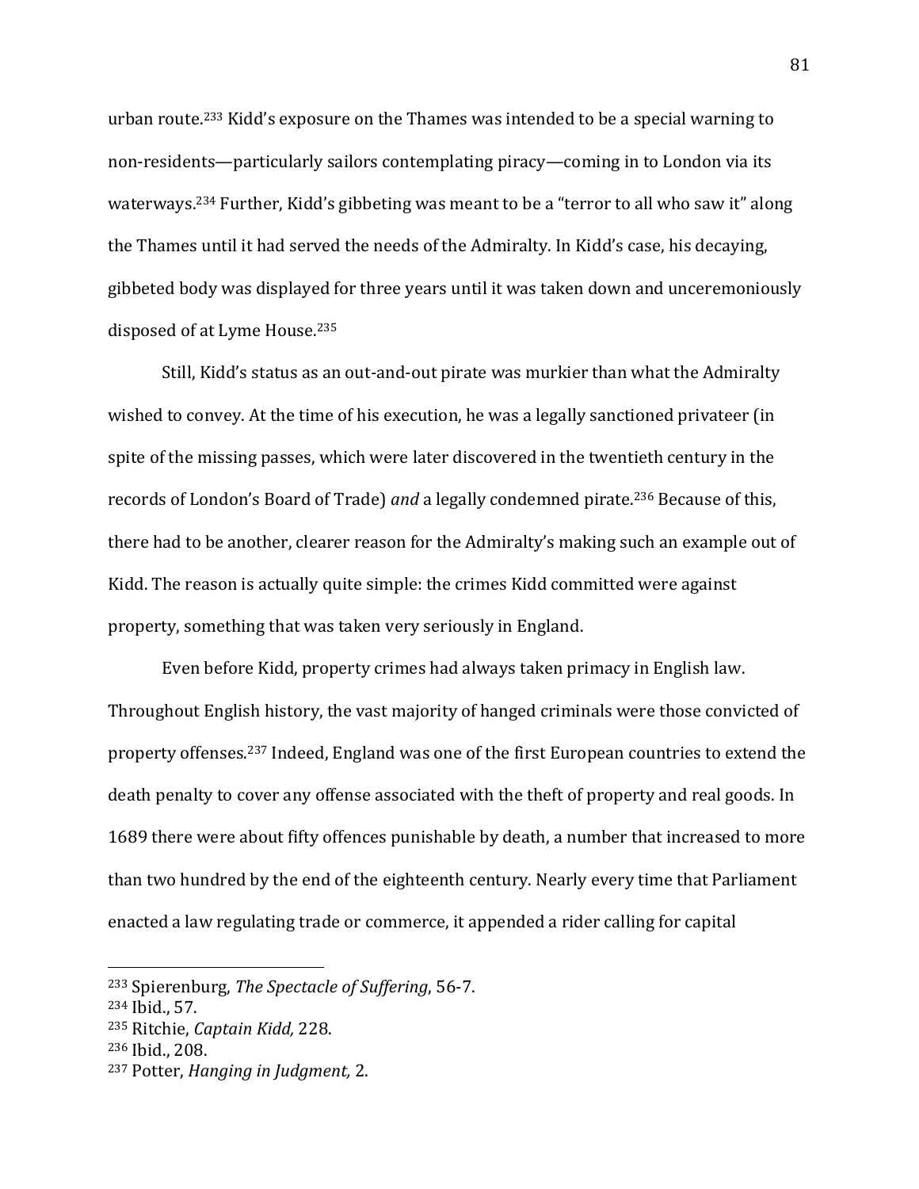urban route.[233] Kidd's exposure on the Thames was intended to be a special warning to non-residents—particularly sailors contemplating piracy—coming in to London via its waterways.[234] Further, Kidd's gibbeting was meant to be a "terror to all who saw it" along the Thames until it had served the needs of the Admiralty. In Kidd's case, his decaying, gibbeted body was displayed for three years until it was taken down and unceremoniously disposed of at Lyme House.[235]

Still, Kidd's status as an out-and-out pirate was murkier than what the Admiralty wished to convey. At the time of his execution, he was a legally sanctioned privateer (in spite of the missing passes, which were later discovered in the twentieth century in the records of London's Board of Trade) *and* a legally condemned pirate.[236] Because of this, there had to be another, clearer reason for the Admiralty's making such an example out of Kidd. The reason is actually quite simple: the crimes Kidd committed were against property, something that was taken very seriously in England.

Even before Kidd, property crimes had always taken primacy in English law. Throughout English history, the vast majority of hanged criminals were those convicted of property offenses.[237] Indeed, England was one of the first European countries to extend the death penalty to cover any offense associated with the theft of property and real goods. In 1689 there were about fifty offences punishable by death, a number that increased to more than two hundred by the end of the eighteenth century. Nearly every time that Parliament enacted a law regulating trade or commerce, it appended a rider calling for capital

---

[233] Spierenburg, *The Spectacle of Suffering*, 56-7.
[234] Ibid., 57.
[235] Ritchie, *Captain Kidd,* 228.
[236] Ibid., 208.
[237] Potter, *Hanging in Judgment,* 2.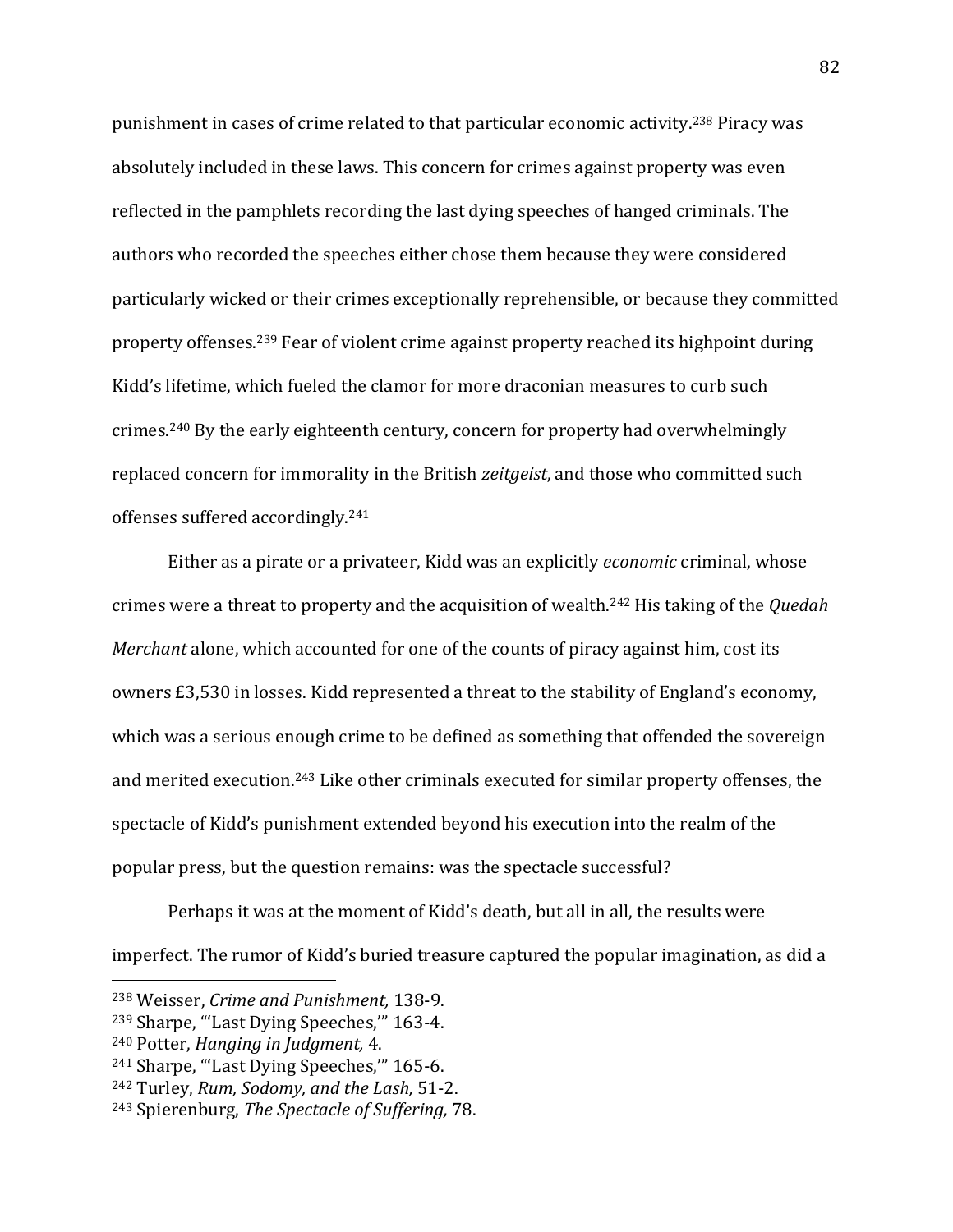punishment in cases of crime related to that particular economic activity.[238] Piracy was absolutely included in these laws. This concern for crimes against property was even reflected in the pamphlets recording the last dying speeches of hanged criminals. The authors who recorded the speeches either chose them because they were considered particularly wicked or their crimes exceptionally reprehensible, or because they committed property offenses.[239] Fear of violent crime against property reached its highpoint during Kidd's lifetime, which fueled the clamor for more draconian measures to curb such crimes.[240] By the early eighteenth century, concern for property had overwhelmingly replaced concern for immorality in the British *zeitgeist*, and those who committed such offenses suffered accordingly.[241]

Either as a pirate or a privateer, Kidd was an explicitly *economic* criminal, whose crimes were a threat to property and the acquisition of wealth.[242] His taking of the *Quedah Merchant* alone, which accounted for one of the counts of piracy against him, cost its owners £3,530 in losses. Kidd represented a threat to the stability of England's economy, which was a serious enough crime to be defined as something that offended the sovereign and merited execution.[243] Like other criminals executed for similar property offenses, the spectacle of Kidd's punishment extended beyond his execution into the realm of the popular press, but the question remains: was the spectacle successful?

Perhaps it was at the moment of Kidd's death, but all in all, the results were imperfect. The rumor of Kidd's buried treasure captured the popular imagination, as did a

---

[238] Weisser, *Crime and Punishment,* 138-9.

[239] Sharpe, "'Last Dying Speeches,'" 163-4.

[240] Potter, *Hanging in Judgment,* 4.

[241] Sharpe, "'Last Dying Speeches,'" 165-6.

[242] Turley, *Rum, Sodomy, and the Lash,* 51-2.

[243] Spierenburg, *The Spectacle of Suffering,* 78.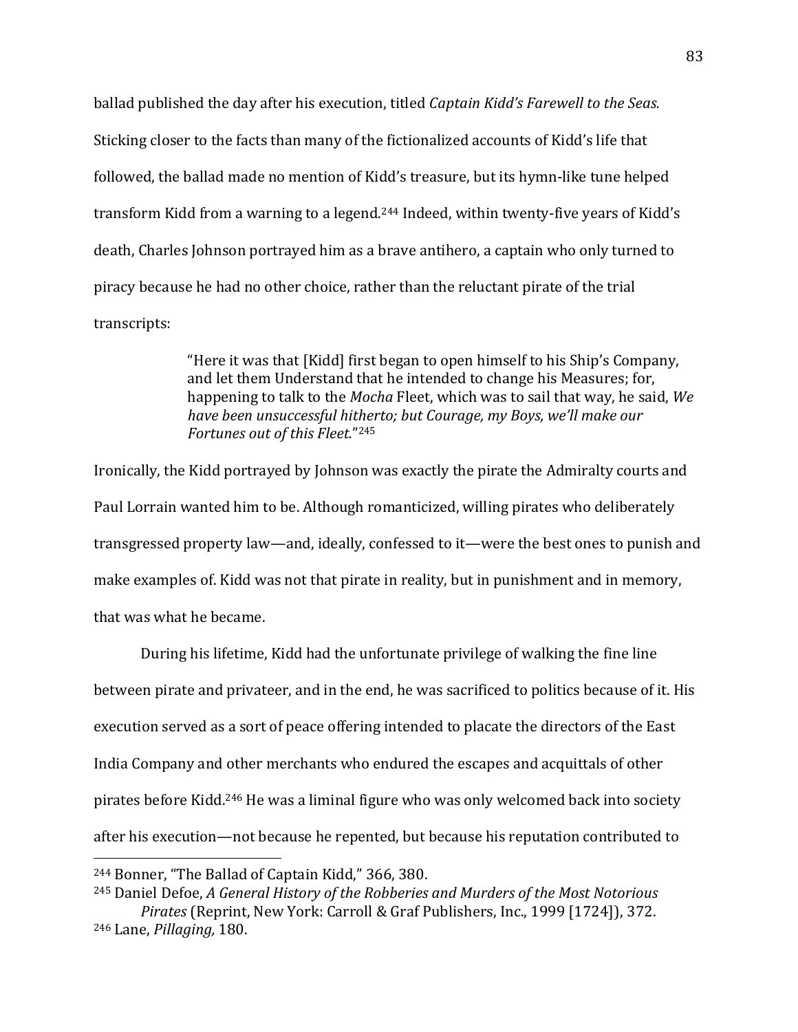ballad published the day after his execution, titled *Captain Kidd's Farewell to the Seas.* Sticking closer to the facts than many of the fictionalized accounts of Kidd's life that followed, the ballad made no mention of Kidd's treasure, but its hymn-like tune helped transform Kidd from a warning to a legend.[244] Indeed, within twenty-five years of Kidd's death, Charles Johnson portrayed him as a brave antihero, a captain who only turned to piracy because he had no other choice, rather than the reluctant pirate of the trial transcripts:

> "Here it was that [Kidd] first began to open himself to his Ship's Company, and let them Understand that he intended to change his Measures; for, happening to talk to the *Mocha* Fleet, which was to sail that way, he said, *We have been unsuccessful hitherto; but Courage, my Boys, we'll make our Fortunes out of this Fleet.*"[245]

Ironically, the Kidd portrayed by Johnson was exactly the pirate the Admiralty courts and Paul Lorrain wanted him to be. Although romanticized, willing pirates who deliberately transgressed property law—and, ideally, confessed to it—were the best ones to punish and make examples of. Kidd was not that pirate in reality, but in punishment and in memory, that was what he became.

During his lifetime, Kidd had the unfortunate privilege of walking the fine line between pirate and privateer, and in the end, he was sacrificed to politics because of it. His execution served as a sort of peace offering intended to placate the directors of the East India Company and other merchants who endured the escapes and acquittals of other pirates before Kidd.[246] He was a liminal figure who was only welcomed back into society after his execution—not because he repented, but because his reputation contributed to

---

[244] Bonner, "The Ballad of Captain Kidd," 366, 380.

[245] Daniel Defoe, *A General History of the Robberies and Murders of the Most Notorious Pirates* (Reprint, New York: Carroll & Graf Publishers, Inc., 1999 [1724]), 372.

[246] Lane, *Pillaging,* 180.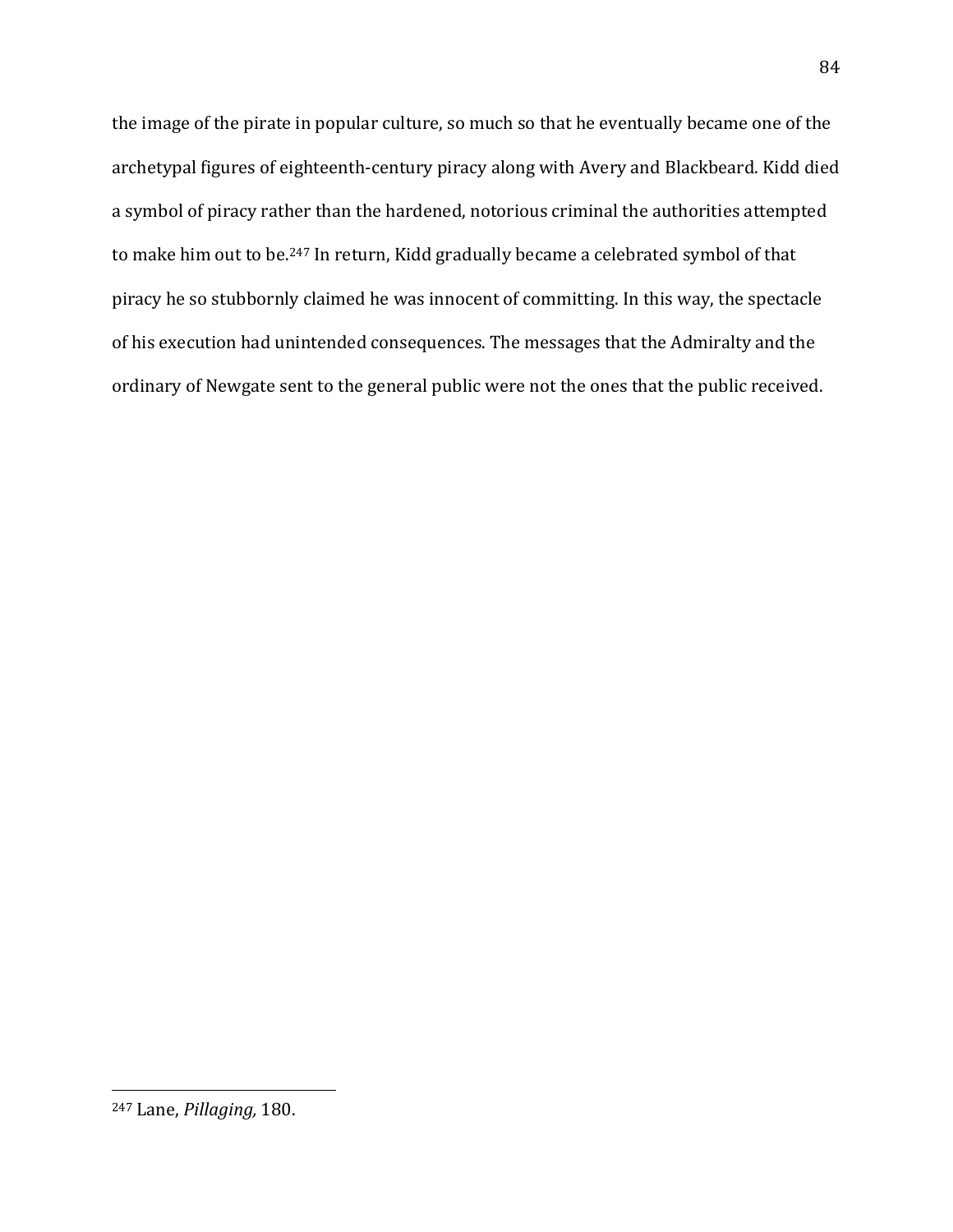the image of the pirate in popular culture, so much so that he eventually became one of the archetypal figures of eighteenth-century piracy along with Avery and Blackbeard. Kidd died a symbol of piracy rather than the hardened, notorious criminal the authorities attempted to make him out to be.[247] In return, Kidd gradually became a celebrated symbol of that piracy he so stubbornly claimed he was innocent of committing. In this way, the spectacle of his execution had unintended consequences. The messages that the Admiralty and the ordinary of Newgate sent to the general public were not the ones that the public received.

---

[247] Lane, *Pillaging,* 180.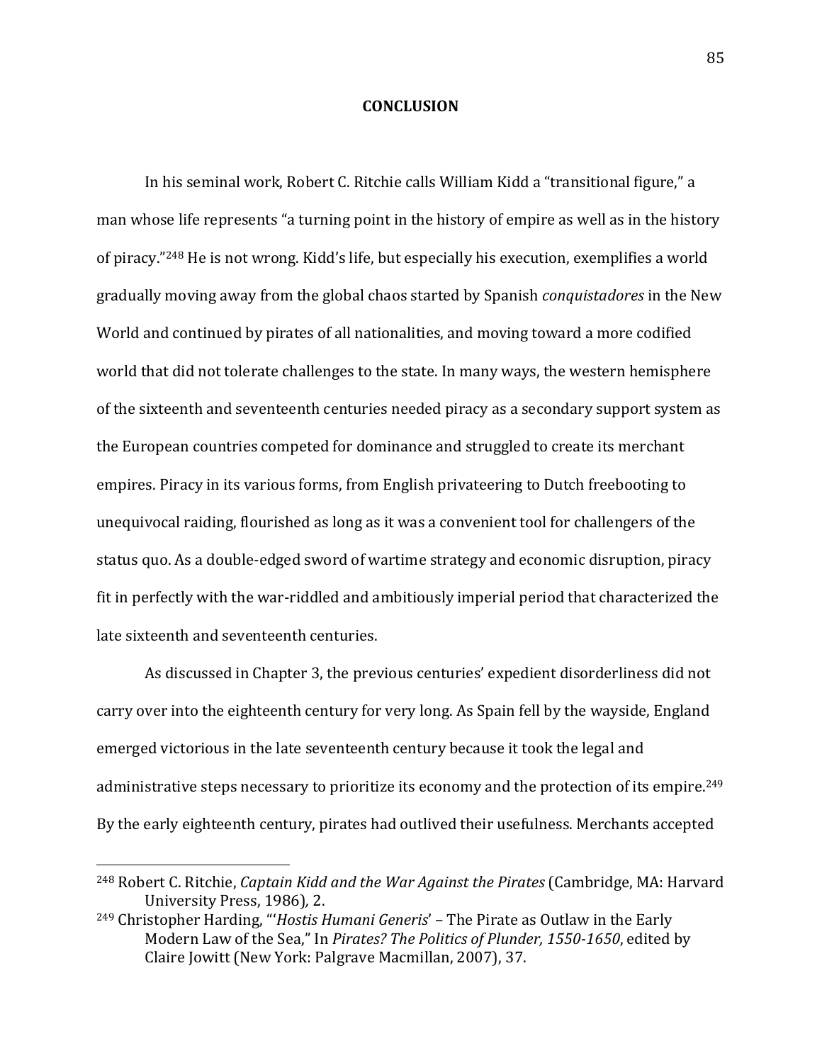# CONCLUSION

In his seminal work, Robert C. Ritchie calls William Kidd a "transitional figure," a man whose life represents "a turning point in the history of empire as well as in the history of piracy."[248] He is not wrong. Kidd's life, but especially his execution, exemplifies a world gradually moving away from the global chaos started by Spanish *conquistadores* in the New World and continued by pirates of all nationalities, and moving toward a more codified world that did not tolerate challenges to the state. In many ways, the western hemisphere of the sixteenth and seventeenth centuries needed piracy as a secondary support system as the European countries competed for dominance and struggled to create its merchant empires. Piracy in its various forms, from English privateering to Dutch freebooting to unequivocal raiding, flourished as long as it was a convenient tool for challengers of the status quo. As a double-edged sword of wartime strategy and economic disruption, piracy fit in perfectly with the war-riddled and ambitiously imperial period that characterized the late sixteenth and seventeenth centuries.

As discussed in Chapter 3, the previous centuries' expedient disorderliness did not carry over into the eighteenth century for very long. As Spain fell by the wayside, England emerged victorious in the late seventeenth century because it took the legal and administrative steps necessary to prioritize its economy and the protection of its empire.[249] By the early eighteenth century, pirates had outlived their usefulness. Merchants accepted

---

[248] Robert C. Ritchie, *Captain Kidd and the War Against the Pirates* (Cambridge, MA: Harvard University Press, 1986), 2.

[249] Christopher Harding, "'*Hostis Humani Generis*' – The Pirate as Outlaw in the Early Modern Law of the Sea," In *Pirates? The Politics of Plunder, 1550-1650*, edited by Claire Jowitt (New York: Palgrave Macmillan, 2007), 37.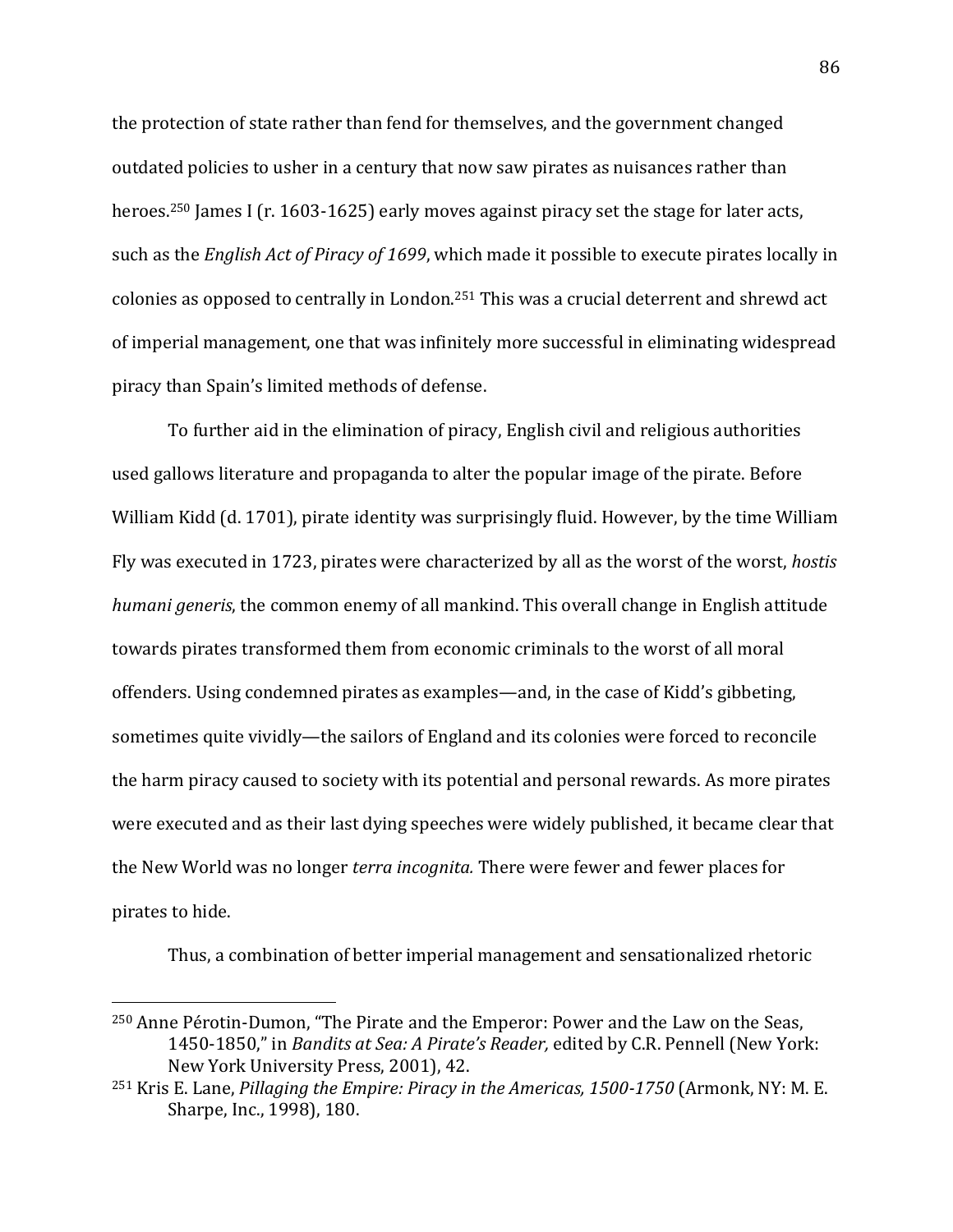the protection of state rather than fend for themselves, and the government changed outdated policies to usher in a century that now saw pirates as nuisances rather than heroes.[250] James I (r. 1603-1625) early moves against piracy set the stage for later acts, such as the *English Act of Piracy of 1699*, which made it possible to execute pirates locally in colonies as opposed to centrally in London.[251] This was a crucial deterrent and shrewd act of imperial management, one that was infinitely more successful in eliminating widespread piracy than Spain's limited methods of defense.

To further aid in the elimination of piracy, English civil and religious authorities used gallows literature and propaganda to alter the popular image of the pirate. Before William Kidd (d. 1701), pirate identity was surprisingly fluid. However, by the time William Fly was executed in 1723, pirates were characterized by all as the worst of the worst, *hostis humani generis*, the common enemy of all mankind. This overall change in English attitude towards pirates transformed them from economic criminals to the worst of all moral offenders. Using condemned pirates as examples—and, in the case of Kidd's gibbeting, sometimes quite vividly—the sailors of England and its colonies were forced to reconcile the harm piracy caused to society with its potential and personal rewards. As more pirates were executed and as their last dying speeches were widely published, it became clear that the New World was no longer *terra incognita.* There were fewer and fewer places for pirates to hide.

Thus, a combination of better imperial management and sensationalized rhetoric

---

[250] Anne Pérotin-Dumon, "The Pirate and the Emperor: Power and the Law on the Seas, 1450-1850," in *Bandits at Sea: A Pirate's Reader,* edited by C.R. Pennell (New York: New York University Press, 2001), 42.

[251] Kris E. Lane, *Pillaging the Empire: Piracy in the Americas, 1500-1750* (Armonk, NY: M. E. Sharpe, Inc., 1998), 180.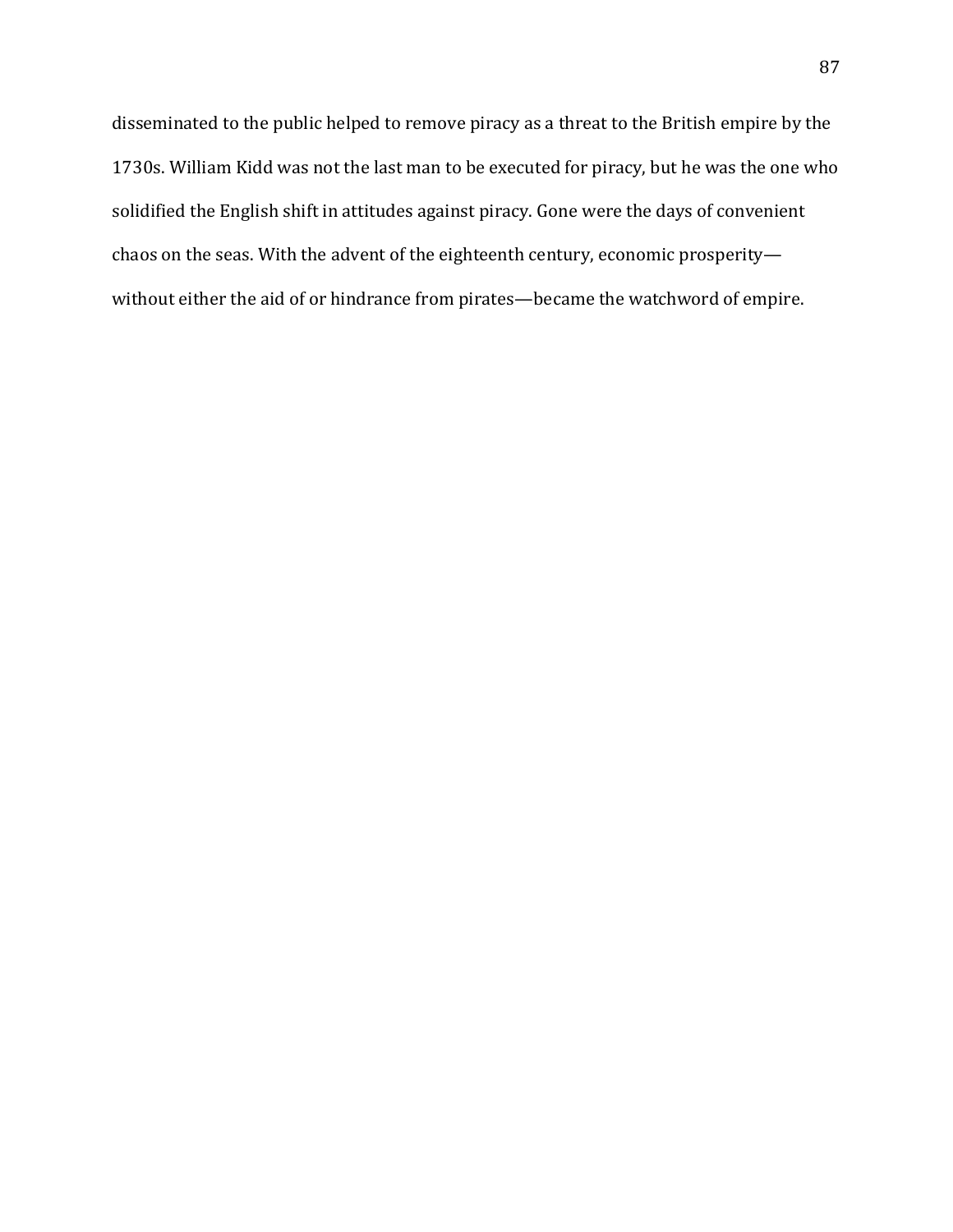disseminated to the public helped to remove piracy as a threat to the British empire by the 1730s. William Kidd was not the last man to be executed for piracy, but he was the one who solidified the English shift in attitudes against piracy. Gone were the days of convenient chaos on the seas. With the advent of the eighteenth century, economic prosperity—without either the aid of or hindrance from pirates—became the watchword of empire.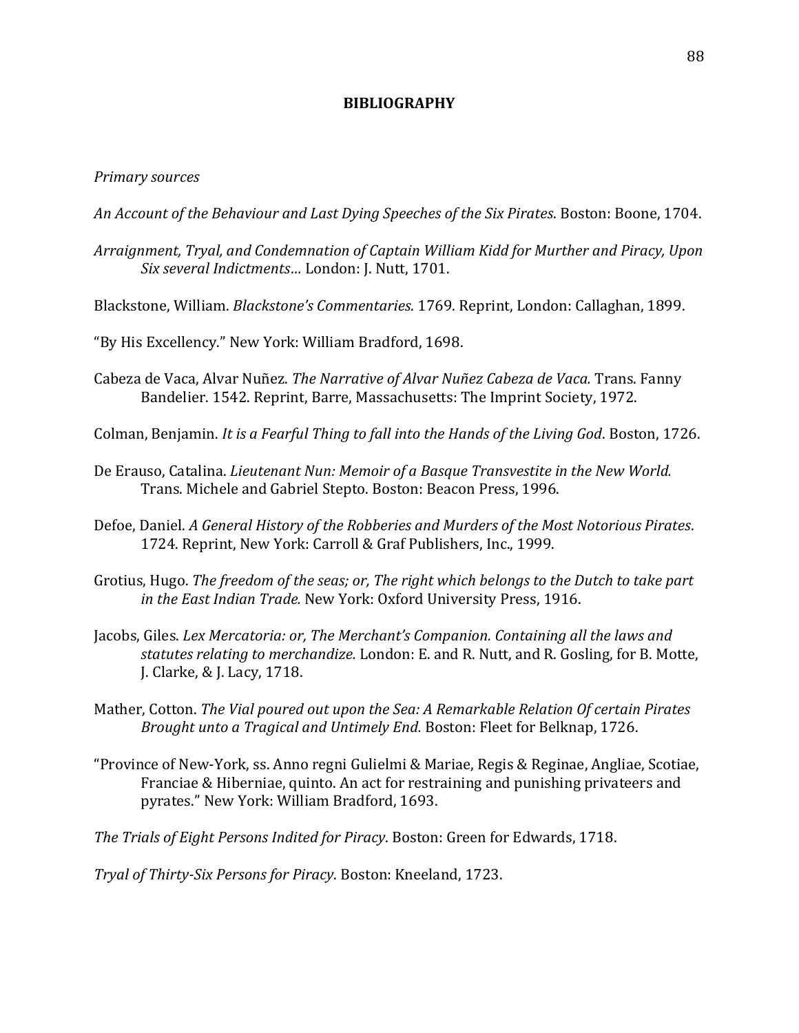## BIBLIOGRAPHY

*Primary sources*

*An Account of the Behaviour and Last Dying Speeches of the Six Pirates*. Boston: Boone, 1704.

*Arraignment, Tryal, and Condemnation of Captain William Kidd for Murther and Piracy, Upon Six several Indictments…* London: J. Nutt, 1701.

Blackstone, William. *Blackstone's Commentaries*. 1769. Reprint, London: Callaghan, 1899.

"By His Excellency." New York: William Bradford, 1698.

Cabeza de Vaca, Alvar Nuñez. *The Narrative of Alvar Nuñez Cabeza de Vaca.* Trans. Fanny Bandelier. 1542. Reprint, Barre, Massachusetts: The Imprint Society, 1972.

Colman, Benjamin. *It is a Fearful Thing to fall into the Hands of the Living God*. Boston, 1726.

De Erauso, Catalina. *Lieutenant Nun: Memoir of a Basque Transvestite in the New World.* Trans. Michele and Gabriel Stepto. Boston: Beacon Press, 1996.

Defoe, Daniel. *A General History of the Robberies and Murders of the Most Notorious Pirates*. 1724. Reprint, New York: Carroll & Graf Publishers, Inc., 1999.

Grotius, Hugo. *The freedom of the seas; or, The right which belongs to the Dutch to take part in the East Indian Trade.* New York: Oxford University Press, 1916.

Jacobs, Giles. *Lex Mercatoria: or, The Merchant's Companion. Containing all the laws and statutes relating to merchandize.* London: E. and R. Nutt, and R. Gosling, for B. Motte, J. Clarke, & J. Lacy, 1718.

Mather, Cotton. *The Vial poured out upon the Sea: A Remarkable Relation Of certain Pirates Brought unto a Tragical and Untimely End.* Boston: Fleet for Belknap, 1726.

"Province of New-York, ss. Anno regni Gulielmi & Mariae, Regis & Reginae, Angliae, Scotiae, Franciae & Hiberniae, quinto. An act for restraining and punishing privateers and pyrates." New York: William Bradford, 1693.

*The Trials of Eight Persons Indited for Piracy*. Boston: Green for Edwards, 1718.

*Tryal of Thirty-Six Persons for Piracy*. Boston: Kneeland, 1723.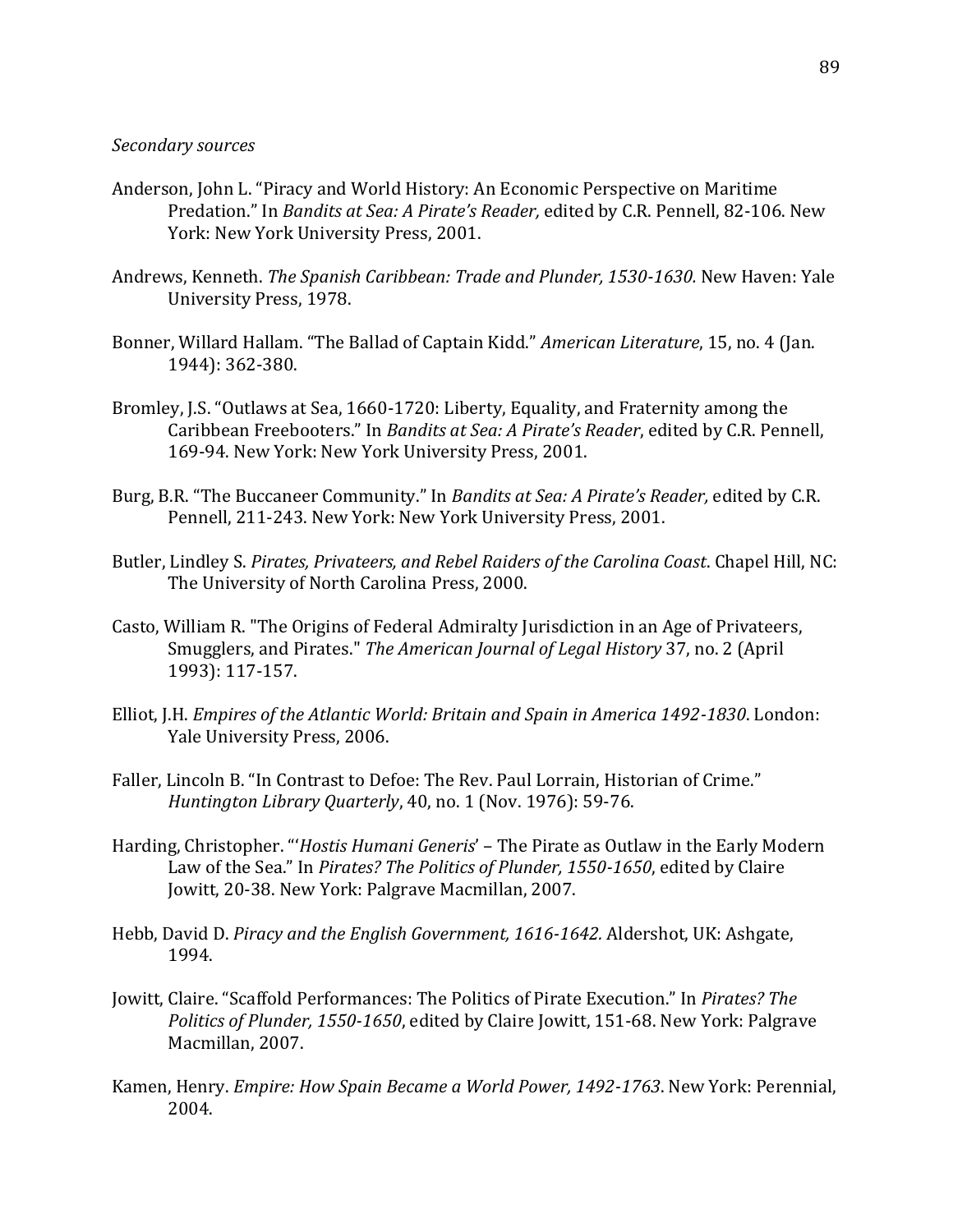*Secondary sources*

Anderson, John L. "Piracy and World History: An Economic Perspective on Maritime Predation." In *Bandits at Sea: A Pirate's Reader,* edited by C.R. Pennell, 82-106. New York: New York University Press, 2001.

Andrews, Kenneth. *The Spanish Caribbean: Trade and Plunder, 1530-1630.* New Haven: Yale University Press, 1978.

Bonner, Willard Hallam. "The Ballad of Captain Kidd." *American Literature*, 15, no. 4 (Jan. 1944): 362-380.

Bromley, J.S. "Outlaws at Sea, 1660-1720: Liberty, Equality, and Fraternity among the Caribbean Freebooters." In *Bandits at Sea: A Pirate's Reader*, edited by C.R. Pennell, 169-94. New York: New York University Press, 2001.

Burg, B.R. "The Buccaneer Community." In *Bandits at Sea: A Pirate's Reader,* edited by C.R. Pennell, 211-243. New York: New York University Press, 2001.

Butler, Lindley S. *Pirates, Privateers, and Rebel Raiders of the Carolina Coast*. Chapel Hill, NC: The University of North Carolina Press, 2000.

Casto, William R. "The Origins of Federal Admiralty Jurisdiction in an Age of Privateers, Smugglers, and Pirates." *The American Journal of Legal History* 37, no. 2 (April 1993): 117-157.

Elliot, J.H. *Empires of the Atlantic World: Britain and Spain in America 1492-1830*. London: Yale University Press, 2006.

Faller, Lincoln B. "In Contrast to Defoe: The Rev. Paul Lorrain, Historian of Crime." *Huntington Library Quarterly*, 40, no. 1 (Nov. 1976): 59-76.

Harding, Christopher. "'*Hostis Humani Generis*' – The Pirate as Outlaw in the Early Modern Law of the Sea." In *Pirates? The Politics of Plunder, 1550-1650*, edited by Claire Jowitt, 20-38. New York: Palgrave Macmillan, 2007.

Hebb, David D. *Piracy and the English Government, 1616-1642.* Aldershot, UK: Ashgate, 1994.

Jowitt, Claire. "Scaffold Performances: The Politics of Pirate Execution." In *Pirates? The Politics of Plunder, 1550-1650*, edited by Claire Jowitt, 151-68. New York: Palgrave Macmillan, 2007.

Kamen, Henry. *Empire: How Spain Became a World Power, 1492-1763*. New York: Perennial, 2004.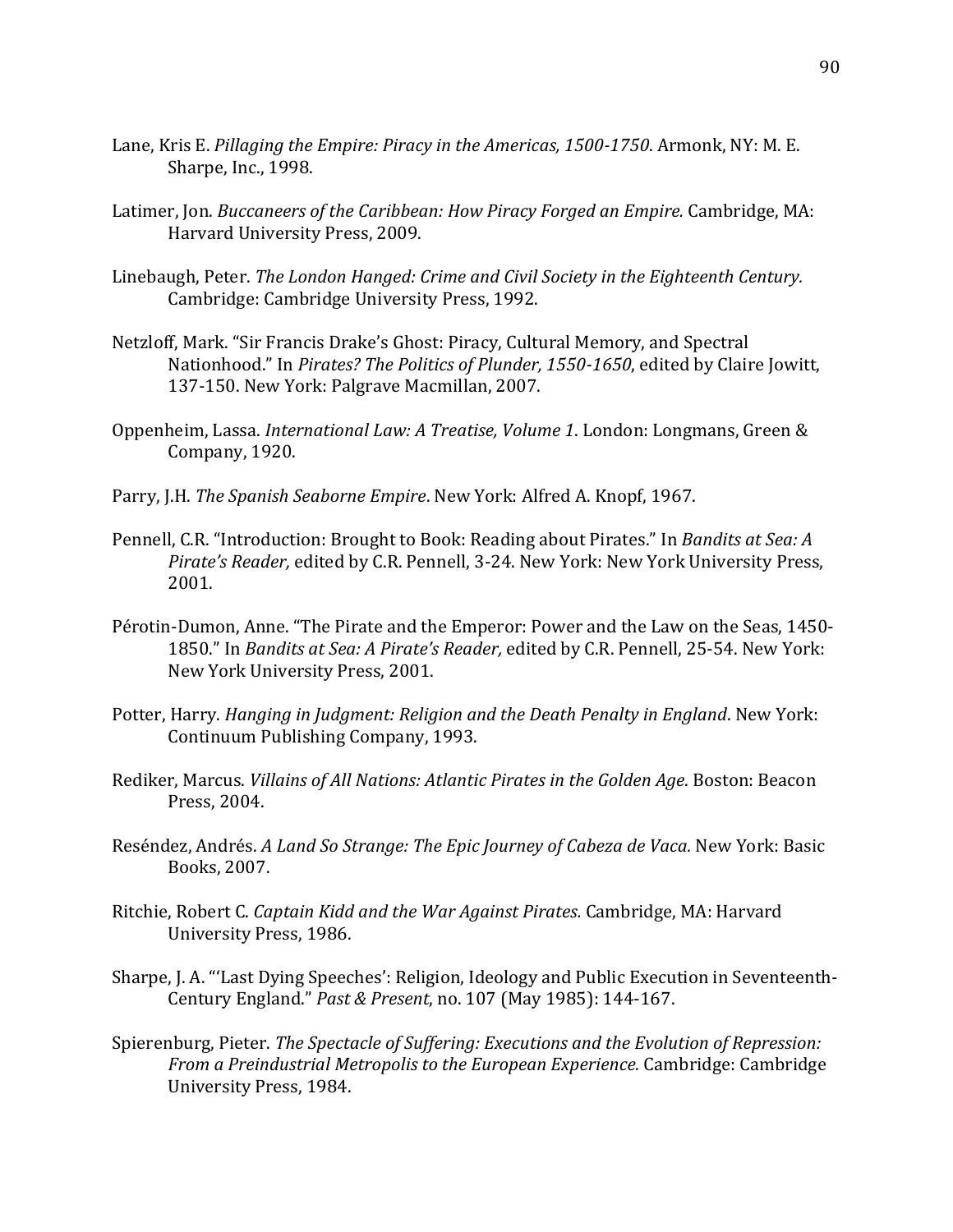Lane, Kris E. *Pillaging the Empire: Piracy in the Americas, 1500-1750*. Armonk, NY: M. E. Sharpe, Inc., 1998.

Latimer, Jon. *Buccaneers of the Caribbean: How Piracy Forged an Empire.* Cambridge, MA: Harvard University Press, 2009.

Linebaugh, Peter. *The London Hanged: Crime and Civil Society in the Eighteenth Century.* Cambridge: Cambridge University Press, 1992.

Netzloff, Mark. "Sir Francis Drake's Ghost: Piracy, Cultural Memory, and Spectral Nationhood." In *Pirates? The Politics of Plunder, 1550-1650*, edited by Claire Jowitt, 137-150. New York: Palgrave Macmillan, 2007.

Oppenheim, Lassa. *International Law: A Treatise, Volume 1*. London: Longmans, Green & Company, 1920.

Parry, J.H. *The Spanish Seaborne Empire*. New York: Alfred A. Knopf, 1967.

Pennell, C.R. "Introduction: Brought to Book: Reading about Pirates." In *Bandits at Sea: A Pirate's Reader,* edited by C.R. Pennell, 3-24. New York: New York University Press, 2001.

Pérotin-Dumon, Anne. "The Pirate and the Emperor: Power and the Law on the Seas, 1450-1850." In *Bandits at Sea: A Pirate's Reader,* edited by C.R. Pennell, 25-54. New York: New York University Press, 2001.

Potter, Harry. *Hanging in Judgment: Religion and the Death Penalty in England*. New York: Continuum Publishing Company, 1993.

Rediker, Marcus. *Villains of All Nations: Atlantic Pirates in the Golden Age*. Boston: Beacon Press, 2004.

Reséndez, Andrés. *A Land So Strange: The Epic Journey of Cabeza de Vaca.* New York: Basic Books, 2007.

Ritchie, Robert C. *Captain Kidd and the War Against Pirates.* Cambridge, MA: Harvard University Press, 1986.

Sharpe, J. A. "'Last Dying Speeches': Religion, Ideology and Public Execution in Seventeenth-Century England." *Past & Present*, no. 107 (May 1985): 144-167.

Spierenburg, Pieter. *The Spectacle of Suffering: Executions and the Evolution of Repression: From a Preindustrial Metropolis to the European Experience.* Cambridge: Cambridge University Press, 1984.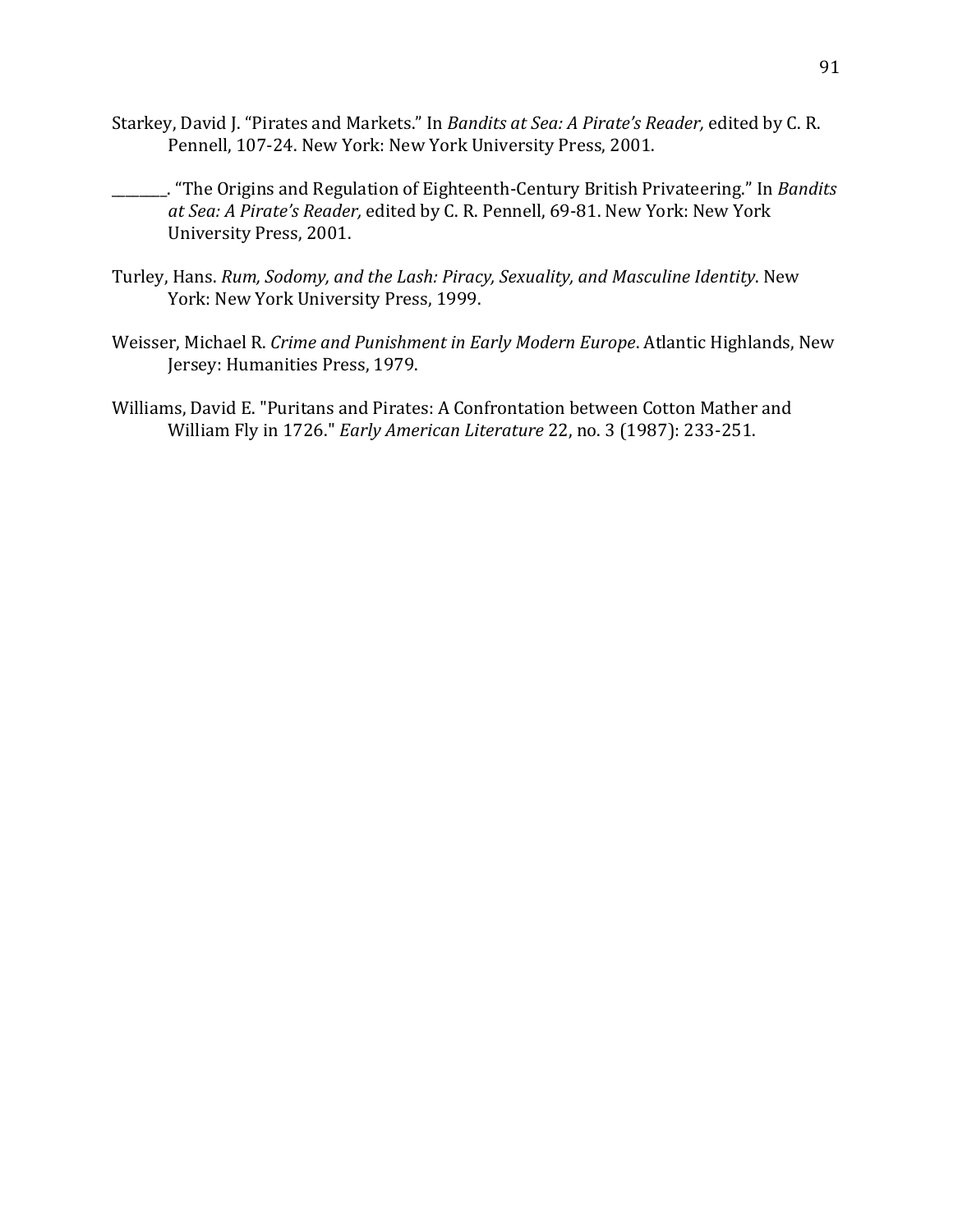Starkey, David J. "Pirates and Markets." In *Bandits at Sea: A Pirate's Reader,* edited by C. R. Pennell, 107-24. New York: New York University Press, 2001.

________. "The Origins and Regulation of Eighteenth-Century British Privateering." In *Bandits at Sea: A Pirate's Reader,* edited by C. R. Pennell, 69-81. New York: New York University Press, 2001.

Turley, Hans. *Rum, Sodomy, and the Lash: Piracy, Sexuality, and Masculine Identity*. New York: New York University Press, 1999.

Weisser, Michael R. *Crime and Punishment in Early Modern Europe*. Atlantic Highlands, New Jersey: Humanities Press, 1979.

Williams, David E. "Puritans and Pirates: A Confrontation between Cotton Mather and William Fly in 1726." *Early American Literature* 22, no. 3 (1987): 233-251.